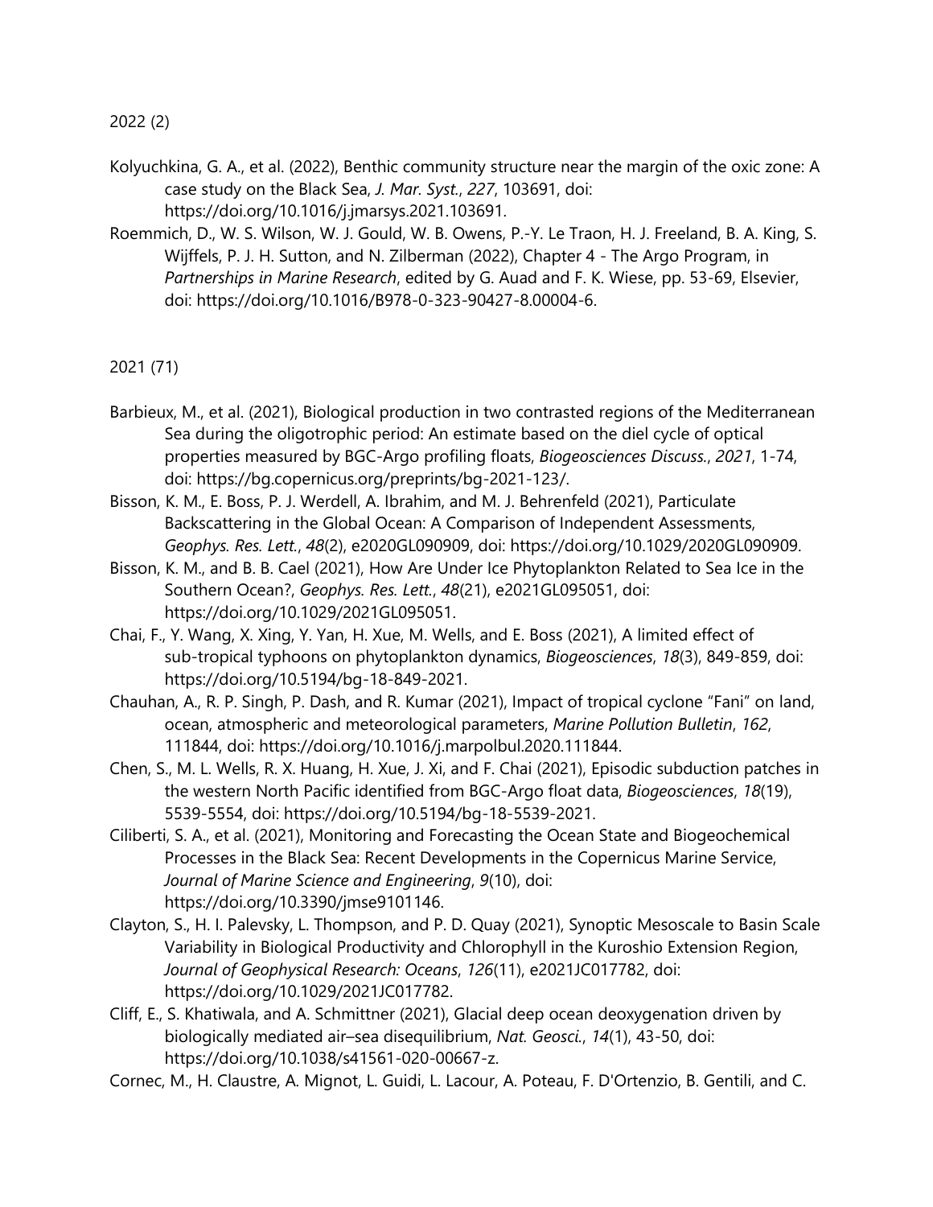2022 (2)

Kolyuchkina, G. A., et al. (2022), Benthic community structure near the margin of the oxic zone: A case study on the Black Sea, *J. Mar. Syst.*, *227*, 103691, doi: https://doi.org/10.1016/j.jmarsys.2021.103691.

Roemmich, D., W. S. Wilson, W. J. Gould, W. B. Owens, P.-Y. Le Traon, H. J. Freeland, B. A. King, S. Wijffels, P. J. H. Sutton, and N. Zilberman (2022), Chapter 4 - The Argo Program, in *Partnerships in Marine Research*, edited by G. Auad and F. K. Wiese, pp. 53-69, Elsevier, doi: https://doi.org/10.1016/B978-0-323-90427-8.00004-6.

2021 (71)

Barbieux, M., et al. (2021), Biological production in two contrasted regions of the Mediterranean Sea during the oligotrophic period: An estimate based on the diel cycle of optical properties measured by BGC-Argo profiling floats, *Biogeosciences Discuss.*, *2021*, 1-74, doi: https://bg.copernicus.org/preprints/bg-2021-123/.

Bisson, K. M., E. Boss, P. J. Werdell, A. Ibrahim, and M. J. Behrenfeld (2021), Particulate Backscattering in the Global Ocean: A Comparison of Independent Assessments, *Geophys. Res. Lett.*, *48*(2), e2020GL090909, doi: https://doi.org/10.1029/2020GL090909.

Bisson, K. M., and B. B. Cael (2021), How Are Under Ice Phytoplankton Related to Sea Ice in the Southern Ocean?, *Geophys. Res. Lett.*, *48*(21), e2021GL095051, doi: https://doi.org/10.1029/2021GL095051.

Chai, F., Y. Wang, X. Xing, Y. Yan, H. Xue, M. Wells, and E. Boss (2021), A limited effect of sub-tropical typhoons on phytoplankton dynamics, *Biogeosciences*, *18*(3), 849-859, doi: https://doi.org/10.5194/bg-18-849-2021.

Chauhan, A., R. P. Singh, P. Dash, and R. Kumar (2021), Impact of tropical cyclone "Fani" on land, ocean, atmospheric and meteorological parameters, *Marine Pollution Bulletin*, *162*, 111844, doi: https://doi.org/10.1016/j.marpolbul.2020.111844.

Chen, S., M. L. Wells, R. X. Huang, H. Xue, J. Xi, and F. Chai (2021), Episodic subduction patches in the western North Pacific identified from BGC-Argo float data, *Biogeosciences*, *18*(19), 5539-5554, doi: https://doi.org/10.5194/bg-18-5539-2021.

Ciliberti, S. A., et al. (2021), Monitoring and Forecasting the Ocean State and Biogeochemical Processes in the Black Sea: Recent Developments in the Copernicus Marine Service, *Journal of Marine Science and Engineering*, *9*(10), doi: https://doi.org/10.3390/jmse9101146.

Clayton, S., H. I. Palevsky, L. Thompson, and P. D. Quay (2021), Synoptic Mesoscale to Basin Scale Variability in Biological Productivity and Chlorophyll in the Kuroshio Extension Region, *Journal of Geophysical Research: Oceans*, *126*(11), e2021JC017782, doi: https://doi.org/10.1029/2021JC017782.

Cliff, E., S. Khatiwala, and A. Schmittner (2021), Glacial deep ocean deoxygenation driven by biologically mediated air–sea disequilibrium, *Nat. Geosci.*, *14*(1), 43-50, doi: https://doi.org/10.1038/s41561-020-00667-z.

Cornec, M., H. Claustre, A. Mignot, L. Guidi, L. Lacour, A. Poteau, F. D'Ortenzio, B. Gentili, and C.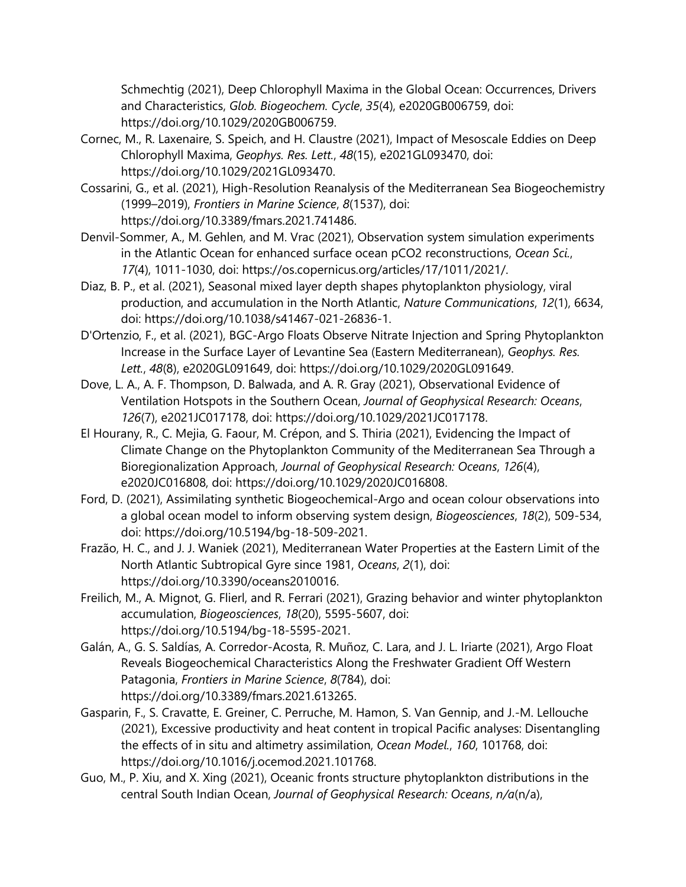Schmechtig (2021), Deep Chlorophyll Maxima in the Global Ocean: Occurrences, Drivers and Characteristics, *Glob. Biogeochem. Cycle*, *35*(4), e2020GB006759, doi: https://doi.org/10.1029/2020GB006759.

Cornec, M., R. Laxenaire, S. Speich, and H. Claustre (2021), Impact of Mesoscale Eddies on Deep Chlorophyll Maxima, *Geophys. Res. Lett.*, *48*(15), e2021GL093470, doi: https://doi.org/10.1029/2021GL093470.

Cossarini, G., et al. (2021), High-Resolution Reanalysis of the Mediterranean Sea Biogeochemistry (1999–2019), *Frontiers in Marine Science*, *8*(1537), doi: https://doi.org/10.3389/fmars.2021.741486.

Denvil-Sommer, A., M. Gehlen, and M. Vrac (2021), Observation system simulation experiments in the Atlantic Ocean for enhanced surface ocean pCO2 reconstructions, *Ocean Sci.*, *17*(4), 1011-1030, doi: https://os.copernicus.org/articles/17/1011/2021/.

Diaz, B. P., et al. (2021), Seasonal mixed layer depth shapes phytoplankton physiology, viral production, and accumulation in the North Atlantic, *Nature Communications*, *12*(1), 6634, doi: https://doi.org/10.1038/s41467-021-26836-1.

D'Ortenzio, F., et al. (2021), BGC-Argo Floats Observe Nitrate Injection and Spring Phytoplankton Increase in the Surface Layer of Levantine Sea (Eastern Mediterranean), *Geophys. Res. Lett.*, *48*(8), e2020GL091649, doi: https://doi.org/10.1029/2020GL091649.

Dove, L. A., A. F. Thompson, D. Balwada, and A. R. Gray (2021), Observational Evidence of Ventilation Hotspots in the Southern Ocean, *Journal of Geophysical Research: Oceans*, *126*(7), e2021JC017178, doi: https://doi.org/10.1029/2021JC017178.

El Hourany, R., C. Mejia, G. Faour, M. Crépon, and S. Thiria (2021), Evidencing the Impact of Climate Change on the Phytoplankton Community of the Mediterranean Sea Through a Bioregionalization Approach, *Journal of Geophysical Research: Oceans*, *126*(4), e2020JC016808, doi: https://doi.org/10.1029/2020JC016808.

Ford, D. (2021), Assimilating synthetic Biogeochemical-Argo and ocean colour observations into a global ocean model to inform observing system design, *Biogeosciences*, *18*(2), 509-534, doi: https://doi.org/10.5194/bg-18-509-2021.

Frazão, H. C., and J. J. Waniek (2021), Mediterranean Water Properties at the Eastern Limit of the North Atlantic Subtropical Gyre since 1981, *Oceans*, *2*(1), doi: https://doi.org/10.3390/oceans2010016.

Freilich, M., A. Mignot, G. Flierl, and R. Ferrari (2021), Grazing behavior and winter phytoplankton accumulation, *Biogeosciences*, *18*(20), 5595-5607, doi: https://doi.org/10.5194/bg-18-5595-2021.

Galán, A., G. S. Saldías, A. Corredor-Acosta, R. Muñoz, C. Lara, and J. L. Iriarte (2021), Argo Float Reveals Biogeochemical Characteristics Along the Freshwater Gradient Off Western Patagonia, *Frontiers in Marine Science*, *8*(784), doi: https://doi.org/10.3389/fmars.2021.613265.

Gasparin, F., S. Cravatte, E. Greiner, C. Perruche, M. Hamon, S. Van Gennip, and J.-M. Lellouche (2021), Excessive productivity and heat content in tropical Pacific analyses: Disentangling the effects of in situ and altimetry assimilation, *Ocean Model.*, *160*, 101768, doi: https://doi.org/10.1016/j.ocemod.2021.101768.

Guo, M., P. Xiu, and X. Xing (2021), Oceanic fronts structure phytoplankton distributions in the central South Indian Ocean, *Journal of Geophysical Research: Oceans*, *n/a*(n/a),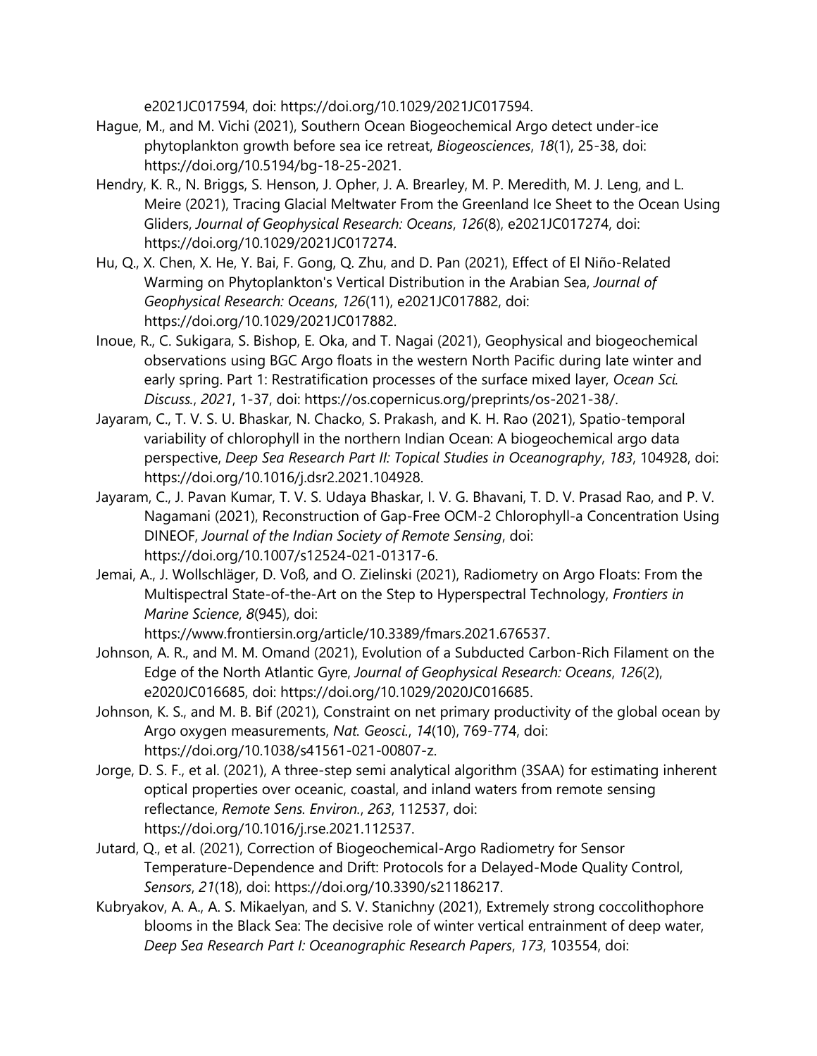e2021JC017594, doi: https://doi.org/10.1029/2021JC017594.

Hague, M., and M. Vichi (2021), Southern Ocean Biogeochemical Argo detect under-ice phytoplankton growth before sea ice retreat, *Biogeosciences*, *18*(1), 25-38, doi: https://doi.org/10.5194/bg-18-25-2021.

Hendry, K. R., N. Briggs, S. Henson, J. Opher, J. A. Brearley, M. P. Meredith, M. J. Leng, and L. Meire (2021), Tracing Glacial Meltwater From the Greenland Ice Sheet to the Ocean Using Gliders, *Journal of Geophysical Research: Oceans*, *126*(8), e2021JC017274, doi: https://doi.org/10.1029/2021JC017274.

Hu, Q., X. Chen, X. He, Y. Bai, F. Gong, Q. Zhu, and D. Pan (2021), Effect of El Niño-Related Warming on Phytoplankton's Vertical Distribution in the Arabian Sea, *Journal of Geophysical Research: Oceans*, *126*(11), e2021JC017882, doi: https://doi.org/10.1029/2021JC017882.

Inoue, R., C. Sukigara, S. Bishop, E. Oka, and T. Nagai (2021), Geophysical and biogeochemical observations using BGC Argo floats in the western North Pacific during late winter and early spring. Part 1: Restratification processes of the surface mixed layer, *Ocean Sci. Discuss.*, *2021*, 1-37, doi: https://os.copernicus.org/preprints/os-2021-38/.

Jayaram, C., T. V. S. U. Bhaskar, N. Chacko, S. Prakash, and K. H. Rao (2021), Spatio-temporal variability of chlorophyll in the northern Indian Ocean: A biogeochemical argo data perspective, *Deep Sea Research Part II: Topical Studies in Oceanography*, *183*, 104928, doi: https://doi.org/10.1016/j.dsr2.2021.104928.

Jayaram, C., J. Pavan Kumar, T. V. S. Udaya Bhaskar, I. V. G. Bhavani, T. D. V. Prasad Rao, and P. V. Nagamani (2021), Reconstruction of Gap-Free OCM-2 Chlorophyll-a Concentration Using DINEOF, *Journal of the Indian Society of Remote Sensing*, doi: https://doi.org/10.1007/s12524-021-01317-6.

Jemai, A., J. Wollschläger, D. Voß, and O. Zielinski (2021), Radiometry on Argo Floats: From the Multispectral State-of-the-Art on the Step to Hyperspectral Technology, *Frontiers in Marine Science*, *8*(945), doi: https://www.frontiersin.org/article/10.3389/fmars.2021.676537.

Johnson, A. R., and M. M. Omand (2021), Evolution of a Subducted Carbon-Rich Filament on the Edge of the North Atlantic Gyre, *Journal of Geophysical Research: Oceans*, *126*(2), e2020JC016685, doi: https://doi.org/10.1029/2020JC016685.

Johnson, K. S., and M. B. Bif (2021), Constraint on net primary productivity of the global ocean by Argo oxygen measurements, *Nat. Geosci.*, *14*(10), 769-774, doi: https://doi.org/10.1038/s41561-021-00807-z.

Jorge, D. S. F., et al. (2021), A three-step semi analytical algorithm (3SAA) for estimating inherent optical properties over oceanic, coastal, and inland waters from remote sensing reflectance, *Remote Sens. Environ.*, *263*, 112537, doi: https://doi.org/10.1016/j.rse.2021.112537.

Jutard, Q., et al. (2021), Correction of Biogeochemical-Argo Radiometry for Sensor Temperature-Dependence and Drift: Protocols for a Delayed-Mode Quality Control, *Sensors*, *21*(18), doi: https://doi.org/10.3390/s21186217.

Kubryakov, A. A., A. S. Mikaelyan, and S. V. Stanichny (2021), Extremely strong coccolithophore blooms in the Black Sea: The decisive role of winter vertical entrainment of deep water, *Deep Sea Research Part I: Oceanographic Research Papers*, *173*, 103554, doi: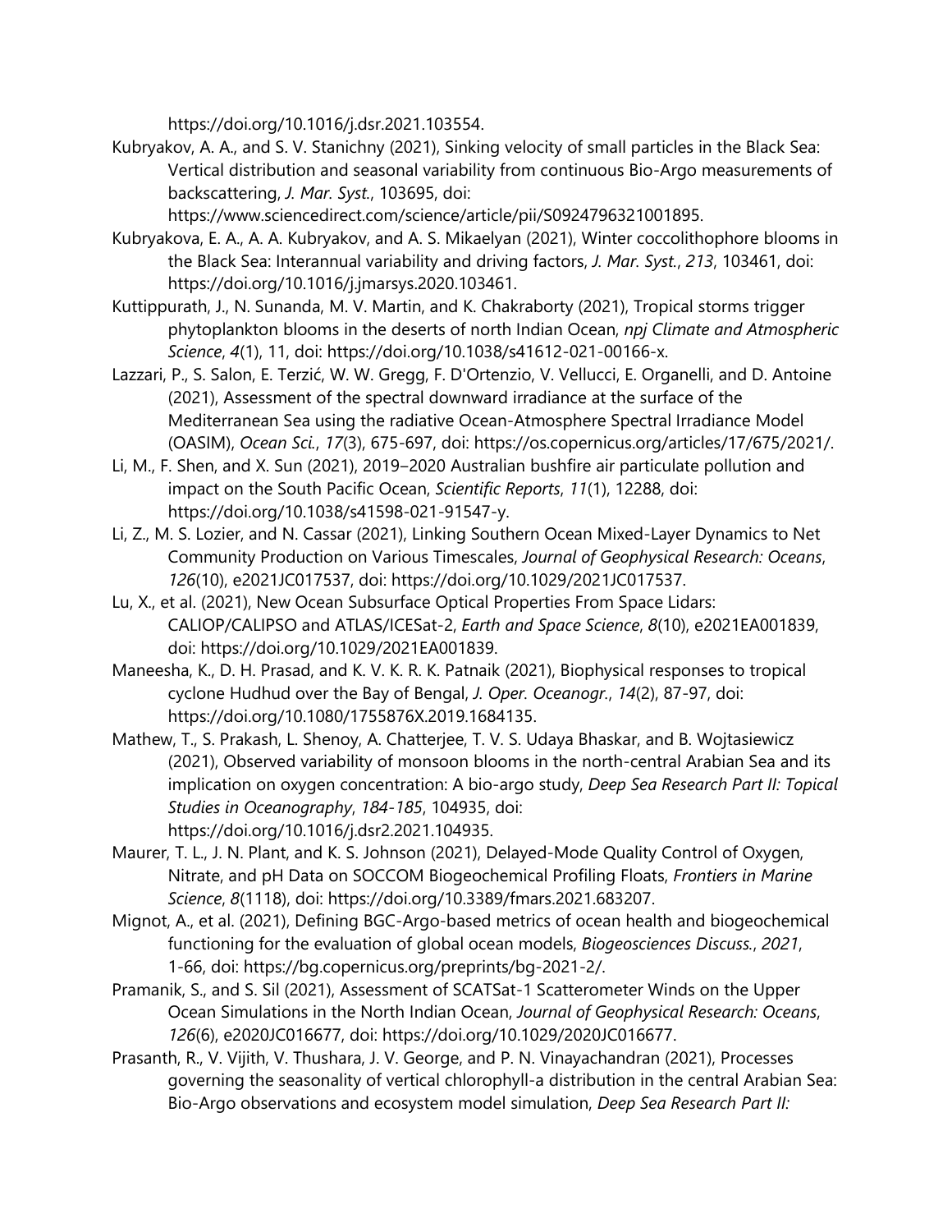https://doi.org/10.1016/j.dsr.2021.103554.

Kubryakov, A. A., and S. V. Stanichny (2021), Sinking velocity of small particles in the Black Sea: Vertical distribution and seasonal variability from continuous Bio-Argo measurements of backscattering, *J. Mar. Syst.*, 103695, doi: https://www.sciencedirect.com/science/article/pii/S0924796321001895.

Kubryakova, E. A., A. A. Kubryakov, and A. S. Mikaelyan (2021), Winter coccolithophore blooms in the Black Sea: Interannual variability and driving factors, *J. Mar. Syst.*, *213*, 103461, doi: https://doi.org/10.1016/j.jmarsys.2020.103461.

Kuttippurath, J., N. Sunanda, M. V. Martin, and K. Chakraborty (2021), Tropical storms trigger phytoplankton blooms in the deserts of north Indian Ocean, *npj Climate and Atmospheric Science*, *4*(1), 11, doi: https://doi.org/10.1038/s41612-021-00166-x.

Lazzari, P., S. Salon, E. Terzić, W. W. Gregg, F. D'Ortenzio, V. Vellucci, E. Organelli, and D. Antoine (2021), Assessment of the spectral downward irradiance at the surface of the Mediterranean Sea using the radiative Ocean-Atmosphere Spectral Irradiance Model (OASIM), *Ocean Sci.*, *17*(3), 675-697, doi: https://os.copernicus.org/articles/17/675/2021/.

Li, M., F. Shen, and X. Sun (2021), 2019–2020 Australian bushfire air particulate pollution and impact on the South Pacific Ocean, *Scientific Reports*, *11*(1), 12288, doi: https://doi.org/10.1038/s41598-021-91547-y.

Li, Z., M. S. Lozier, and N. Cassar (2021), Linking Southern Ocean Mixed-Layer Dynamics to Net Community Production on Various Timescales, *Journal of Geophysical Research: Oceans*, *126*(10), e2021JC017537, doi: https://doi.org/10.1029/2021JC017537.

Lu, X., et al. (2021), New Ocean Subsurface Optical Properties From Space Lidars: CALIOP/CALIPSO and ATLAS/ICESat-2, *Earth and Space Science*, *8*(10), e2021EA001839, doi: https://doi.org/10.1029/2021EA001839.

Maneesha, K., D. H. Prasad, and K. V. K. R. K. Patnaik (2021), Biophysical responses to tropical cyclone Hudhud over the Bay of Bengal, *J. Oper. Oceanogr.*, *14*(2), 87-97, doi: https://doi.org/10.1080/1755876X.2019.1684135.

Mathew, T., S. Prakash, L. Shenoy, A. Chatterjee, T. V. S. Udaya Bhaskar, and B. Wojtasiewicz (2021), Observed variability of monsoon blooms in the north-central Arabian Sea and its implication on oxygen concentration: A bio-argo study, *Deep Sea Research Part II: Topical Studies in Oceanography*, *184-185*, 104935, doi: https://doi.org/10.1016/j.dsr2.2021.104935.

Maurer, T. L., J. N. Plant, and K. S. Johnson (2021), Delayed-Mode Quality Control of Oxygen, Nitrate, and pH Data on SOCCOM Biogeochemical Profiling Floats, *Frontiers in Marine Science*, *8*(1118), doi: https://doi.org/10.3389/fmars.2021.683207.

Mignot, A., et al. (2021), Defining BGC-Argo-based metrics of ocean health and biogeochemical functioning for the evaluation of global ocean models, *Biogeosciences Discuss.*, *2021*, 1-66, doi: https://bg.copernicus.org/preprints/bg-2021-2/.

Pramanik, S., and S. Sil (2021), Assessment of SCATSat-1 Scatterometer Winds on the Upper Ocean Simulations in the North Indian Ocean, *Journal of Geophysical Research: Oceans*, *126*(6), e2020JC016677, doi: https://doi.org/10.1029/2020JC016677.

Prasanth, R., V. Vijith, V. Thushara, J. V. George, and P. N. Vinayachandran (2021), Processes governing the seasonality of vertical chlorophyll-a distribution in the central Arabian Sea: Bio-Argo observations and ecosystem model simulation, *Deep Sea Research Part II:*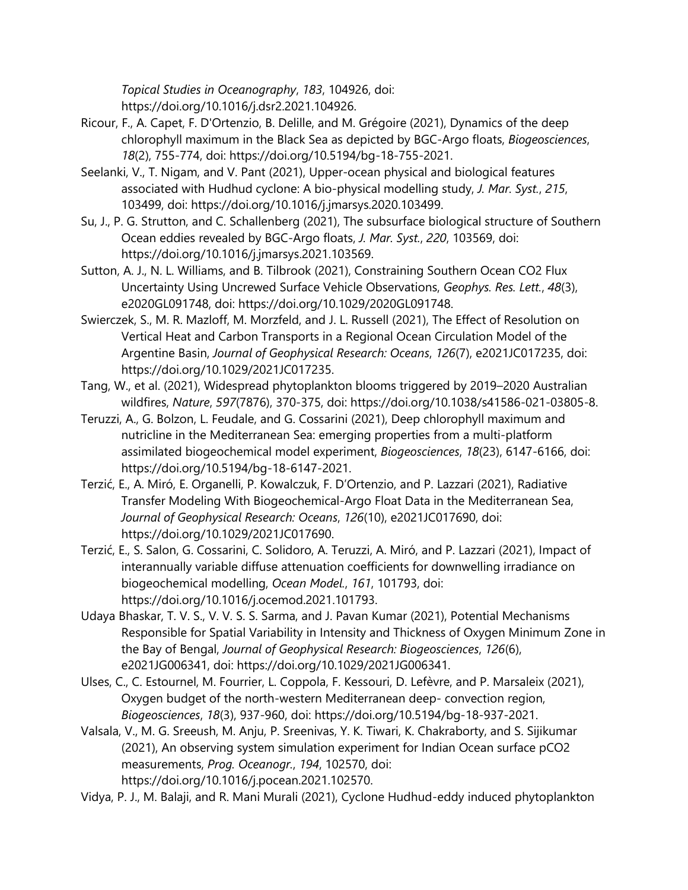*Topical Studies in Oceanography*, *183*, 104926, doi: https://doi.org/10.1016/j.dsr2.2021.104926.

Ricour, F., A. Capet, F. D'Ortenzio, B. Delille, and M. Grégoire (2021), Dynamics of the deep chlorophyll maximum in the Black Sea as depicted by BGC-Argo floats, *Biogeosciences*, *18*(2), 755-774, doi: https://doi.org/10.5194/bg-18-755-2021.

Seelanki, V., T. Nigam, and V. Pant (2021), Upper-ocean physical and biological features associated with Hudhud cyclone: A bio-physical modelling study, *J. Mar. Syst.*, *215*, 103499, doi: https://doi.org/10.1016/j.jmarsys.2020.103499.

Su, J., P. G. Strutton, and C. Schallenberg (2021), The subsurface biological structure of Southern Ocean eddies revealed by BGC-Argo floats, *J. Mar. Syst.*, *220*, 103569, doi: https://doi.org/10.1016/j.jmarsys.2021.103569.

Sutton, A. J., N. L. Williams, and B. Tilbrook (2021), Constraining Southern Ocean CO2 Flux Uncertainty Using Uncrewed Surface Vehicle Observations, *Geophys. Res. Lett.*, *48*(3), e2020GL091748, doi: https://doi.org/10.1029/2020GL091748.

Swierczek, S., M. R. Mazloff, M. Morzfeld, and J. L. Russell (2021), The Effect of Resolution on Vertical Heat and Carbon Transports in a Regional Ocean Circulation Model of the Argentine Basin, *Journal of Geophysical Research: Oceans*, *126*(7), e2021JC017235, doi: https://doi.org/10.1029/2021JC017235.

Tang, W., et al. (2021), Widespread phytoplankton blooms triggered by 2019–2020 Australian wildfires, *Nature*, *597*(7876), 370-375, doi: https://doi.org/10.1038/s41586-021-03805-8.

Teruzzi, A., G. Bolzon, L. Feudale, and G. Cossarini (2021), Deep chlorophyll maximum and nutricline in the Mediterranean Sea: emerging properties from a multi-platform assimilated biogeochemical model experiment, *Biogeosciences*, *18*(23), 6147-6166, doi: https://doi.org/10.5194/bg-18-6147-2021.

Terzić, E., A. Miró, E. Organelli, P. Kowalczuk, F. D'Ortenzio, and P. Lazzari (2021), Radiative Transfer Modeling With Biogeochemical-Argo Float Data in the Mediterranean Sea, *Journal of Geophysical Research: Oceans*, *126*(10), e2021JC017690, doi: https://doi.org/10.1029/2021JC017690.

Terzić, E., S. Salon, G. Cossarini, C. Solidoro, A. Teruzzi, A. Miró, and P. Lazzari (2021), Impact of interannually variable diffuse attenuation coefficients for downwelling irradiance on biogeochemical modelling, *Ocean Model.*, *161*, 101793, doi: https://doi.org/10.1016/j.ocemod.2021.101793.

Udaya Bhaskar, T. V. S., V. V. S. S. Sarma, and J. Pavan Kumar (2021), Potential Mechanisms Responsible for Spatial Variability in Intensity and Thickness of Oxygen Minimum Zone in the Bay of Bengal, *Journal of Geophysical Research: Biogeosciences*, *126*(6), e2021JG006341, doi: https://doi.org/10.1029/2021JG006341.

Ulses, C., C. Estournel, M. Fourrier, L. Coppola, F. Kessouri, D. Lefèvre, and P. Marsaleix (2021), Oxygen budget of the north-western Mediterranean deep- convection region, *Biogeosciences*, *18*(3), 937-960, doi: https://doi.org/10.5194/bg-18-937-2021.

Valsala, V., M. G. Sreeush, M. Anju, P. Sreenivas, Y. K. Tiwari, K. Chakraborty, and S. Sijikumar (2021), An observing system simulation experiment for Indian Ocean surface pCO2 measurements, *Prog. Oceanogr.*, *194*, 102570, doi: https://doi.org/10.1016/j.pocean.2021.102570.

Vidya, P. J., M. Balaji, and R. Mani Murali (2021), Cyclone Hudhud-eddy induced phytoplankton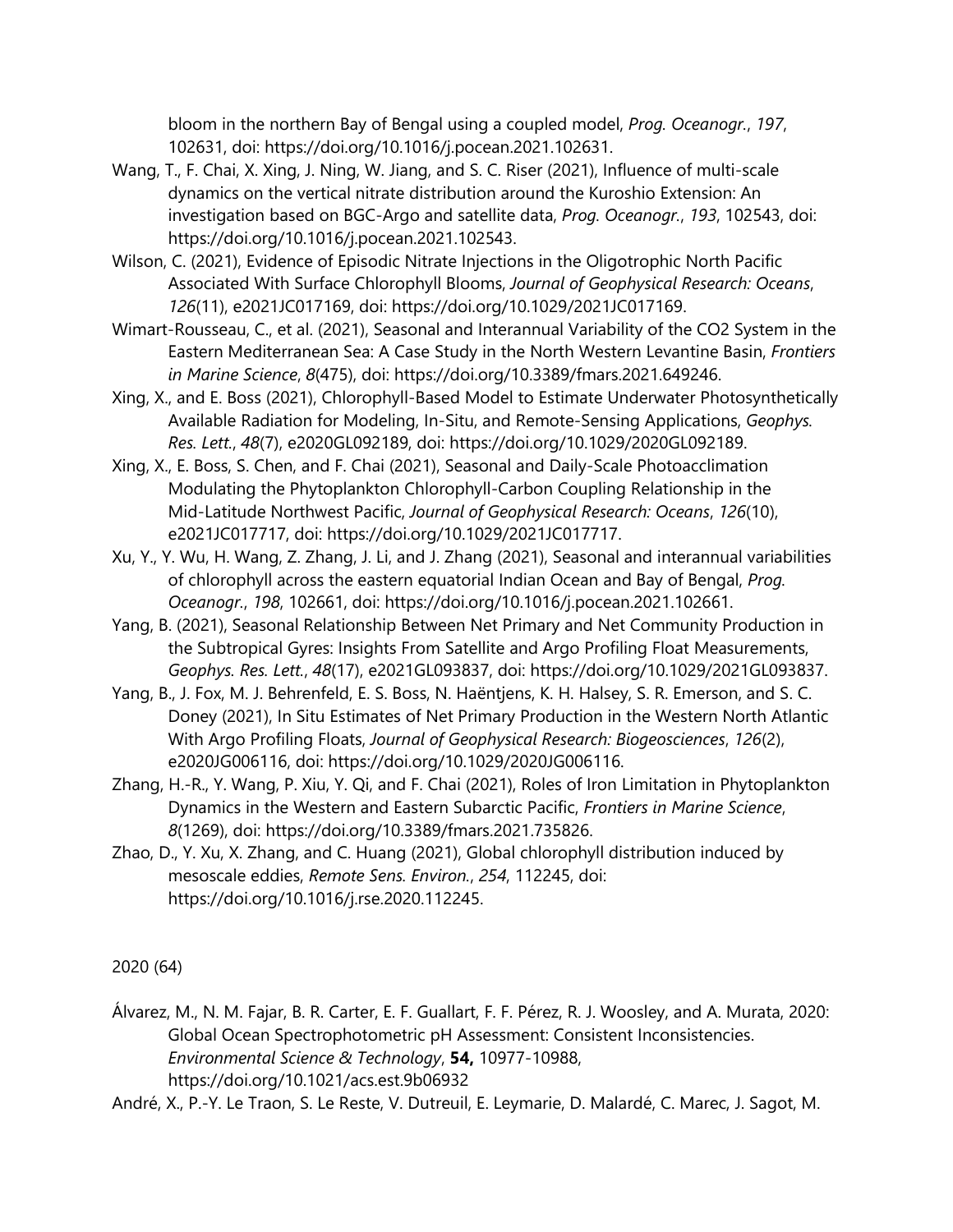bloom in the northern Bay of Bengal using a coupled model, *Prog. Oceanogr.*, *197*, 102631, doi: https://doi.org/10.1016/j.pocean.2021.102631.

Wang, T., F. Chai, X. Xing, J. Ning, W. Jiang, and S. C. Riser (2021), Influence of multi-scale dynamics on the vertical nitrate distribution around the Kuroshio Extension: An investigation based on BGC-Argo and satellite data, *Prog. Oceanogr.*, *193*, 102543, doi: https://doi.org/10.1016/j.pocean.2021.102543.

Wilson, C. (2021), Evidence of Episodic Nitrate Injections in the Oligotrophic North Pacific Associated With Surface Chlorophyll Blooms, *Journal of Geophysical Research: Oceans*, *126*(11), e2021JC017169, doi: https://doi.org/10.1029/2021JC017169.

Wimart-Rousseau, C., et al. (2021), Seasonal and Interannual Variability of the CO2 System in the Eastern Mediterranean Sea: A Case Study in the North Western Levantine Basin, *Frontiers in Marine Science*, *8*(475), doi: https://doi.org/10.3389/fmars.2021.649246.

Xing, X., and E. Boss (2021), Chlorophyll-Based Model to Estimate Underwater Photosynthetically Available Radiation for Modeling, In-Situ, and Remote-Sensing Applications, *Geophys. Res. Lett.*, *48*(7), e2020GL092189, doi: https://doi.org/10.1029/2020GL092189.

Xing, X., E. Boss, S. Chen, and F. Chai (2021), Seasonal and Daily-Scale Photoacclimation Modulating the Phytoplankton Chlorophyll-Carbon Coupling Relationship in the Mid-Latitude Northwest Pacific, *Journal of Geophysical Research: Oceans*, *126*(10), e2021JC017717, doi: https://doi.org/10.1029/2021JC017717.

Xu, Y., Y. Wu, H. Wang, Z. Zhang, J. Li, and J. Zhang (2021), Seasonal and interannual variabilities of chlorophyll across the eastern equatorial Indian Ocean and Bay of Bengal, *Prog. Oceanogr.*, *198*, 102661, doi: https://doi.org/10.1016/j.pocean.2021.102661.

Yang, B. (2021), Seasonal Relationship Between Net Primary and Net Community Production in the Subtropical Gyres: Insights From Satellite and Argo Profiling Float Measurements, *Geophys. Res. Lett.*, *48*(17), e2021GL093837, doi: https://doi.org/10.1029/2021GL093837.

Yang, B., J. Fox, M. J. Behrenfeld, E. S. Boss, N. Haëntjens, K. H. Halsey, S. R. Emerson, and S. C. Doney (2021), In Situ Estimates of Net Primary Production in the Western North Atlantic With Argo Profiling Floats, *Journal of Geophysical Research: Biogeosciences*, *126*(2), e2020JG006116, doi: https://doi.org/10.1029/2020JG006116.

Zhang, H.-R., Y. Wang, P. Xiu, Y. Qi, and F. Chai (2021), Roles of Iron Limitation in Phytoplankton Dynamics in the Western and Eastern Subarctic Pacific, *Frontiers in Marine Science*, *8*(1269), doi: https://doi.org/10.3389/fmars.2021.735826.

Zhao, D., Y. Xu, X. Zhang, and C. Huang (2021), Global chlorophyll distribution induced by mesoscale eddies, *Remote Sens. Environ.*, *254*, 112245, doi: https://doi.org/10.1016/j.rse.2020.112245.

2020 (64)

Álvarez, M., N. M. Fajar, B. R. Carter, E. F. Guallart, F. F. Pérez, R. J. Woosley, and A. Murata, 2020: Global Ocean Spectrophotometric pH Assessment: Consistent Inconsistencies. *Environmental Science & Technology*, **54,** 10977-10988, https://doi.org/10.1021/acs.est.9b06932

André, X., P.-Y. Le Traon, S. Le Reste, V. Dutreuil, E. Leymarie, D. Malardé, C. Marec, J. Sagot, M.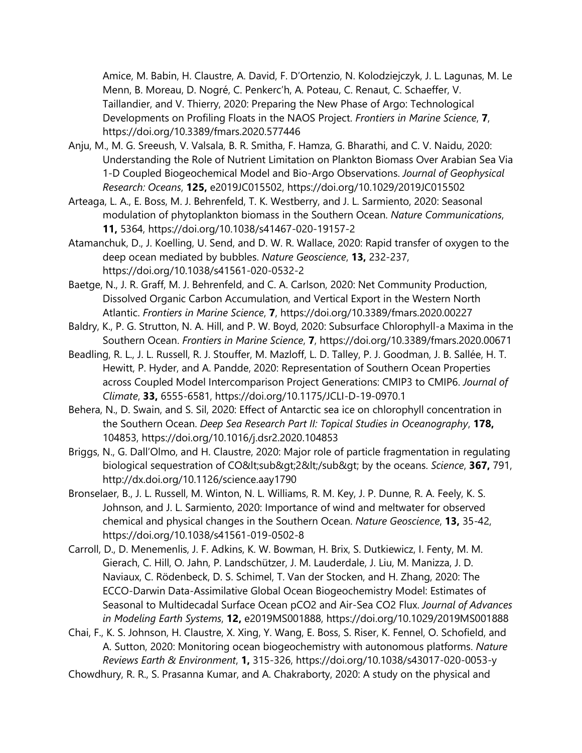Amice, M. Babin, H. Claustre, A. David, F. D'Ortenzio, N. Kolodziejczyk, J. L. Lagunas, M. Le Menn, B. Moreau, D. Nogré, C. Penkerc'h, A. Poteau, C. Renaut, C. Schaeffer, V. Taillandier, and V. Thierry, 2020: Preparing the New Phase of Argo: Technological Developments on Profiling Floats in the NAOS Project. *Frontiers in Marine Science*, **7**, https://doi.org/10.3389/fmars.2020.577446

Anju, M., M. G. Sreeush, V. Valsala, B. R. Smitha, F. Hamza, G. Bharathi, and C. V. Naidu, 2020: Understanding the Role of Nutrient Limitation on Plankton Biomass Over Arabian Sea Via 1-D Coupled Biogeochemical Model and Bio-Argo Observations. *Journal of Geophysical Research: Oceans*, **125,** e2019JC015502, https://doi.org/10.1029/2019JC015502

Arteaga, L. A., E. Boss, M. J. Behrenfeld, T. K. Westberry, and J. L. Sarmiento, 2020: Seasonal modulation of phytoplankton biomass in the Southern Ocean. *Nature Communications*, **11,** 5364, https://doi.org/10.1038/s41467-020-19157-2

Atamanchuk, D., J. Koelling, U. Send, and D. W. R. Wallace, 2020: Rapid transfer of oxygen to the deep ocean mediated by bubbles. *Nature Geoscience*, **13,** 232-237, https://doi.org/10.1038/s41561-020-0532-2

Baetge, N., J. R. Graff, M. J. Behrenfeld, and C. A. Carlson, 2020: Net Community Production, Dissolved Organic Carbon Accumulation, and Vertical Export in the Western North Atlantic. *Frontiers in Marine Science*, **7**, https://doi.org/10.3389/fmars.2020.00227

Baldry, K., P. G. Strutton, N. A. Hill, and P. W. Boyd, 2020: Subsurface Chlorophyll-a Maxima in the Southern Ocean. *Frontiers in Marine Science*, **7**, https://doi.org/10.3389/fmars.2020.00671

Beadling, R. L., J. L. Russell, R. J. Stouffer, M. Mazloff, L. D. Talley, P. J. Goodman, J. B. Sallée, H. T. Hewitt, P. Hyder, and A. Pandde, 2020: Representation of Southern Ocean Properties across Coupled Model Intercomparison Project Generations: CMIP3 to CMIP6. *Journal of Climate*, **33,** 6555-6581, https://doi.org/10.1175/JCLI-D-19-0970.1

Behera, N., D. Swain, and S. Sil, 2020: Effect of Antarctic sea ice on chlorophyll concentration in the Southern Ocean. *Deep Sea Research Part II: Topical Studies in Oceanography*, **178,** 104853, https://doi.org/10.1016/j.dsr2.2020.104853

Briggs, N., G. Dall'Olmo, and H. Claustre, 2020: Major role of particle fragmentation in regulating biological sequestration of CO&lt;sub&gt;2&lt;/sub&gt; by the oceans. *Science*, **367,** 791, http://dx.doi.org/10.1126/science.aay1790

Bronselaer, B., J. L. Russell, M. Winton, N. L. Williams, R. M. Key, J. P. Dunne, R. A. Feely, K. S. Johnson, and J. L. Sarmiento, 2020: Importance of wind and meltwater for observed chemical and physical changes in the Southern Ocean. *Nature Geoscience*, **13,** 35-42, https://doi.org/10.1038/s41561-019-0502-8

Carroll, D., D. Menemenlis, J. F. Adkins, K. W. Bowman, H. Brix, S. Dutkiewicz, I. Fenty, M. M. Gierach, C. Hill, O. Jahn, P. Landschützer, J. M. Lauderdale, J. Liu, M. Manizza, J. D. Naviaux, C. Rödenbeck, D. S. Schimel, T. Van der Stocken, and H. Zhang, 2020: The ECCO-Darwin Data-Assimilative Global Ocean Biogeochemistry Model: Estimates of Seasonal to Multidecadal Surface Ocean pCO2 and Air-Sea CO2 Flux. *Journal of Advances in Modeling Earth Systems*, **12,** e2019MS001888, https://doi.org/10.1029/2019MS001888

Chai, F., K. S. Johnson, H. Claustre, X. Xing, Y. Wang, E. Boss, S. Riser, K. Fennel, O. Schofield, and A. Sutton, 2020: Monitoring ocean biogeochemistry with autonomous platforms. *Nature Reviews Earth & Environment*, **1,** 315-326, https://doi.org/10.1038/s43017-020-0053-y

Chowdhury, R. R., S. Prasanna Kumar, and A. Chakraborty, 2020: A study on the physical and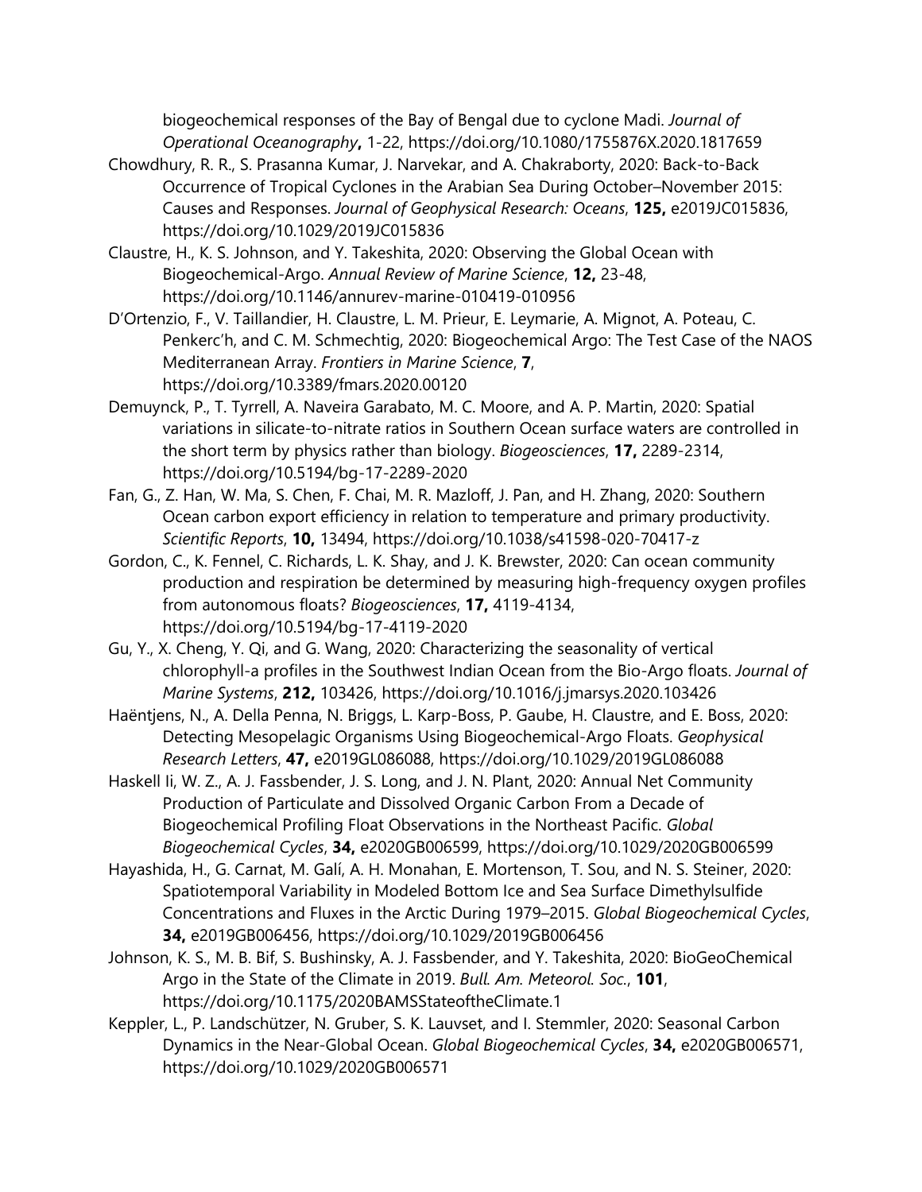biogeochemical responses of the Bay of Bengal due to cyclone Madi. *Journal of Operational Oceanography***,** 1-22, https://doi.org/10.1080/1755876X.2020.1817659

Chowdhury, R. R., S. Prasanna Kumar, J. Narvekar, and A. Chakraborty, 2020: Back-to-Back Occurrence of Tropical Cyclones in the Arabian Sea During October–November 2015: Causes and Responses. *Journal of Geophysical Research: Oceans*, **125,** e2019JC015836, https://doi.org/10.1029/2019JC015836

Claustre, H., K. S. Johnson, and Y. Takeshita, 2020: Observing the Global Ocean with Biogeochemical-Argo. *Annual Review of Marine Science*, **12,** 23-48, https://doi.org/10.1146/annurev-marine-010419-010956

D'Ortenzio, F., V. Taillandier, H. Claustre, L. M. Prieur, E. Leymarie, A. Mignot, A. Poteau, C. Penkerc'h, and C. M. Schmechtig, 2020: Biogeochemical Argo: The Test Case of the NAOS Mediterranean Array. *Frontiers in Marine Science*, **7**, https://doi.org/10.3389/fmars.2020.00120

Demuynck, P., T. Tyrrell, A. Naveira Garabato, M. C. Moore, and A. P. Martin, 2020: Spatial variations in silicate-to-nitrate ratios in Southern Ocean surface waters are controlled in the short term by physics rather than biology. *Biogeosciences*, **17,** 2289-2314, https://doi.org/10.5194/bg-17-2289-2020

Fan, G., Z. Han, W. Ma, S. Chen, F. Chai, M. R. Mazloff, J. Pan, and H. Zhang, 2020: Southern Ocean carbon export efficiency in relation to temperature and primary productivity. *Scientific Reports*, **10,** 13494, https://doi.org/10.1038/s41598-020-70417-z

Gordon, C., K. Fennel, C. Richards, L. K. Shay, and J. K. Brewster, 2020: Can ocean community production and respiration be determined by measuring high-frequency oxygen profiles from autonomous floats? *Biogeosciences*, **17,** 4119-4134, https://doi.org/10.5194/bg-17-4119-2020

Gu, Y., X. Cheng, Y. Qi, and G. Wang, 2020: Characterizing the seasonality of vertical chlorophyll-a profiles in the Southwest Indian Ocean from the Bio-Argo floats. *Journal of Marine Systems*, **212,** 103426, https://doi.org/10.1016/j.jmarsys.2020.103426

Haëntjens, N., A. Della Penna, N. Briggs, L. Karp-Boss, P. Gaube, H. Claustre, and E. Boss, 2020: Detecting Mesopelagic Organisms Using Biogeochemical-Argo Floats. *Geophysical Research Letters*, **47,** e2019GL086088, https://doi.org/10.1029/2019GL086088

Haskell Ii, W. Z., A. J. Fassbender, J. S. Long, and J. N. Plant, 2020: Annual Net Community Production of Particulate and Dissolved Organic Carbon From a Decade of Biogeochemical Profiling Float Observations in the Northeast Pacific. *Global Biogeochemical Cycles*, **34,** e2020GB006599, https://doi.org/10.1029/2020GB006599

Hayashida, H., G. Carnat, M. Galí, A. H. Monahan, E. Mortenson, T. Sou, and N. S. Steiner, 2020: Spatiotemporal Variability in Modeled Bottom Ice and Sea Surface Dimethylsulfide Concentrations and Fluxes in the Arctic During 1979–2015. *Global Biogeochemical Cycles*, **34,** e2019GB006456, https://doi.org/10.1029/2019GB006456

Johnson, K. S., M. B. Bif, S. Bushinsky, A. J. Fassbender, and Y. Takeshita, 2020: BioGeoChemical Argo in the State of the Climate in 2019. *Bull. Am. Meteorol. Soc.*, **101**, https://doi.org/10.1175/2020BAMSStateoftheClimate.1

Keppler, L., P. Landschützer, N. Gruber, S. K. Lauvset, and I. Stemmler, 2020: Seasonal Carbon Dynamics in the Near-Global Ocean. *Global Biogeochemical Cycles*, **34,** e2020GB006571, https://doi.org/10.1029/2020GB006571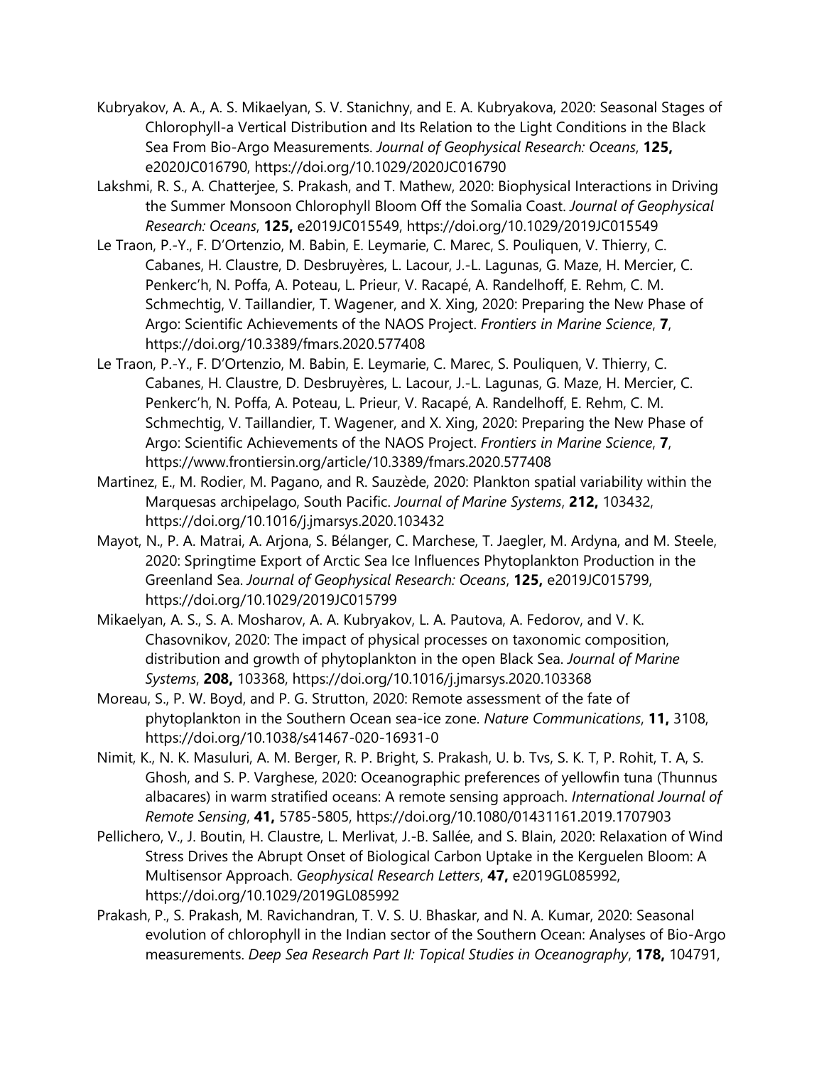Kubryakov, A. A., A. S. Mikaelyan, S. V. Stanichny, and E. A. Kubryakova, 2020: Seasonal Stages of Chlorophyll-a Vertical Distribution and Its Relation to the Light Conditions in the Black Sea From Bio-Argo Measurements. *Journal of Geophysical Research: Oceans*, **125,** e2020JC016790, https://doi.org/10.1029/2020JC016790

Lakshmi, R. S., A. Chatterjee, S. Prakash, and T. Mathew, 2020: Biophysical Interactions in Driving the Summer Monsoon Chlorophyll Bloom Off the Somalia Coast. *Journal of Geophysical Research: Oceans*, **125,** e2019JC015549, https://doi.org/10.1029/2019JC015549

Le Traon, P.-Y., F. D'Ortenzio, M. Babin, E. Leymarie, C. Marec, S. Pouliquen, V. Thierry, C. Cabanes, H. Claustre, D. Desbruyères, L. Lacour, J.-L. Lagunas, G. Maze, H. Mercier, C. Penkerc'h, N. Poffa, A. Poteau, L. Prieur, V. Racapé, A. Randelhoff, E. Rehm, C. M. Schmechtig, V. Taillandier, T. Wagener, and X. Xing, 2020: Preparing the New Phase of Argo: Scientific Achievements of the NAOS Project. *Frontiers in Marine Science*, **7**, https://doi.org/10.3389/fmars.2020.577408

Le Traon, P.-Y., F. D'Ortenzio, M. Babin, E. Leymarie, C. Marec, S. Pouliquen, V. Thierry, C. Cabanes, H. Claustre, D. Desbruyères, L. Lacour, J.-L. Lagunas, G. Maze, H. Mercier, C. Penkerc'h, N. Poffa, A. Poteau, L. Prieur, V. Racapé, A. Randelhoff, E. Rehm, C. M. Schmechtig, V. Taillandier, T. Wagener, and X. Xing, 2020: Preparing the New Phase of Argo: Scientific Achievements of the NAOS Project. *Frontiers in Marine Science*, **7**, https://www.frontiersin.org/article/10.3389/fmars.2020.577408

Martinez, E., M. Rodier, M. Pagano, and R. Sauzède, 2020: Plankton spatial variability within the Marquesas archipelago, South Pacific. *Journal of Marine Systems*, **212,** 103432, https://doi.org/10.1016/j.jmarsys.2020.103432

Mayot, N., P. A. Matrai, A. Arjona, S. Bélanger, C. Marchese, T. Jaegler, M. Ardyna, and M. Steele, 2020: Springtime Export of Arctic Sea Ice Influences Phytoplankton Production in the Greenland Sea. *Journal of Geophysical Research: Oceans*, **125,** e2019JC015799, https://doi.org/10.1029/2019JC015799

Mikaelyan, A. S., S. A. Mosharov, A. A. Kubryakov, L. A. Pautova, A. Fedorov, and V. K. Chasovnikov, 2020: The impact of physical processes on taxonomic composition, distribution and growth of phytoplankton in the open Black Sea. *Journal of Marine Systems*, **208,** 103368, https://doi.org/10.1016/j.jmarsys.2020.103368

Moreau, S., P. W. Boyd, and P. G. Strutton, 2020: Remote assessment of the fate of phytoplankton in the Southern Ocean sea-ice zone. *Nature Communications*, **11,** 3108, https://doi.org/10.1038/s41467-020-16931-0

Nimit, K., N. K. Masuluri, A. M. Berger, R. P. Bright, S. Prakash, U. b. Tvs, S. K. T, P. Rohit, T. A, S. Ghosh, and S. P. Varghese, 2020: Oceanographic preferences of yellowfin tuna (Thunnus albacares) in warm stratified oceans: A remote sensing approach. *International Journal of Remote Sensing*, **41,** 5785-5805, https://doi.org/10.1080/01431161.2019.1707903

Pellichero, V., J. Boutin, H. Claustre, L. Merlivat, J.-B. Sallée, and S. Blain, 2020: Relaxation of Wind Stress Drives the Abrupt Onset of Biological Carbon Uptake in the Kerguelen Bloom: A Multisensor Approach. *Geophysical Research Letters*, **47,** e2019GL085992, https://doi.org/10.1029/2019GL085992

Prakash, P., S. Prakash, M. Ravichandran, T. V. S. U. Bhaskar, and N. A. Kumar, 2020: Seasonal evolution of chlorophyll in the Indian sector of the Southern Ocean: Analyses of Bio-Argo measurements. *Deep Sea Research Part II: Topical Studies in Oceanography*, **178,** 104791,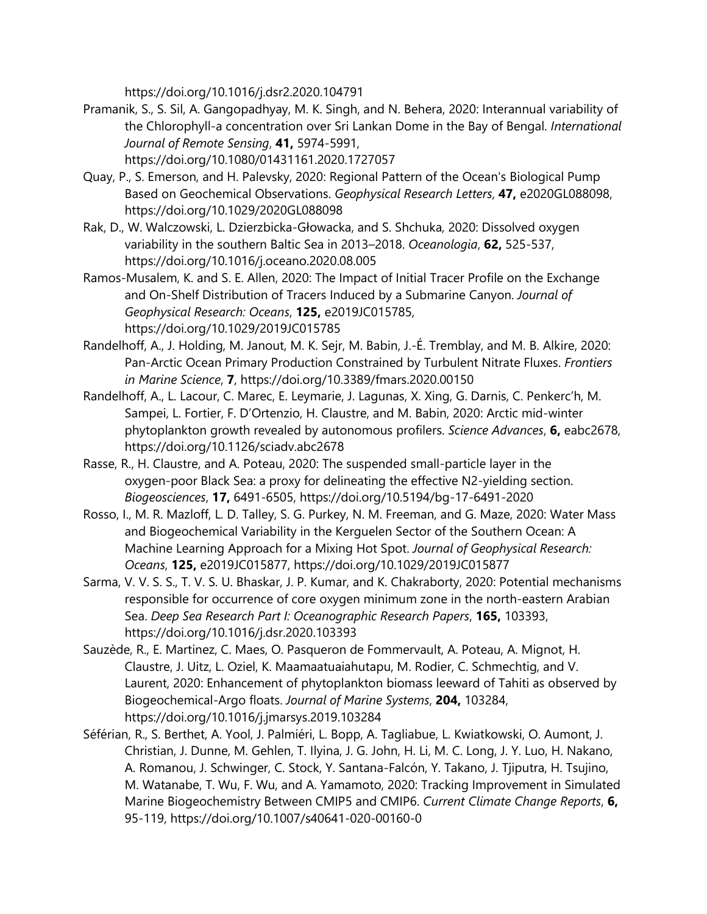https://doi.org/10.1016/j.dsr2.2020.104791

Pramanik, S., S. Sil, A. Gangopadhyay, M. K. Singh, and N. Behera, 2020: Interannual variability of the Chlorophyll-a concentration over Sri Lankan Dome in the Bay of Bengal. *International Journal of Remote Sensing*, **41,** 5974-5991, https://doi.org/10.1080/01431161.2020.1727057

Quay, P., S. Emerson, and H. Palevsky, 2020: Regional Pattern of the Ocean's Biological Pump Based on Geochemical Observations. *Geophysical Research Letters*, **47,** e2020GL088098, https://doi.org/10.1029/2020GL088098

Rak, D., W. Walczowski, L. Dzierzbicka-Głowacka, and S. Shchuka, 2020: Dissolved oxygen variability in the southern Baltic Sea in 2013–2018. *Oceanologia*, **62,** 525-537, https://doi.org/10.1016/j.oceano.2020.08.005

Ramos-Musalem, K. and S. E. Allen, 2020: The Impact of Initial Tracer Profile on the Exchange and On-Shelf Distribution of Tracers Induced by a Submarine Canyon. *Journal of Geophysical Research: Oceans*, **125,** e2019JC015785, https://doi.org/10.1029/2019JC015785

Randelhoff, A., J. Holding, M. Janout, M. K. Sejr, M. Babin, J.-É. Tremblay, and M. B. Alkire, 2020: Pan-Arctic Ocean Primary Production Constrained by Turbulent Nitrate Fluxes. *Frontiers in Marine Science*, **7**, https://doi.org/10.3389/fmars.2020.00150

Randelhoff, A., L. Lacour, C. Marec, E. Leymarie, J. Lagunas, X. Xing, G. Darnis, C. Penkerc'h, M. Sampei, L. Fortier, F. D'Ortenzio, H. Claustre, and M. Babin, 2020: Arctic mid-winter phytoplankton growth revealed by autonomous profilers. *Science Advances*, **6,** eabc2678, https://doi.org/10.1126/sciadv.abc2678

Rasse, R., H. Claustre, and A. Poteau, 2020: The suspended small-particle layer in the oxygen-poor Black Sea: a proxy for delineating the effective N2-yielding section. *Biogeosciences*, **17,** 6491-6505, https://doi.org/10.5194/bg-17-6491-2020

Rosso, I., M. R. Mazloff, L. D. Talley, S. G. Purkey, N. M. Freeman, and G. Maze, 2020: Water Mass and Biogeochemical Variability in the Kerguelen Sector of the Southern Ocean: A Machine Learning Approach for a Mixing Hot Spot. *Journal of Geophysical Research: Oceans*, **125,** e2019JC015877, https://doi.org/10.1029/2019JC015877

Sarma, V. V. S. S., T. V. S. U. Bhaskar, J. P. Kumar, and K. Chakraborty, 2020: Potential mechanisms responsible for occurrence of core oxygen minimum zone in the north-eastern Arabian Sea. *Deep Sea Research Part I: Oceanographic Research Papers*, **165,** 103393, https://doi.org/10.1016/j.dsr.2020.103393

Sauzède, R., E. Martinez, C. Maes, O. Pasqueron de Fommervault, A. Poteau, A. Mignot, H. Claustre, J. Uitz, L. Oziel, K. Maamaatuaiahutapu, M. Rodier, C. Schmechtig, and V. Laurent, 2020: Enhancement of phytoplankton biomass leeward of Tahiti as observed by Biogeochemical-Argo floats. *Journal of Marine Systems*, **204,** 103284, https://doi.org/10.1016/j.jmarsys.2019.103284

Séférian, R., S. Berthet, A. Yool, J. Palmiéri, L. Bopp, A. Tagliabue, L. Kwiatkowski, O. Aumont, J. Christian, J. Dunne, M. Gehlen, T. Ilyina, J. G. John, H. Li, M. C. Long, J. Y. Luo, H. Nakano, A. Romanou, J. Schwinger, C. Stock, Y. Santana-Falcón, Y. Takano, J. Tjiputra, H. Tsujino, M. Watanabe, T. Wu, F. Wu, and A. Yamamoto, 2020: Tracking Improvement in Simulated Marine Biogeochemistry Between CMIP5 and CMIP6. *Current Climate Change Reports*, **6,** 95-119, https://doi.org/10.1007/s40641-020-00160-0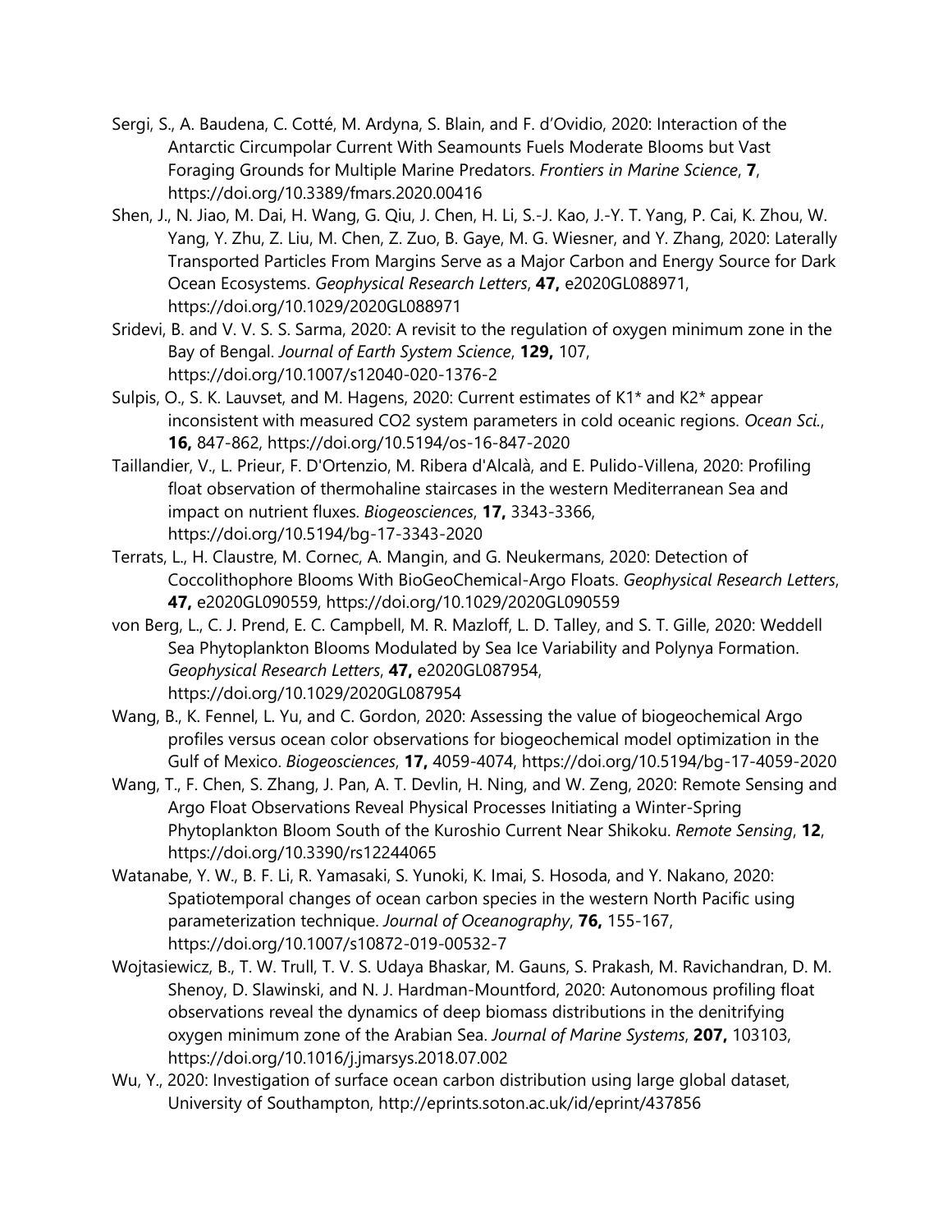Sergi, S., A. Baudena, C. Cotté, M. Ardyna, S. Blain, and F. d'Ovidio, 2020: Interaction of the Antarctic Circumpolar Current With Seamounts Fuels Moderate Blooms but Vast Foraging Grounds for Multiple Marine Predators. *Frontiers in Marine Science*, **7**, https://doi.org/10.3389/fmars.2020.00416

Shen, J., N. Jiao, M. Dai, H. Wang, G. Qiu, J. Chen, H. Li, S.-J. Kao, J.-Y. T. Yang, P. Cai, K. Zhou, W. Yang, Y. Zhu, Z. Liu, M. Chen, Z. Zuo, B. Gaye, M. G. Wiesner, and Y. Zhang, 2020: Laterally Transported Particles From Margins Serve as a Major Carbon and Energy Source for Dark Ocean Ecosystems. *Geophysical Research Letters*, **47,** e2020GL088971, https://doi.org/10.1029/2020GL088971

Sridevi, B. and V. V. S. S. Sarma, 2020: A revisit to the regulation of oxygen minimum zone in the Bay of Bengal. *Journal of Earth System Science*, **129,** 107, https://doi.org/10.1007/s12040-020-1376-2

Sulpis, O., S. K. Lauvset, and M. Hagens, 2020: Current estimates of K1* and K2* appear inconsistent with measured CO2 system parameters in cold oceanic regions. *Ocean Sci.*, **16,** 847-862, https://doi.org/10.5194/os-16-847-2020

Taillandier, V., L. Prieur, F. D'Ortenzio, M. Ribera d'Alcalà, and E. Pulido-Villena, 2020: Profiling float observation of thermohaline staircases in the western Mediterranean Sea and impact on nutrient fluxes. *Biogeosciences*, **17,** 3343-3366, https://doi.org/10.5194/bg-17-3343-2020

Terrats, L., H. Claustre, M. Cornec, A. Mangin, and G. Neukermans, 2020: Detection of Coccolithophore Blooms With BioGeoChemical-Argo Floats. *Geophysical Research Letters*, **47,** e2020GL090559, https://doi.org/10.1029/2020GL090559

von Berg, L., C. J. Prend, E. C. Campbell, M. R. Mazloff, L. D. Talley, and S. T. Gille, 2020: Weddell Sea Phytoplankton Blooms Modulated by Sea Ice Variability and Polynya Formation. *Geophysical Research Letters*, **47,** e2020GL087954, https://doi.org/10.1029/2020GL087954

Wang, B., K. Fennel, L. Yu, and C. Gordon, 2020: Assessing the value of biogeochemical Argo profiles versus ocean color observations for biogeochemical model optimization in the Gulf of Mexico. *Biogeosciences*, **17,** 4059-4074, https://doi.org/10.5194/bg-17-4059-2020

Wang, T., F. Chen, S. Zhang, J. Pan, A. T. Devlin, H. Ning, and W. Zeng, 2020: Remote Sensing and Argo Float Observations Reveal Physical Processes Initiating a Winter-Spring Phytoplankton Bloom South of the Kuroshio Current Near Shikoku. *Remote Sensing*, **12**, https://doi.org/10.3390/rs12244065

Watanabe, Y. W., B. F. Li, R. Yamasaki, S. Yunoki, K. Imai, S. Hosoda, and Y. Nakano, 2020: Spatiotemporal changes of ocean carbon species in the western North Pacific using parameterization technique. *Journal of Oceanography*, **76,** 155-167, https://doi.org/10.1007/s10872-019-00532-7

Wojtasiewicz, B., T. W. Trull, T. V. S. Udaya Bhaskar, M. Gauns, S. Prakash, M. Ravichandran, D. M. Shenoy, D. Slawinski, and N. J. Hardman-Mountford, 2020: Autonomous profiling float observations reveal the dynamics of deep biomass distributions in the denitrifying oxygen minimum zone of the Arabian Sea. *Journal of Marine Systems*, **207,** 103103, https://doi.org/10.1016/j.jmarsys.2018.07.002

Wu, Y., 2020: Investigation of surface ocean carbon distribution using large global dataset, University of Southampton, http://eprints.soton.ac.uk/id/eprint/437856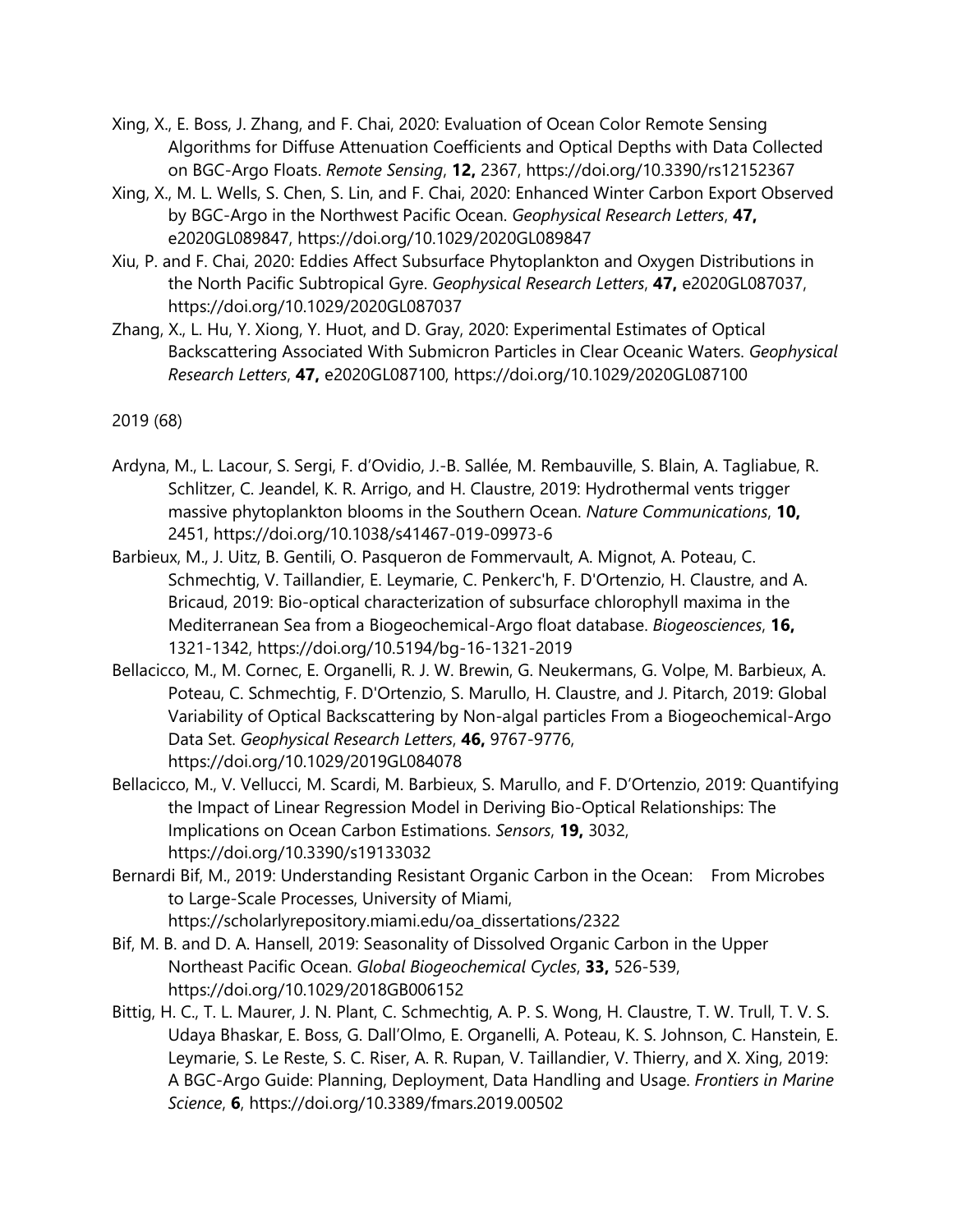Xing, X., E. Boss, J. Zhang, and F. Chai, 2020: Evaluation of Ocean Color Remote Sensing Algorithms for Diffuse Attenuation Coefficients and Optical Depths with Data Collected on BGC-Argo Floats. *Remote Sensing*, **12,** 2367, https://doi.org/10.3390/rs12152367

Xing, X., M. L. Wells, S. Chen, S. Lin, and F. Chai, 2020: Enhanced Winter Carbon Export Observed by BGC-Argo in the Northwest Pacific Ocean. *Geophysical Research Letters*, **47,** e2020GL089847, https://doi.org/10.1029/2020GL089847

Xiu, P. and F. Chai, 2020: Eddies Affect Subsurface Phytoplankton and Oxygen Distributions in the North Pacific Subtropical Gyre. *Geophysical Research Letters*, **47,** e2020GL087037, https://doi.org/10.1029/2020GL087037

Zhang, X., L. Hu, Y. Xiong, Y. Huot, and D. Gray, 2020: Experimental Estimates of Optical Backscattering Associated With Submicron Particles in Clear Oceanic Waters. *Geophysical Research Letters*, **47,** e2020GL087100, https://doi.org/10.1029/2020GL087100

2019 (68)

Ardyna, M., L. Lacour, S. Sergi, F. d'Ovidio, J.-B. Sallée, M. Rembauville, S. Blain, A. Tagliabue, R. Schlitzer, C. Jeandel, K. R. Arrigo, and H. Claustre, 2019: Hydrothermal vents trigger massive phytoplankton blooms in the Southern Ocean. *Nature Communications*, **10,** 2451, https://doi.org/10.1038/s41467-019-09973-6

Barbieux, M., J. Uitz, B. Gentili, O. Pasqueron de Fommervault, A. Mignot, A. Poteau, C. Schmechtig, V. Taillandier, E. Leymarie, C. Penkerc'h, F. D'Ortenzio, H. Claustre, and A. Bricaud, 2019: Bio-optical characterization of subsurface chlorophyll maxima in the Mediterranean Sea from a Biogeochemical-Argo float database. *Biogeosciences*, **16,** 1321-1342, https://doi.org/10.5194/bg-16-1321-2019

Bellacicco, M., M. Cornec, E. Organelli, R. J. W. Brewin, G. Neukermans, G. Volpe, M. Barbieux, A. Poteau, C. Schmechtig, F. D'Ortenzio, S. Marullo, H. Claustre, and J. Pitarch, 2019: Global Variability of Optical Backscattering by Non-algal particles From a Biogeochemical-Argo Data Set. *Geophysical Research Letters*, **46,** 9767-9776, https://doi.org/10.1029/2019GL084078

Bellacicco, M., V. Vellucci, M. Scardi, M. Barbieux, S. Marullo, and F. D'Ortenzio, 2019: Quantifying the Impact of Linear Regression Model in Deriving Bio-Optical Relationships: The Implications on Ocean Carbon Estimations. *Sensors*, **19,** 3032, https://doi.org/10.3390/s19133032

Bernardi Bif, M., 2019: Understanding Resistant Organic Carbon in the Ocean: From Microbes to Large-Scale Processes, University of Miami, https://scholarlyrepository.miami.edu/oa_dissertations/2322

Bif, M. B. and D. A. Hansell, 2019: Seasonality of Dissolved Organic Carbon in the Upper Northeast Pacific Ocean. *Global Biogeochemical Cycles*, **33,** 526-539, https://doi.org/10.1029/2018GB006152

Bittig, H. C., T. L. Maurer, J. N. Plant, C. Schmechtig, A. P. S. Wong, H. Claustre, T. W. Trull, T. V. S. Udaya Bhaskar, E. Boss, G. Dall'Olmo, E. Organelli, A. Poteau, K. S. Johnson, C. Hanstein, E. Leymarie, S. Le Reste, S. C. Riser, A. R. Rupan, V. Taillandier, V. Thierry, and X. Xing, 2019: A BGC-Argo Guide: Planning, Deployment, Data Handling and Usage. *Frontiers in Marine Science*, **6**, https://doi.org/10.3389/fmars.2019.00502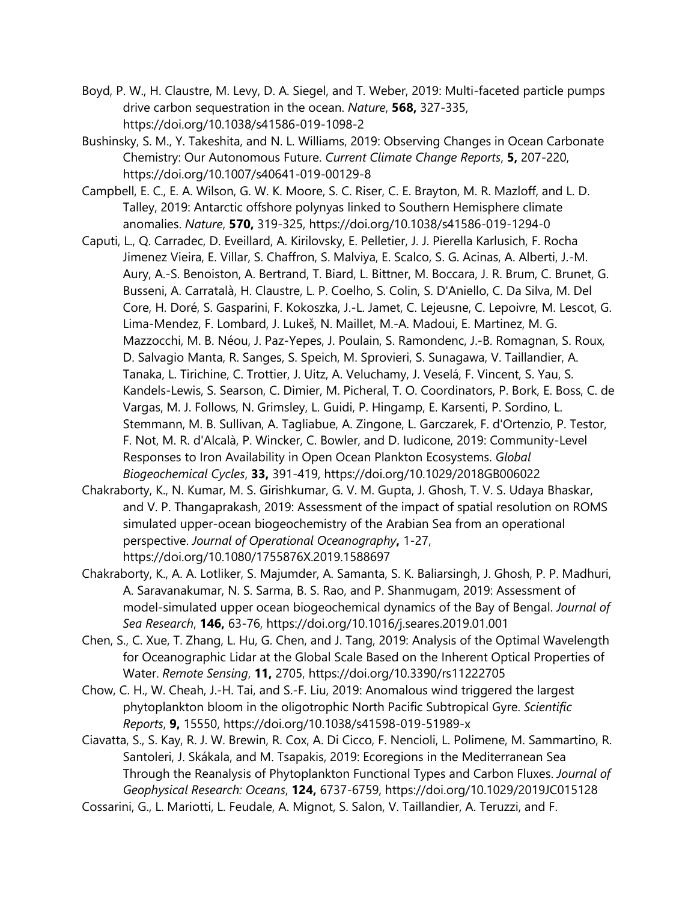Boyd, P. W., H. Claustre, M. Levy, D. A. Siegel, and T. Weber, 2019: Multi-faceted particle pumps drive carbon sequestration in the ocean. *Nature*, **568,** 327-335, https://doi.org/10.1038/s41586-019-1098-2

Bushinsky, S. M., Y. Takeshita, and N. L. Williams, 2019: Observing Changes in Ocean Carbonate Chemistry: Our Autonomous Future. *Current Climate Change Reports*, **5,** 207-220, https://doi.org/10.1007/s40641-019-00129-8

Campbell, E. C., E. A. Wilson, G. W. K. Moore, S. C. Riser, C. E. Brayton, M. R. Mazloff, and L. D. Talley, 2019: Antarctic offshore polynyas linked to Southern Hemisphere climate anomalies. *Nature*, **570,** 319-325, https://doi.org/10.1038/s41586-019-1294-0

Caputi, L., Q. Carradec, D. Eveillard, A. Kirilovsky, E. Pelletier, J. J. Pierella Karlusich, F. Rocha Jimenez Vieira, E. Villar, S. Chaffron, S. Malviya, E. Scalco, S. G. Acinas, A. Alberti, J.-M. Aury, A.-S. Benoiston, A. Bertrand, T. Biard, L. Bittner, M. Boccara, J. R. Brum, C. Brunet, G. Busseni, A. Carratalà, H. Claustre, L. P. Coelho, S. Colin, S. D'Aniello, C. Da Silva, M. Del Core, H. Doré, S. Gasparini, F. Kokoszka, J.-L. Jamet, C. Lejeusne, C. Lepoivre, M. Lescot, G. Lima-Mendez, F. Lombard, J. Lukeš, N. Maillet, M.-A. Madoui, E. Martinez, M. G. Mazzocchi, M. B. Néou, J. Paz-Yepes, J. Poulain, S. Ramondenc, J.-B. Romagnan, S. Roux, D. Salvagio Manta, R. Sanges, S. Speich, M. Sprovieri, S. Sunagawa, V. Taillandier, A. Tanaka, L. Tirichine, C. Trottier, J. Uitz, A. Veluchamy, J. Veselá, F. Vincent, S. Yau, S. Kandels-Lewis, S. Searson, C. Dimier, M. Picheral, T. O. Coordinators, P. Bork, E. Boss, C. de Vargas, M. J. Follows, N. Grimsley, L. Guidi, P. Hingamp, E. Karsenti, P. Sordino, L. Stemmann, M. B. Sullivan, A. Tagliabue, A. Zingone, L. Garczarek, F. d'Ortenzio, P. Testor, F. Not, M. R. d'Alcalà, P. Wincker, C. Bowler, and D. Iudicone, 2019: Community-Level Responses to Iron Availability in Open Ocean Plankton Ecosystems. *Global Biogeochemical Cycles*, **33,** 391-419, https://doi.org/10.1029/2018GB006022

Chakraborty, K., N. Kumar, M. S. Girishkumar, G. V. M. Gupta, J. Ghosh, T. V. S. Udaya Bhaskar, and V. P. Thangaprakash, 2019: Assessment of the impact of spatial resolution on ROMS simulated upper-ocean biogeochemistry of the Arabian Sea from an operational perspective. *Journal of Operational Oceanography***,** 1-27, https://doi.org/10.1080/1755876X.2019.1588697

Chakraborty, K., A. A. Lotliker, S. Majumder, A. Samanta, S. K. Baliarsingh, J. Ghosh, P. P. Madhuri, A. Saravanakumar, N. S. Sarma, B. S. Rao, and P. Shanmugam, 2019: Assessment of model-simulated upper ocean biogeochemical dynamics of the Bay of Bengal. *Journal of Sea Research*, **146,** 63-76, https://doi.org/10.1016/j.seares.2019.01.001

Chen, S., C. Xue, T. Zhang, L. Hu, G. Chen, and J. Tang, 2019: Analysis of the Optimal Wavelength for Oceanographic Lidar at the Global Scale Based on the Inherent Optical Properties of Water. *Remote Sensing*, **11,** 2705, https://doi.org/10.3390/rs11222705

Chow, C. H., W. Cheah, J.-H. Tai, and S.-F. Liu, 2019: Anomalous wind triggered the largest phytoplankton bloom in the oligotrophic North Pacific Subtropical Gyre. *Scientific Reports*, **9,** 15550, https://doi.org/10.1038/s41598-019-51989-x

Ciavatta, S., S. Kay, R. J. W. Brewin, R. Cox, A. Di Cicco, F. Nencioli, L. Polimene, M. Sammartino, R. Santoleri, J. Skákala, and M. Tsapakis, 2019: Ecoregions in the Mediterranean Sea Through the Reanalysis of Phytoplankton Functional Types and Carbon Fluxes. *Journal of Geophysical Research: Oceans*, **124,** 6737-6759, https://doi.org/10.1029/2019JC015128

Cossarini, G., L. Mariotti, L. Feudale, A. Mignot, S. Salon, V. Taillandier, A. Teruzzi, and F.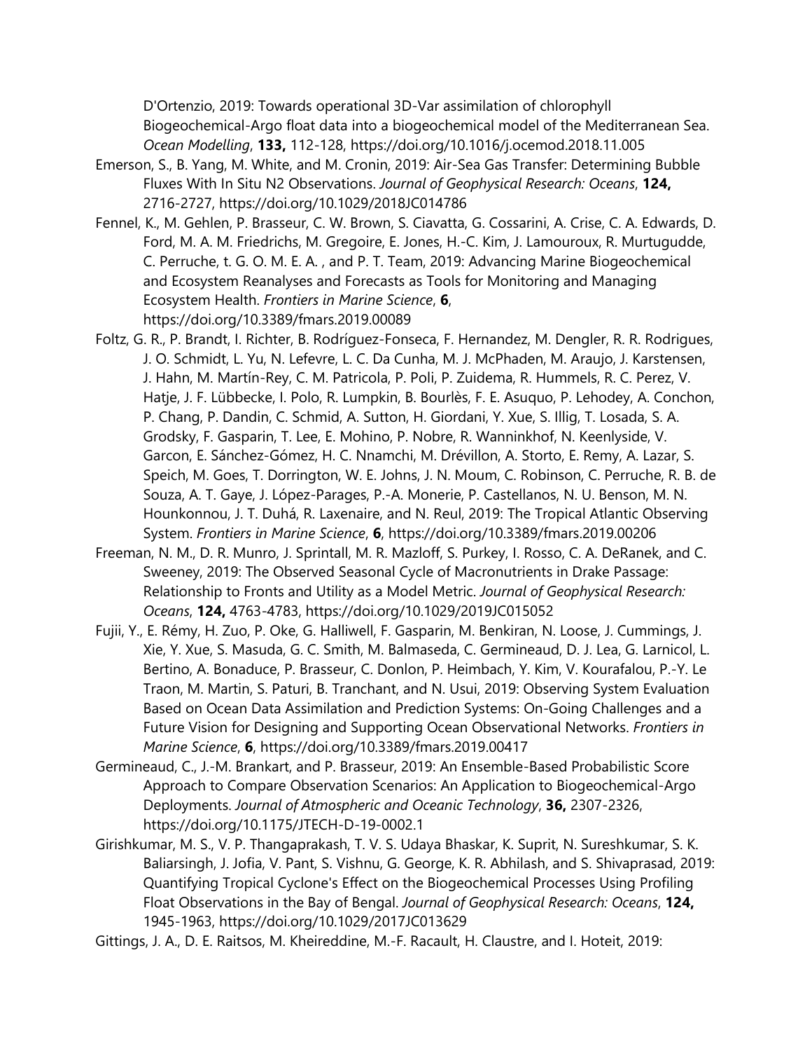D'Ortenzio, 2019: Towards operational 3D-Var assimilation of chlorophyll Biogeochemical-Argo float data into a biogeochemical model of the Mediterranean Sea. *Ocean Modelling*, **133,** 112-128, https://doi.org/10.1016/j.ocemod.2018.11.005

Emerson, S., B. Yang, M. White, and M. Cronin, 2019: Air-Sea Gas Transfer: Determining Bubble Fluxes With In Situ N2 Observations. *Journal of Geophysical Research: Oceans*, **124,** 2716-2727, https://doi.org/10.1029/2018JC014786

Fennel, K., M. Gehlen, P. Brasseur, C. W. Brown, S. Ciavatta, G. Cossarini, A. Crise, C. A. Edwards, D. Ford, M. A. M. Friedrichs, M. Gregoire, E. Jones, H.-C. Kim, J. Lamouroux, R. Murtugudde, C. Perruche, t. G. O. M. E. A. , and P. T. Team, 2019: Advancing Marine Biogeochemical and Ecosystem Reanalyses and Forecasts as Tools for Monitoring and Managing Ecosystem Health. *Frontiers in Marine Science*, **6**, https://doi.org/10.3389/fmars.2019.00089

Foltz, G. R., P. Brandt, I. Richter, B. Rodríguez-Fonseca, F. Hernandez, M. Dengler, R. R. Rodrigues, J. O. Schmidt, L. Yu, N. Lefevre, L. C. Da Cunha, M. J. McPhaden, M. Araujo, J. Karstensen, J. Hahn, M. Martín-Rey, C. M. Patricola, P. Poli, P. Zuidema, R. Hummels, R. C. Perez, V. Hatje, J. F. Lübbecke, I. Polo, R. Lumpkin, B. Bourlès, F. E. Asuquo, P. Lehodey, A. Conchon, P. Chang, P. Dandin, C. Schmid, A. Sutton, H. Giordani, Y. Xue, S. Illig, T. Losada, S. A. Grodsky, F. Gasparin, T. Lee, E. Mohino, P. Nobre, R. Wanninkhof, N. Keenlyside, V. Garcon, E. Sánchez-Gómez, H. C. Nnamchi, M. Drévillon, A. Storto, E. Remy, A. Lazar, S. Speich, M. Goes, T. Dorrington, W. E. Johns, J. N. Moum, C. Robinson, C. Perruche, R. B. de Souza, A. T. Gaye, J. López-Parages, P.-A. Monerie, P. Castellanos, N. U. Benson, M. N. Hounkonnou, J. T. Duhá, R. Laxenaire, and N. Reul, 2019: The Tropical Atlantic Observing System. *Frontiers in Marine Science*, **6**, https://doi.org/10.3389/fmars.2019.00206

Freeman, N. M., D. R. Munro, J. Sprintall, M. R. Mazloff, S. Purkey, I. Rosso, C. A. DeRanek, and C. Sweeney, 2019: The Observed Seasonal Cycle of Macronutrients in Drake Passage: Relationship to Fronts and Utility as a Model Metric. *Journal of Geophysical Research: Oceans*, **124,** 4763-4783, https://doi.org/10.1029/2019JC015052

Fujii, Y., E. Rémy, H. Zuo, P. Oke, G. Halliwell, F. Gasparin, M. Benkiran, N. Loose, J. Cummings, J. Xie, Y. Xue, S. Masuda, G. C. Smith, M. Balmaseda, C. Germineaud, D. J. Lea, G. Larnicol, L. Bertino, A. Bonaduce, P. Brasseur, C. Donlon, P. Heimbach, Y. Kim, V. Kourafalou, P.-Y. Le Traon, M. Martin, S. Paturi, B. Tranchant, and N. Usui, 2019: Observing System Evaluation Based on Ocean Data Assimilation and Prediction Systems: On-Going Challenges and a Future Vision for Designing and Supporting Ocean Observational Networks. *Frontiers in Marine Science*, **6**, https://doi.org/10.3389/fmars.2019.00417

Germineaud, C., J.-M. Brankart, and P. Brasseur, 2019: An Ensemble-Based Probabilistic Score Approach to Compare Observation Scenarios: An Application to Biogeochemical-Argo Deployments. *Journal of Atmospheric and Oceanic Technology*, **36,** 2307-2326, https://doi.org/10.1175/JTECH-D-19-0002.1

Girishkumar, M. S., V. P. Thangaprakash, T. V. S. Udaya Bhaskar, K. Suprit, N. Sureshkumar, S. K. Baliarsingh, J. Jofia, V. Pant, S. Vishnu, G. George, K. R. Abhilash, and S. Shivaprasad, 2019: Quantifying Tropical Cyclone's Effect on the Biogeochemical Processes Using Profiling Float Observations in the Bay of Bengal. *Journal of Geophysical Research: Oceans*, **124,** 1945-1963, https://doi.org/10.1029/2017JC013629

Gittings, J. A., D. E. Raitsos, M. Kheireddine, M.-F. Racault, H. Claustre, and I. Hoteit, 2019: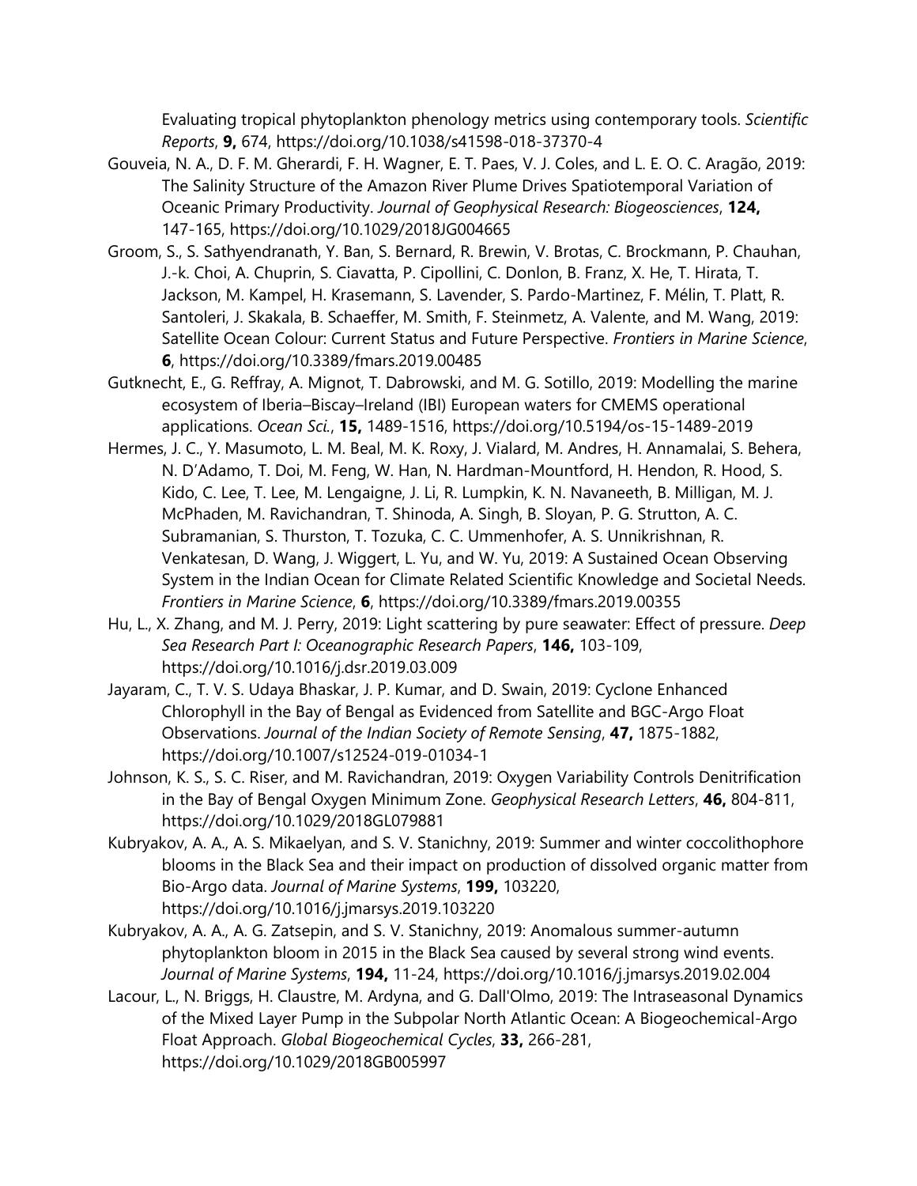Evaluating tropical phytoplankton phenology metrics using contemporary tools. *Scientific Reports*, **9,** 674, https://doi.org/10.1038/s41598-018-37370-4

Gouveia, N. A., D. F. M. Gherardi, F. H. Wagner, E. T. Paes, V. J. Coles, and L. E. O. C. Aragão, 2019: The Salinity Structure of the Amazon River Plume Drives Spatiotemporal Variation of Oceanic Primary Productivity. *Journal of Geophysical Research: Biogeosciences*, **124,** 147-165, https://doi.org/10.1029/2018JG004665

Groom, S., S. Sathyendranath, Y. Ban, S. Bernard, R. Brewin, V. Brotas, C. Brockmann, P. Chauhan, J.-k. Choi, A. Chuprin, S. Ciavatta, P. Cipollini, C. Donlon, B. Franz, X. He, T. Hirata, T. Jackson, M. Kampel, H. Krasemann, S. Lavender, S. Pardo-Martinez, F. Mélin, T. Platt, R. Santoleri, J. Skakala, B. Schaeffer, M. Smith, F. Steinmetz, A. Valente, and M. Wang, 2019: Satellite Ocean Colour: Current Status and Future Perspective. *Frontiers in Marine Science*, **6**, https://doi.org/10.3389/fmars.2019.00485

Gutknecht, E., G. Reffray, A. Mignot, T. Dabrowski, and M. G. Sotillo, 2019: Modelling the marine ecosystem of Iberia–Biscay–Ireland (IBI) European waters for CMEMS operational applications. *Ocean Sci.*, **15,** 1489-1516, https://doi.org/10.5194/os-15-1489-2019

Hermes, J. C., Y. Masumoto, L. M. Beal, M. K. Roxy, J. Vialard, M. Andres, H. Annamalai, S. Behera, N. D'Adamo, T. Doi, M. Feng, W. Han, N. Hardman-Mountford, H. Hendon, R. Hood, S. Kido, C. Lee, T. Lee, M. Lengaigne, J. Li, R. Lumpkin, K. N. Navaneeth, B. Milligan, M. J. McPhaden, M. Ravichandran, T. Shinoda, A. Singh, B. Sloyan, P. G. Strutton, A. C. Subramanian, S. Thurston, T. Tozuka, C. C. Ummenhofer, A. S. Unnikrishnan, R. Venkatesan, D. Wang, J. Wiggert, L. Yu, and W. Yu, 2019: A Sustained Ocean Observing System in the Indian Ocean for Climate Related Scientific Knowledge and Societal Needs. *Frontiers in Marine Science*, **6**, https://doi.org/10.3389/fmars.2019.00355

Hu, L., X. Zhang, and M. J. Perry, 2019: Light scattering by pure seawater: Effect of pressure. *Deep Sea Research Part I: Oceanographic Research Papers*, **146,** 103-109, https://doi.org/10.1016/j.dsr.2019.03.009

Jayaram, C., T. V. S. Udaya Bhaskar, J. P. Kumar, and D. Swain, 2019: Cyclone Enhanced Chlorophyll in the Bay of Bengal as Evidenced from Satellite and BGC-Argo Float Observations. *Journal of the Indian Society of Remote Sensing*, **47,** 1875-1882, https://doi.org/10.1007/s12524-019-01034-1

Johnson, K. S., S. C. Riser, and M. Ravichandran, 2019: Oxygen Variability Controls Denitrification in the Bay of Bengal Oxygen Minimum Zone. *Geophysical Research Letters*, **46,** 804-811, https://doi.org/10.1029/2018GL079881

Kubryakov, A. A., A. S. Mikaelyan, and S. V. Stanichny, 2019: Summer and winter coccolithophore blooms in the Black Sea and their impact on production of dissolved organic matter from Bio-Argo data. *Journal of Marine Systems*, **199,** 103220, https://doi.org/10.1016/j.jmarsys.2019.103220

Kubryakov, A. A., A. G. Zatsepin, and S. V. Stanichny, 2019: Anomalous summer-autumn phytoplankton bloom in 2015 in the Black Sea caused by several strong wind events. *Journal of Marine Systems*, **194,** 11-24, https://doi.org/10.1016/j.jmarsys.2019.02.004

Lacour, L., N. Briggs, H. Claustre, M. Ardyna, and G. Dall'Olmo, 2019: The Intraseasonal Dynamics of the Mixed Layer Pump in the Subpolar North Atlantic Ocean: A Biogeochemical-Argo Float Approach. *Global Biogeochemical Cycles*, **33,** 266-281, https://doi.org/10.1029/2018GB005997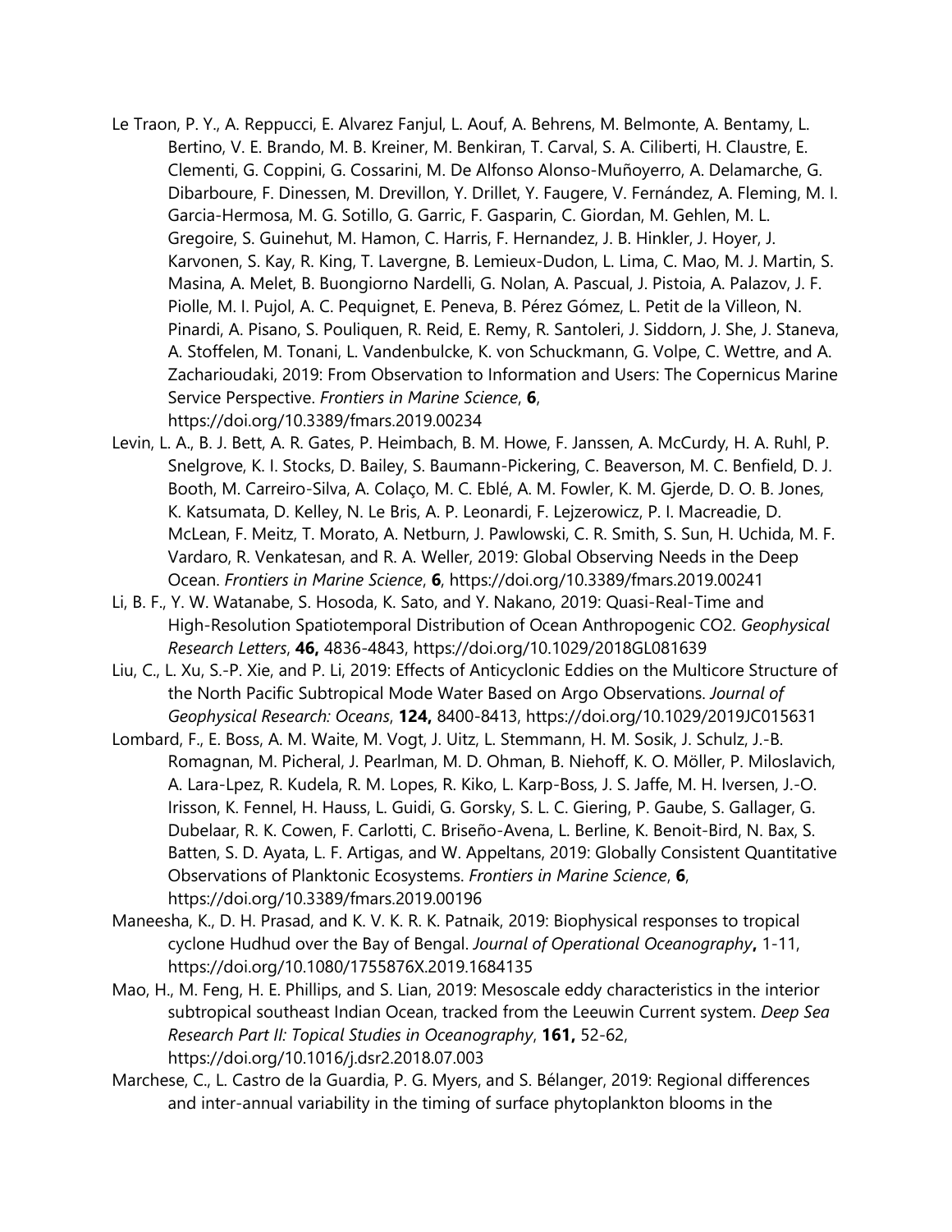Le Traon, P. Y., A. Reppucci, E. Alvarez Fanjul, L. Aouf, A. Behrens, M. Belmonte, A. Bentamy, L. Bertino, V. E. Brando, M. B. Kreiner, M. Benkiran, T. Carval, S. A. Ciliberti, H. Claustre, E. Clementi, G. Coppini, G. Cossarini, M. De Alfonso Alonso-Muñoyerro, A. Delamarche, G. Dibarboure, F. Dinessen, M. Drevillon, Y. Drillet, Y. Faugere, V. Fernández, A. Fleming, M. I. Garcia-Hermosa, M. G. Sotillo, G. Garric, F. Gasparin, C. Giordan, M. Gehlen, M. L. Gregoire, S. Guinehut, M. Hamon, C. Harris, F. Hernandez, J. B. Hinkler, J. Hoyer, J. Karvonen, S. Kay, R. King, T. Lavergne, B. Lemieux-Dudon, L. Lima, C. Mao, M. J. Martin, S. Masina, A. Melet, B. Buongiorno Nardelli, G. Nolan, A. Pascual, J. Pistoia, A. Palazov, J. F. Piolle, M. I. Pujol, A. C. Pequignet, E. Peneva, B. Pérez Gómez, L. Petit de la Villeon, N. Pinardi, A. Pisano, S. Pouliquen, R. Reid, E. Remy, R. Santoleri, J. Siddorn, J. She, J. Staneva, A. Stoffelen, M. Tonani, L. Vandenbulcke, K. von Schuckmann, G. Volpe, C. Wettre, and A. Zacharioudaki, 2019: From Observation to Information and Users: The Copernicus Marine Service Perspective. *Frontiers in Marine Science*, **6**, https://doi.org/10.3389/fmars.2019.00234

Levin, L. A., B. J. Bett, A. R. Gates, P. Heimbach, B. M. Howe, F. Janssen, A. McCurdy, H. A. Ruhl, P. Snelgrove, K. I. Stocks, D. Bailey, S. Baumann-Pickering, C. Beaverson, M. C. Benfield, D. J. Booth, M. Carreiro-Silva, A. Colaço, M. C. Eblé, A. M. Fowler, K. M. Gjerde, D. O. B. Jones, K. Katsumata, D. Kelley, N. Le Bris, A. P. Leonardi, F. Lejzerowicz, P. I. Macreadie, D. McLean, F. Meitz, T. Morato, A. Netburn, J. Pawlowski, C. R. Smith, S. Sun, H. Uchida, M. F. Vardaro, R. Venkatesan, and R. A. Weller, 2019: Global Observing Needs in the Deep Ocean. *Frontiers in Marine Science*, **6**, https://doi.org/10.3389/fmars.2019.00241

Li, B. F., Y. W. Watanabe, S. Hosoda, K. Sato, and Y. Nakano, 2019: Quasi-Real-Time and High-Resolution Spatiotemporal Distribution of Ocean Anthropogenic CO2. *Geophysical Research Letters*, **46,** 4836-4843, https://doi.org/10.1029/2018GL081639

Liu, C., L. Xu, S.-P. Xie, and P. Li, 2019: Effects of Anticyclonic Eddies on the Multicore Structure of the North Pacific Subtropical Mode Water Based on Argo Observations. *Journal of Geophysical Research: Oceans*, **124,** 8400-8413, https://doi.org/10.1029/2019JC015631

Lombard, F., E. Boss, A. M. Waite, M. Vogt, J. Uitz, L. Stemmann, H. M. Sosik, J. Schulz, J.-B. Romagnan, M. Picheral, J. Pearlman, M. D. Ohman, B. Niehoff, K. O. Möller, P. Miloslavich, A. Lara-Lpez, R. Kudela, R. M. Lopes, R. Kiko, L. Karp-Boss, J. S. Jaffe, M. H. Iversen, J.-O. Irisson, K. Fennel, H. Hauss, L. Guidi, G. Gorsky, S. L. C. Giering, P. Gaube, S. Gallager, G. Dubelaar, R. K. Cowen, F. Carlotti, C. Briseño-Avena, L. Berline, K. Benoit-Bird, N. Bax, S. Batten, S. D. Ayata, L. F. Artigas, and W. Appeltans, 2019: Globally Consistent Quantitative Observations of Planktonic Ecosystems. *Frontiers in Marine Science*, **6**, https://doi.org/10.3389/fmars.2019.00196

Maneesha, K., D. H. Prasad, and K. V. K. R. K. Patnaik, 2019: Biophysical responses to tropical cyclone Hudhud over the Bay of Bengal. *Journal of Operational Oceanography***,** 1-11, https://doi.org/10.1080/1755876X.2019.1684135

Mao, H., M. Feng, H. E. Phillips, and S. Lian, 2019: Mesoscale eddy characteristics in the interior subtropical southeast Indian Ocean, tracked from the Leeuwin Current system. *Deep Sea Research Part II: Topical Studies in Oceanography*, **161,** 52-62, https://doi.org/10.1016/j.dsr2.2018.07.003

Marchese, C., L. Castro de la Guardia, P. G. Myers, and S. Bélanger, 2019: Regional differences and inter-annual variability in the timing of surface phytoplankton blooms in the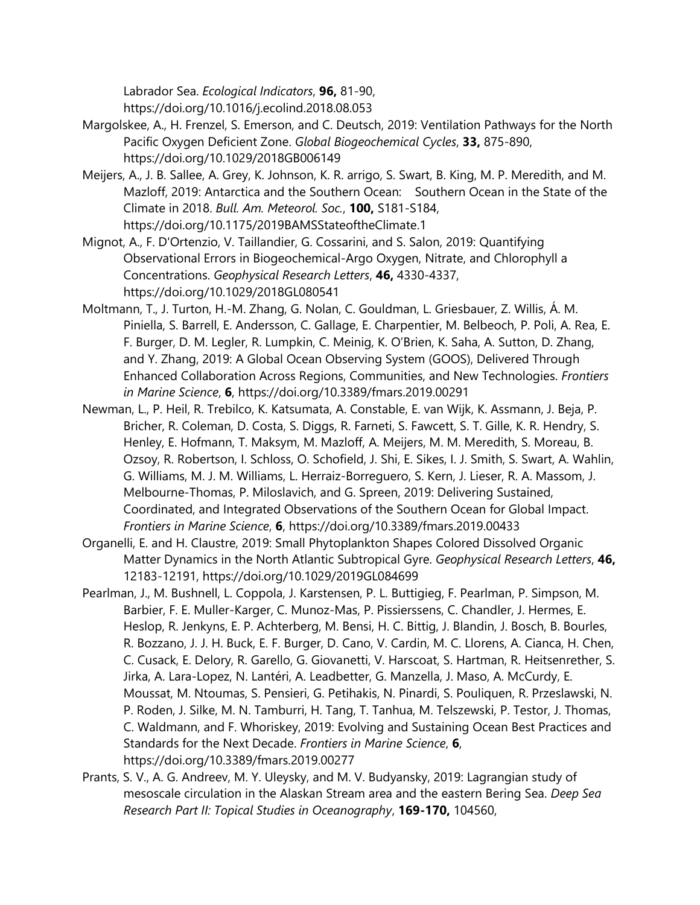Labrador Sea. *Ecological Indicators*, **96,** 81-90, https://doi.org/10.1016/j.ecolind.2018.08.053

Margolskee, A., H. Frenzel, S. Emerson, and C. Deutsch, 2019: Ventilation Pathways for the North Pacific Oxygen Deficient Zone. *Global Biogeochemical Cycles*, **33,** 875-890, https://doi.org/10.1029/2018GB006149

Meijers, A., J. B. Sallee, A. Grey, K. Johnson, K. R. arrigo, S. Swart, B. King, M. P. Meredith, and M. Mazloff, 2019: Antarctica and the Southern Ocean: Southern Ocean in the State of the Climate in 2018. *Bull. Am. Meteorol. Soc.*, **100,** S181-S184, https://doi.org/10.1175/2019BAMSStateoftheClimate.1

Mignot, A., F. D'Ortenzio, V. Taillandier, G. Cossarini, and S. Salon, 2019: Quantifying Observational Errors in Biogeochemical-Argo Oxygen, Nitrate, and Chlorophyll a Concentrations. *Geophysical Research Letters*, **46,** 4330-4337, https://doi.org/10.1029/2018GL080541

Moltmann, T., J. Turton, H.-M. Zhang, G. Nolan, C. Gouldman, L. Griesbauer, Z. Willis, Á. M. Piniella, S. Barrell, E. Andersson, C. Gallage, E. Charpentier, M. Belbeoch, P. Poli, A. Rea, E. F. Burger, D. M. Legler, R. Lumpkin, C. Meinig, K. O'Brien, K. Saha, A. Sutton, D. Zhang, and Y. Zhang, 2019: A Global Ocean Observing System (GOOS), Delivered Through Enhanced Collaboration Across Regions, Communities, and New Technologies. *Frontiers in Marine Science*, **6**, https://doi.org/10.3389/fmars.2019.00291

Newman, L., P. Heil, R. Trebilco, K. Katsumata, A. Constable, E. van Wijk, K. Assmann, J. Beja, P. Bricher, R. Coleman, D. Costa, S. Diggs, R. Farneti, S. Fawcett, S. T. Gille, K. R. Hendry, S. Henley, E. Hofmann, T. Maksym, M. Mazloff, A. Meijers, M. M. Meredith, S. Moreau, B. Ozsoy, R. Robertson, I. Schloss, O. Schofield, J. Shi, E. Sikes, I. J. Smith, S. Swart, A. Wahlin, G. Williams, M. J. M. Williams, L. Herraiz-Borreguero, S. Kern, J. Lieser, R. A. Massom, J. Melbourne-Thomas, P. Miloslavich, and G. Spreen, 2019: Delivering Sustained, Coordinated, and Integrated Observations of the Southern Ocean for Global Impact. *Frontiers in Marine Science*, **6**, https://doi.org/10.3389/fmars.2019.00433

Organelli, E. and H. Claustre, 2019: Small Phytoplankton Shapes Colored Dissolved Organic Matter Dynamics in the North Atlantic Subtropical Gyre. *Geophysical Research Letters*, **46,** 12183-12191, https://doi.org/10.1029/2019GL084699

Pearlman, J., M. Bushnell, L. Coppola, J. Karstensen, P. L. Buttigieg, F. Pearlman, P. Simpson, M. Barbier, F. E. Muller-Karger, C. Munoz-Mas, P. Pissierssens, C. Chandler, J. Hermes, E. Heslop, R. Jenkyns, E. P. Achterberg, M. Bensi, H. C. Bittig, J. Blandin, J. Bosch, B. Bourles, R. Bozzano, J. J. H. Buck, E. F. Burger, D. Cano, V. Cardin, M. C. Llorens, A. Cianca, H. Chen, C. Cusack, E. Delory, R. Garello, G. Giovanetti, V. Harscoat, S. Hartman, R. Heitsenrether, S. Jirka, A. Lara-Lopez, N. Lantéri, A. Leadbetter, G. Manzella, J. Maso, A. McCurdy, E. Moussat, M. Ntoumas, S. Pensieri, G. Petihakis, N. Pinardi, S. Pouliquen, R. Przeslawski, N. P. Roden, J. Silke, M. N. Tamburri, H. Tang, T. Tanhua, M. Telszewski, P. Testor, J. Thomas, C. Waldmann, and F. Whoriskey, 2019: Evolving and Sustaining Ocean Best Practices and Standards for the Next Decade. *Frontiers in Marine Science*, **6**, https://doi.org/10.3389/fmars.2019.00277

Prants, S. V., A. G. Andreev, M. Y. Uleysky, and M. V. Budyansky, 2019: Lagrangian study of mesoscale circulation in the Alaskan Stream area and the eastern Bering Sea. *Deep Sea Research Part II: Topical Studies in Oceanography*, **169-170,** 104560,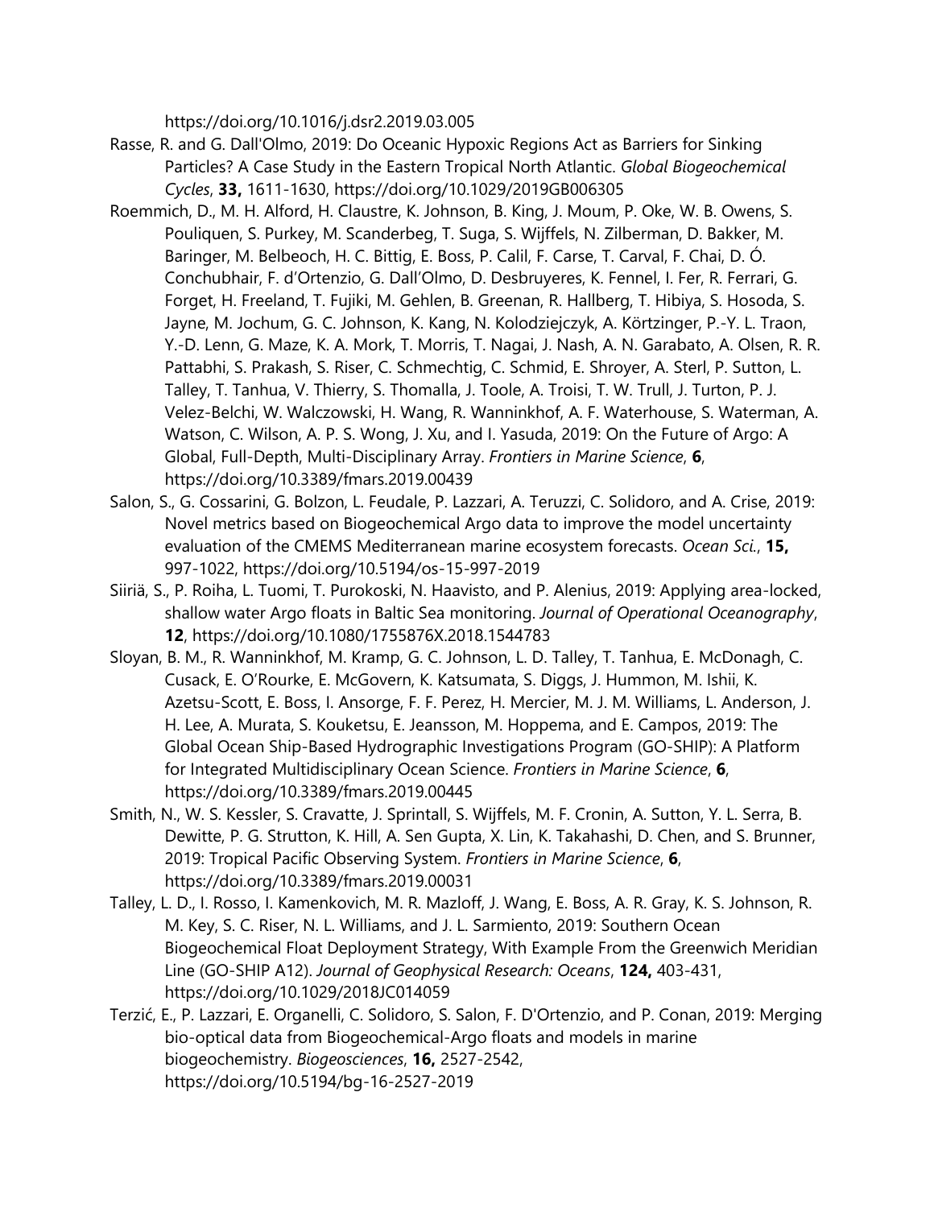https://doi.org/10.1016/j.dsr2.2019.03.005

Rasse, R. and G. Dall'Olmo, 2019: Do Oceanic Hypoxic Regions Act as Barriers for Sinking Particles? A Case Study in the Eastern Tropical North Atlantic. *Global Biogeochemical Cycles*, **33,** 1611-1630, https://doi.org/10.1029/2019GB006305

Roemmich, D., M. H. Alford, H. Claustre, K. Johnson, B. King, J. Moum, P. Oke, W. B. Owens, S. Pouliquen, S. Purkey, M. Scanderbeg, T. Suga, S. Wijffels, N. Zilberman, D. Bakker, M. Baringer, M. Belbeoch, H. C. Bittig, E. Boss, P. Calil, F. Carse, T. Carval, F. Chai, D. Ó. Conchubhair, F. d'Ortenzio, G. Dall'Olmo, D. Desbruyeres, K. Fennel, I. Fer, R. Ferrari, G. Forget, H. Freeland, T. Fujiki, M. Gehlen, B. Greenan, R. Hallberg, T. Hibiya, S. Hosoda, S. Jayne, M. Jochum, G. C. Johnson, K. Kang, N. Kolodziejczyk, A. Körtzinger, P.-Y. L. Traon, Y.-D. Lenn, G. Maze, K. A. Mork, T. Morris, T. Nagai, J. Nash, A. N. Garabato, A. Olsen, R. R. Pattabhi, S. Prakash, S. Riser, C. Schmechtig, C. Schmid, E. Shroyer, A. Sterl, P. Sutton, L. Talley, T. Tanhua, V. Thierry, S. Thomalla, J. Toole, A. Troisi, T. W. Trull, J. Turton, P. J. Velez-Belchi, W. Walczowski, H. Wang, R. Wanninkhof, A. F. Waterhouse, S. Waterman, A. Watson, C. Wilson, A. P. S. Wong, J. Xu, and I. Yasuda, 2019: On the Future of Argo: A Global, Full-Depth, Multi-Disciplinary Array. *Frontiers in Marine Science*, **6**, https://doi.org/10.3389/fmars.2019.00439

Salon, S., G. Cossarini, G. Bolzon, L. Feudale, P. Lazzari, A. Teruzzi, C. Solidoro, and A. Crise, 2019: Novel metrics based on Biogeochemical Argo data to improve the model uncertainty evaluation of the CMEMS Mediterranean marine ecosystem forecasts. *Ocean Sci.*, **15,** 997-1022, https://doi.org/10.5194/os-15-997-2019

Siiriä, S., P. Roiha, L. Tuomi, T. Purokoski, N. Haavisto, and P. Alenius, 2019: Applying area-locked, shallow water Argo floats in Baltic Sea monitoring. *Journal of Operational Oceanography*, **12**, https://doi.org/10.1080/1755876X.2018.1544783

Sloyan, B. M., R. Wanninkhof, M. Kramp, G. C. Johnson, L. D. Talley, T. Tanhua, E. McDonagh, C. Cusack, E. O'Rourke, E. McGovern, K. Katsumata, S. Diggs, J. Hummon, M. Ishii, K. Azetsu-Scott, E. Boss, I. Ansorge, F. F. Perez, H. Mercier, M. J. M. Williams, L. Anderson, J. H. Lee, A. Murata, S. Kouketsu, E. Jeansson, M. Hoppema, and E. Campos, 2019: The Global Ocean Ship-Based Hydrographic Investigations Program (GO-SHIP): A Platform for Integrated Multidisciplinary Ocean Science. *Frontiers in Marine Science*, **6**, https://doi.org/10.3389/fmars.2019.00445

Smith, N., W. S. Kessler, S. Cravatte, J. Sprintall, S. Wijffels, M. F. Cronin, A. Sutton, Y. L. Serra, B. Dewitte, P. G. Strutton, K. Hill, A. Sen Gupta, X. Lin, K. Takahashi, D. Chen, and S. Brunner, 2019: Tropical Pacific Observing System. *Frontiers in Marine Science*, **6**, https://doi.org/10.3389/fmars.2019.00031

Talley, L. D., I. Rosso, I. Kamenkovich, M. R. Mazloff, J. Wang, E. Boss, A. R. Gray, K. S. Johnson, R. M. Key, S. C. Riser, N. L. Williams, and J. L. Sarmiento, 2019: Southern Ocean Biogeochemical Float Deployment Strategy, With Example From the Greenwich Meridian Line (GO-SHIP A12). *Journal of Geophysical Research: Oceans*, **124,** 403-431, https://doi.org/10.1029/2018JC014059

Terzić, E., P. Lazzari, E. Organelli, C. Solidoro, S. Salon, F. D'Ortenzio, and P. Conan, 2019: Merging bio-optical data from Biogeochemical-Argo floats and models in marine biogeochemistry. *Biogeosciences*, **16,** 2527-2542, https://doi.org/10.5194/bg-16-2527-2019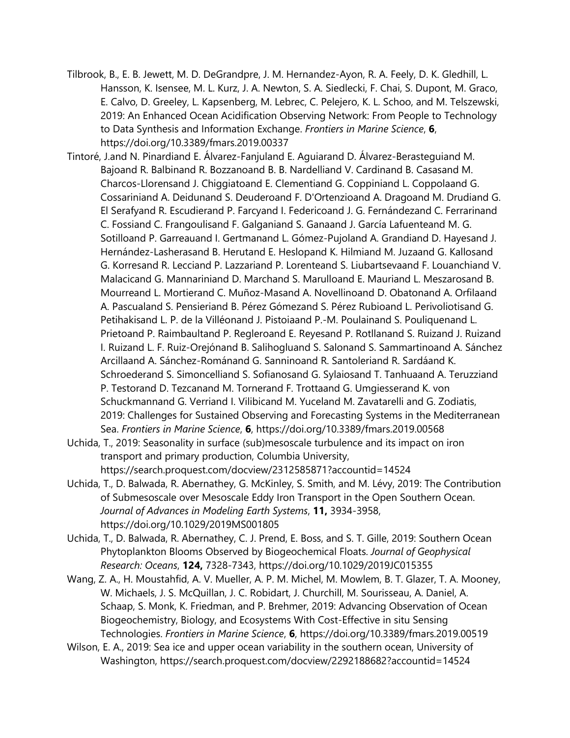Tilbrook, B., E. B. Jewett, M. D. DeGrandpre, J. M. Hernandez-Ayon, R. A. Feely, D. K. Gledhill, L. Hansson, K. Isensee, M. L. Kurz, J. A. Newton, S. A. Siedlecki, F. Chai, S. Dupont, M. Graco, E. Calvo, D. Greeley, L. Kapsenberg, M. Lebrec, C. Pelejero, K. L. Schoo, and M. Telszewski, 2019: An Enhanced Ocean Acidification Observing Network: From People to Technology to Data Synthesis and Information Exchange. *Frontiers in Marine Science*, **6**, https://doi.org/10.3389/fmars.2019.00337

Tintoré, J.and N. Pinardiand E. Álvarez-Fanjuland E. Aguiarand D. Álvarez-Berasteguiand M. Bajoand R. Balbinand R. Bozzanoand B. B. Nardelliand V. Cardinand B. Casasand M. Charcos-Llorensand J. Chiggiatoand E. Clementiand G. Coppiniand L. Coppolaand G. Cossariniand A. Deidunand S. Deuderoand F. D'Ortenzioand A. Dragoand M. Drudiand G. El Serafyand R. Escudierand P. Farcyand I. Federicoand J. G. Fernándezand C. Ferrarinand C. Fossiand C. Frangoulisand F. Galganiand S. Ganaand J. García Lafuenteand M. G. Sotilloand P. Garreauand I. Gertmanand L. Gómez-Pujoland A. Grandiand D. Hayesand J. Hernández-Lasherasand B. Herutand E. Heslopand K. Hilmiand M. Juzaand G. Kallosand G. Korresand R. Lecciand P. Lazzariand P. Lorenteand S. Liubartsevaand F. Louanchiand V. Malacicand G. Mannariniand D. Marchand S. Marulloand E. Mauriand L. Meszarosand B. Mourreand L. Mortierand C. Muñoz-Masand A. Novellinoand D. Obatonand A. Orfilaand A. Pascualand S. Pensieriand B. Pérez Gómezand S. Pérez Rubioand L. Perivoliotisand G. Petihakisand L. P. de la Villéonand J. Pistoiaand P.-M. Poulainand S. Pouliquenand L. Prietoand P. Raimbaultand P. Regleroand E. Reyesand P. Rotllanand S. Ruizand J. Ruizand I. Ruizand L. F. Ruiz-Orejónand B. Salihogluand S. Salonand S. Sammartinoand A. Sánchez Arcillaand A. Sánchez-Románand G. Sanninoand R. Santoleriand R. Sardáand K. Schroederand S. Simoncelliand S. Sofianosand G. Sylaiosand T. Tanhuaand A. Teruzziand P. Testorand D. Tezcanand M. Tornerand F. Trottaand G. Umgiesserand K. von Schuckmannand G. Verriand I. Vilibicand M. Yuceland M. Zavatarelli and G. Zodiatis, 2019: Challenges for Sustained Observing and Forecasting Systems in the Mediterranean Sea. *Frontiers in Marine Science*, **6**, https://doi.org/10.3389/fmars.2019.00568

Uchida, T., 2019: Seasonality in surface (sub)mesoscale turbulence and its impact on iron transport and primary production, Columbia University, https://search.proquest.com/docview/2312585871?accountid=14524

Uchida, T., D. Balwada, R. Abernathey, G. McKinley, S. Smith, and M. Lévy, 2019: The Contribution of Submesoscale over Mesoscale Eddy Iron Transport in the Open Southern Ocean. *Journal of Advances in Modeling Earth Systems*, **11,** 3934-3958, https://doi.org/10.1029/2019MS001805

Uchida, T., D. Balwada, R. Abernathey, C. J. Prend, E. Boss, and S. T. Gille, 2019: Southern Ocean Phytoplankton Blooms Observed by Biogeochemical Floats. *Journal of Geophysical Research: Oceans*, **124,** 7328-7343, https://doi.org/10.1029/2019JC015355

Wang, Z. A., H. Moustahfid, A. V. Mueller, A. P. M. Michel, M. Mowlem, B. T. Glazer, T. A. Mooney, W. Michaels, J. S. McQuillan, J. C. Robidart, J. Churchill, M. Sourisseau, A. Daniel, A. Schaap, S. Monk, K. Friedman, and P. Brehmer, 2019: Advancing Observation of Ocean Biogeochemistry, Biology, and Ecosystems With Cost-Effective in situ Sensing Technologies. *Frontiers in Marine Science*, **6**, https://doi.org/10.3389/fmars.2019.00519

Wilson, E. A., 2019: Sea ice and upper ocean variability in the southern ocean, University of Washington, https://search.proquest.com/docview/2292188682?accountid=14524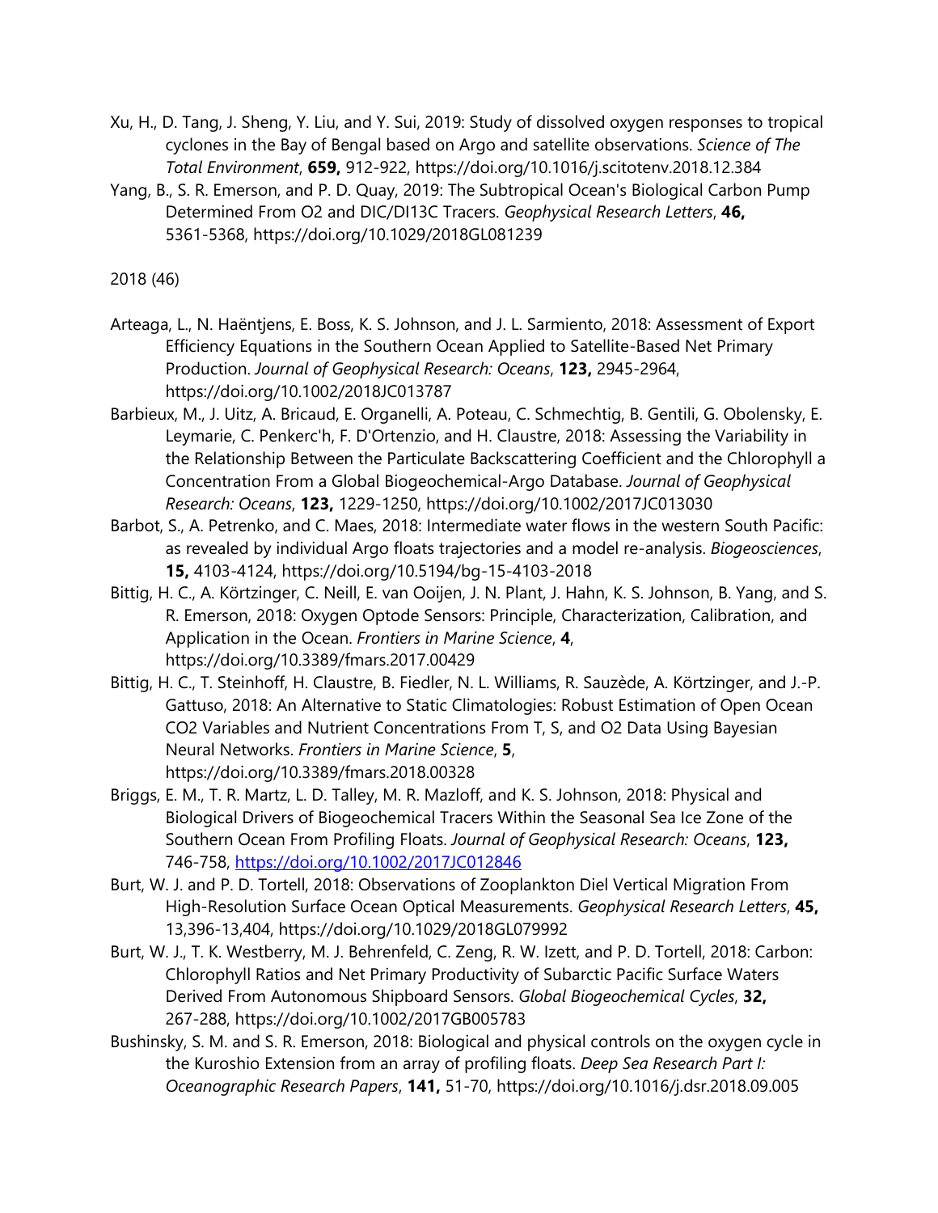Xu, H., D. Tang, J. Sheng, Y. Liu, and Y. Sui, 2019: Study of dissolved oxygen responses to tropical cyclones in the Bay of Bengal based on Argo and satellite observations. *Science of The Total Environment*, **659,** 912-922, https://doi.org/10.1016/j.scitotenv.2018.12.384

Yang, B., S. R. Emerson, and P. D. Quay, 2019: The Subtropical Ocean's Biological Carbon Pump Determined From O2 and DIC/DI13C Tracers. *Geophysical Research Letters*, **46,** 5361-5368, https://doi.org/10.1029/2018GL081239

2018 (46)

Arteaga, L., N. Haëntjens, E. Boss, K. S. Johnson, and J. L. Sarmiento, 2018: Assessment of Export Efficiency Equations in the Southern Ocean Applied to Satellite-Based Net Primary Production. *Journal of Geophysical Research: Oceans*, **123,** 2945-2964, https://doi.org/10.1002/2018JC013787

Barbieux, M., J. Uitz, A. Bricaud, E. Organelli, A. Poteau, C. Schmechtig, B. Gentili, G. Obolensky, E. Leymarie, C. Penkerc'h, F. D'Ortenzio, and H. Claustre, 2018: Assessing the Variability in the Relationship Between the Particulate Backscattering Coefficient and the Chlorophyll a Concentration From a Global Biogeochemical-Argo Database. *Journal of Geophysical Research: Oceans*, **123,** 1229-1250, https://doi.org/10.1002/2017JC013030

Barbot, S., A. Petrenko, and C. Maes, 2018: Intermediate water flows in the western South Pacific: as revealed by individual Argo floats trajectories and a model re-analysis. *Biogeosciences*, **15,** 4103-4124, https://doi.org/10.5194/bg-15-4103-2018

Bittig, H. C., A. Körtzinger, C. Neill, E. van Ooijen, J. N. Plant, J. Hahn, K. S. Johnson, B. Yang, and S. R. Emerson, 2018: Oxygen Optode Sensors: Principle, Characterization, Calibration, and Application in the Ocean. *Frontiers in Marine Science*, **4**, https://doi.org/10.3389/fmars.2017.00429

Bittig, H. C., T. Steinhoff, H. Claustre, B. Fiedler, N. L. Williams, R. Sauzède, A. Körtzinger, and J.-P. Gattuso, 2018: An Alternative to Static Climatologies: Robust Estimation of Open Ocean CO2 Variables and Nutrient Concentrations From T, S, and O2 Data Using Bayesian Neural Networks. *Frontiers in Marine Science*, **5**, https://doi.org/10.3389/fmars.2018.00328

Briggs, E. M., T. R. Martz, L. D. Talley, M. R. Mazloff, and K. S. Johnson, 2018: Physical and Biological Drivers of Biogeochemical Tracers Within the Seasonal Sea Ice Zone of the Southern Ocean From Profiling Floats. *Journal of Geophysical Research: Oceans*, **123,** 746-758, https://doi.org/10.1002/2017JC012846

Burt, W. J. and P. D. Tortell, 2018: Observations of Zooplankton Diel Vertical Migration From High-Resolution Surface Ocean Optical Measurements. *Geophysical Research Letters*, **45,** 13,396-13,404, https://doi.org/10.1029/2018GL079992

Burt, W. J., T. K. Westberry, M. J. Behrenfeld, C. Zeng, R. W. Izett, and P. D. Tortell, 2018: Carbon: Chlorophyll Ratios and Net Primary Productivity of Subarctic Pacific Surface Waters Derived From Autonomous Shipboard Sensors. *Global Biogeochemical Cycles*, **32,** 267-288, https://doi.org/10.1002/2017GB005783

Bushinsky, S. M. and S. R. Emerson, 2018: Biological and physical controls on the oxygen cycle in the Kuroshio Extension from an array of profiling floats. *Deep Sea Research Part I: Oceanographic Research Papers*, **141,** 51-70, https://doi.org/10.1016/j.dsr.2018.09.005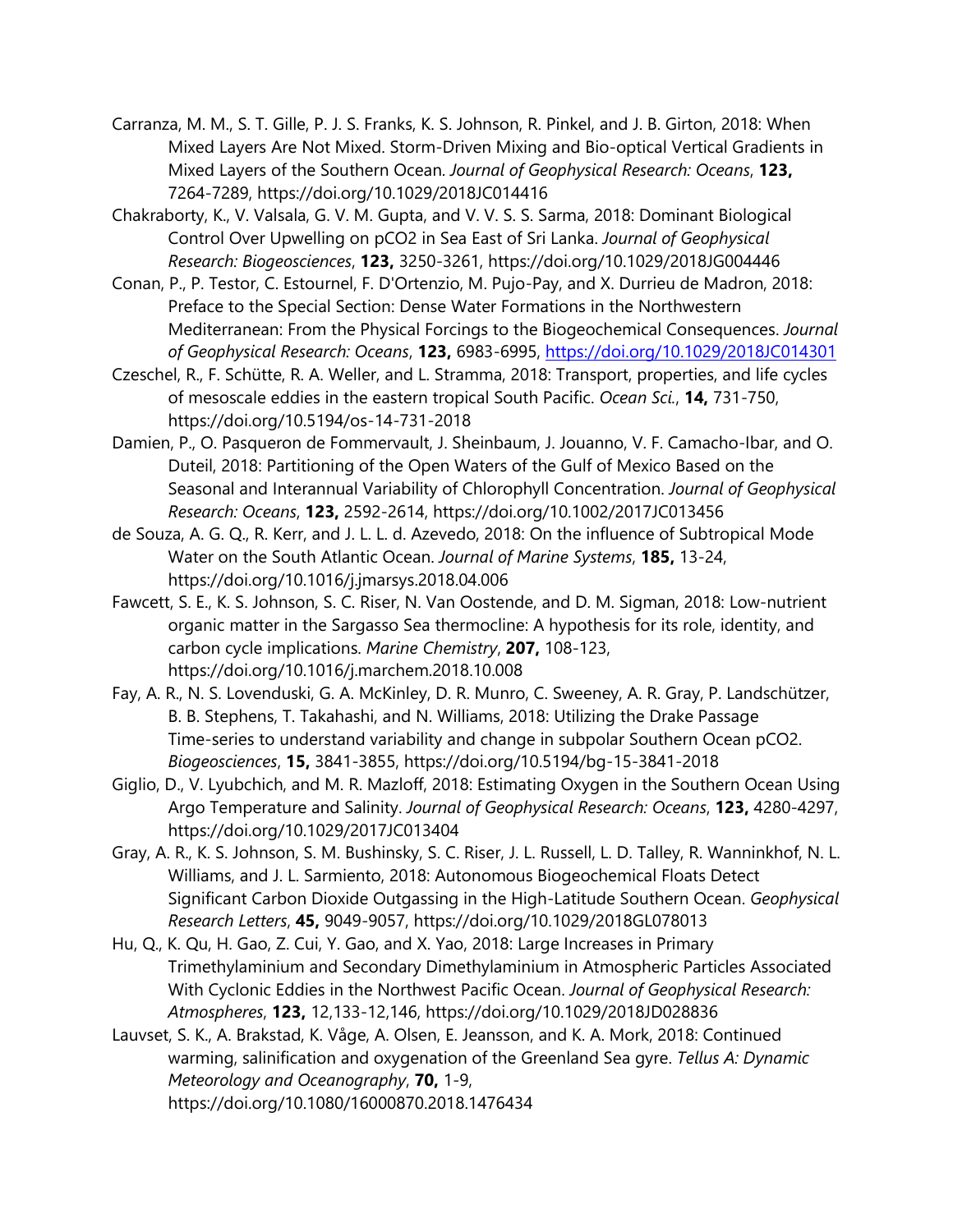Carranza, M. M., S. T. Gille, P. J. S. Franks, K. S. Johnson, R. Pinkel, and J. B. Girton, 2018: When Mixed Layers Are Not Mixed. Storm-Driven Mixing and Bio-optical Vertical Gradients in Mixed Layers of the Southern Ocean. *Journal of Geophysical Research: Oceans*, **123,** 7264-7289, https://doi.org/10.1029/2018JC014416

Chakraborty, K., V. Valsala, G. V. M. Gupta, and V. V. S. S. Sarma, 2018: Dominant Biological Control Over Upwelling on pCO2 in Sea East of Sri Lanka. *Journal of Geophysical Research: Biogeosciences*, **123,** 3250-3261, https://doi.org/10.1029/2018JG004446

Conan, P., P. Testor, C. Estournel, F. D'Ortenzio, M. Pujo-Pay, and X. Durrieu de Madron, 2018: Preface to the Special Section: Dense Water Formations in the Northwestern Mediterranean: From the Physical Forcings to the Biogeochemical Consequences. *Journal of Geophysical Research: Oceans*, **123,** 6983-6995, https://doi.org/10.1029/2018JC014301

Czeschel, R., F. Schütte, R. A. Weller, and L. Stramma, 2018: Transport, properties, and life cycles of mesoscale eddies in the eastern tropical South Pacific. *Ocean Sci.*, **14,** 731-750, https://doi.org/10.5194/os-14-731-2018

Damien, P., O. Pasqueron de Fommervault, J. Sheinbaum, J. Jouanno, V. F. Camacho-Ibar, and O. Duteil, 2018: Partitioning of the Open Waters of the Gulf of Mexico Based on the Seasonal and Interannual Variability of Chlorophyll Concentration. *Journal of Geophysical Research: Oceans*, **123,** 2592-2614, https://doi.org/10.1002/2017JC013456

de Souza, A. G. Q., R. Kerr, and J. L. L. d. Azevedo, 2018: On the influence of Subtropical Mode Water on the South Atlantic Ocean. *Journal of Marine Systems*, **185,** 13-24, https://doi.org/10.1016/j.jmarsys.2018.04.006

Fawcett, S. E., K. S. Johnson, S. C. Riser, N. Van Oostende, and D. M. Sigman, 2018: Low-nutrient organic matter in the Sargasso Sea thermocline: A hypothesis for its role, identity, and carbon cycle implications. *Marine Chemistry*, **207,** 108-123, https://doi.org/10.1016/j.marchem.2018.10.008

Fay, A. R., N. S. Lovenduski, G. A. McKinley, D. R. Munro, C. Sweeney, A. R. Gray, P. Landschützer, B. B. Stephens, T. Takahashi, and N. Williams, 2018: Utilizing the Drake Passage Time-series to understand variability and change in subpolar Southern Ocean pCO2. *Biogeosciences*, **15,** 3841-3855, https://doi.org/10.5194/bg-15-3841-2018

Giglio, D., V. Lyubchich, and M. R. Mazloff, 2018: Estimating Oxygen in the Southern Ocean Using Argo Temperature and Salinity. *Journal of Geophysical Research: Oceans*, **123,** 4280-4297, https://doi.org/10.1029/2017JC013404

Gray, A. R., K. S. Johnson, S. M. Bushinsky, S. C. Riser, J. L. Russell, L. D. Talley, R. Wanninkhof, N. L. Williams, and J. L. Sarmiento, 2018: Autonomous Biogeochemical Floats Detect Significant Carbon Dioxide Outgassing in the High-Latitude Southern Ocean. *Geophysical Research Letters*, **45,** 9049-9057, https://doi.org/10.1029/2018GL078013

Hu, Q., K. Qu, H. Gao, Z. Cui, Y. Gao, and X. Yao, 2018: Large Increases in Primary Trimethylaminium and Secondary Dimethylaminium in Atmospheric Particles Associated With Cyclonic Eddies in the Northwest Pacific Ocean. *Journal of Geophysical Research: Atmospheres*, **123,** 12,133-12,146, https://doi.org/10.1029/2018JD028836

Lauvset, S. K., A. Brakstad, K. Våge, A. Olsen, E. Jeansson, and K. A. Mork, 2018: Continued warming, salinification and oxygenation of the Greenland Sea gyre. *Tellus A: Dynamic Meteorology and Oceanography*, **70,** 1-9, https://doi.org/10.1080/16000870.2018.1476434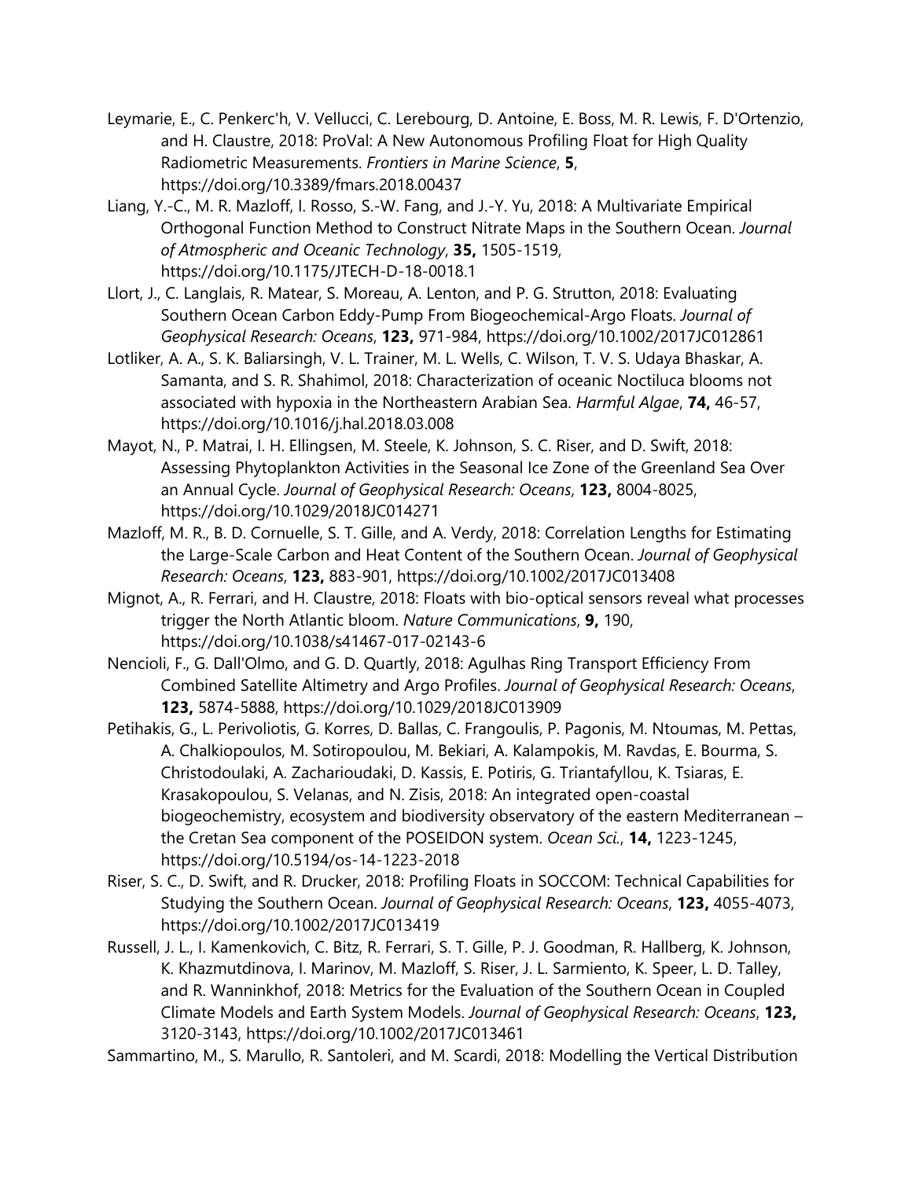Leymarie, E., C. Penkerc'h, V. Vellucci, C. Lerebourg, D. Antoine, E. Boss, M. R. Lewis, F. D'Ortenzio, and H. Claustre, 2018: ProVal: A New Autonomous Profiling Float for High Quality Radiometric Measurements. *Frontiers in Marine Science*, **5**, https://doi.org/10.3389/fmars.2018.00437

Liang, Y.-C., M. R. Mazloff, I. Rosso, S.-W. Fang, and J.-Y. Yu, 2018: A Multivariate Empirical Orthogonal Function Method to Construct Nitrate Maps in the Southern Ocean. *Journal of Atmospheric and Oceanic Technology*, **35,** 1505-1519, https://doi.org/10.1175/JTECH-D-18-0018.1

Llort, J., C. Langlais, R. Matear, S. Moreau, A. Lenton, and P. G. Strutton, 2018: Evaluating Southern Ocean Carbon Eddy-Pump From Biogeochemical-Argo Floats. *Journal of Geophysical Research: Oceans*, **123,** 971-984, https://doi.org/10.1002/2017JC012861

Lotliker, A. A., S. K. Baliarsingh, V. L. Trainer, M. L. Wells, C. Wilson, T. V. S. Udaya Bhaskar, A. Samanta, and S. R. Shahimol, 2018: Characterization of oceanic Noctiluca blooms not associated with hypoxia in the Northeastern Arabian Sea. *Harmful Algae*, **74,** 46-57, https://doi.org/10.1016/j.hal.2018.03.008

Mayot, N., P. Matrai, I. H. Ellingsen, M. Steele, K. Johnson, S. C. Riser, and D. Swift, 2018: Assessing Phytoplankton Activities in the Seasonal Ice Zone of the Greenland Sea Over an Annual Cycle. *Journal of Geophysical Research: Oceans*, **123,** 8004-8025, https://doi.org/10.1029/2018JC014271

Mazloff, M. R., B. D. Cornuelle, S. T. Gille, and A. Verdy, 2018: Correlation Lengths for Estimating the Large-Scale Carbon and Heat Content of the Southern Ocean. *Journal of Geophysical Research: Oceans*, **123,** 883-901, https://doi.org/10.1002/2017JC013408

Mignot, A., R. Ferrari, and H. Claustre, 2018: Floats with bio-optical sensors reveal what processes trigger the North Atlantic bloom. *Nature Communications*, **9,** 190, https://doi.org/10.1038/s41467-017-02143-6

Nencioli, F., G. Dall'Olmo, and G. D. Quartly, 2018: Agulhas Ring Transport Efficiency From Combined Satellite Altimetry and Argo Profiles. *Journal of Geophysical Research: Oceans*, **123,** 5874-5888, https://doi.org/10.1029/2018JC013909

Petihakis, G., L. Perivoliotis, G. Korres, D. Ballas, C. Frangoulis, P. Pagonis, M. Ntoumas, M. Pettas, A. Chalkiopoulos, M. Sotiropoulou, M. Bekiari, A. Kalampokis, M. Ravdas, E. Bourma, S. Christodoulaki, A. Zacharioudaki, D. Kassis, E. Potiris, G. Triantafyllou, K. Tsiaras, E. Krasakopoulou, S. Velanas, and N. Zisis, 2018: An integrated open-coastal biogeochemistry, ecosystem and biodiversity observatory of the eastern Mediterranean – the Cretan Sea component of the POSEIDON system. *Ocean Sci.*, **14,** 1223-1245, https://doi.org/10.5194/os-14-1223-2018

Riser, S. C., D. Swift, and R. Drucker, 2018: Profiling Floats in SOCCOM: Technical Capabilities for Studying the Southern Ocean. *Journal of Geophysical Research: Oceans*, **123,** 4055-4073, https://doi.org/10.1002/2017JC013419

Russell, J. L., I. Kamenkovich, C. Bitz, R. Ferrari, S. T. Gille, P. J. Goodman, R. Hallberg, K. Johnson, K. Khazmutdinova, I. Marinov, M. Mazloff, S. Riser, J. L. Sarmiento, K. Speer, L. D. Talley, and R. Wanninkhof, 2018: Metrics for the Evaluation of the Southern Ocean in Coupled Climate Models and Earth System Models. *Journal of Geophysical Research: Oceans*, **123,** 3120-3143, https://doi.org/10.1002/2017JC013461

Sammartino, M., S. Marullo, R. Santoleri, and M. Scardi, 2018: Modelling the Vertical Distribution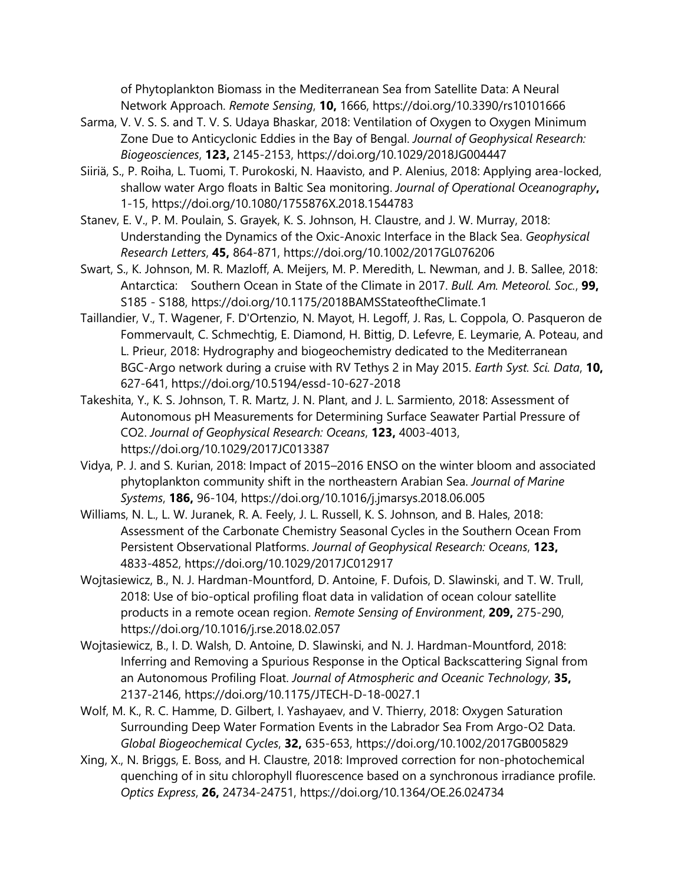of Phytoplankton Biomass in the Mediterranean Sea from Satellite Data: A Neural Network Approach. *Remote Sensing*, **10,** 1666, https://doi.org/10.3390/rs10101666

Sarma, V. V. S. S. and T. V. S. Udaya Bhaskar, 2018: Ventilation of Oxygen to Oxygen Minimum Zone Due to Anticyclonic Eddies in the Bay of Bengal. *Journal of Geophysical Research: Biogeosciences*, **123,** 2145-2153, https://doi.org/10.1029/2018JG004447

Siiriä, S., P. Roiha, L. Tuomi, T. Purokoski, N. Haavisto, and P. Alenius, 2018: Applying area-locked, shallow water Argo floats in Baltic Sea monitoring. *Journal of Operational Oceanography***,** 1-15, https://doi.org/10.1080/1755876X.2018.1544783

Stanev, E. V., P. M. Poulain, S. Grayek, K. S. Johnson, H. Claustre, and J. W. Murray, 2018: Understanding the Dynamics of the Oxic-Anoxic Interface in the Black Sea. *Geophysical Research Letters*, **45,** 864-871, https://doi.org/10.1002/2017GL076206

Swart, S., K. Johnson, M. R. Mazloff, A. Meijers, M. P. Meredith, L. Newman, and J. B. Sallee, 2018: Antarctica: Southern Ocean in State of the Climate in 2017. *Bull. Am. Meteorol. Soc.*, **99,** S185 - S188, https://doi.org/10.1175/2018BAMSStateoftheClimate.1

Taillandier, V., T. Wagener, F. D'Ortenzio, N. Mayot, H. Legoff, J. Ras, L. Coppola, O. Pasqueron de Fommervault, C. Schmechtig, E. Diamond, H. Bittig, D. Lefevre, E. Leymarie, A. Poteau, and L. Prieur, 2018: Hydrography and biogeochemistry dedicated to the Mediterranean BGC-Argo network during a cruise with RV Tethys 2 in May 2015. *Earth Syst. Sci. Data*, **10,** 627-641, https://doi.org/10.5194/essd-10-627-2018

Takeshita, Y., K. S. Johnson, T. R. Martz, J. N. Plant, and J. L. Sarmiento, 2018: Assessment of Autonomous pH Measurements for Determining Surface Seawater Partial Pressure of CO2. *Journal of Geophysical Research: Oceans*, **123,** 4003-4013, https://doi.org/10.1029/2017JC013387

Vidya, P. J. and S. Kurian, 2018: Impact of 2015–2016 ENSO on the winter bloom and associated phytoplankton community shift in the northeastern Arabian Sea. *Journal of Marine Systems*, **186,** 96-104, https://doi.org/10.1016/j.jmarsys.2018.06.005

Williams, N. L., L. W. Juranek, R. A. Feely, J. L. Russell, K. S. Johnson, and B. Hales, 2018: Assessment of the Carbonate Chemistry Seasonal Cycles in the Southern Ocean From Persistent Observational Platforms. *Journal of Geophysical Research: Oceans*, **123,** 4833-4852, https://doi.org/10.1029/2017JC012917

Wojtasiewicz, B., N. J. Hardman-Mountford, D. Antoine, F. Dufois, D. Slawinski, and T. W. Trull, 2018: Use of bio-optical profiling float data in validation of ocean colour satellite products in a remote ocean region. *Remote Sensing of Environment*, **209,** 275-290, https://doi.org/10.1016/j.rse.2018.02.057

Wojtasiewicz, B., I. D. Walsh, D. Antoine, D. Slawinski, and N. J. Hardman-Mountford, 2018: Inferring and Removing a Spurious Response in the Optical Backscattering Signal from an Autonomous Profiling Float. *Journal of Atmospheric and Oceanic Technology*, **35,** 2137-2146, https://doi.org/10.1175/JTECH-D-18-0027.1

Wolf, M. K., R. C. Hamme, D. Gilbert, I. Yashayaev, and V. Thierry, 2018: Oxygen Saturation Surrounding Deep Water Formation Events in the Labrador Sea From Argo-O2 Data. *Global Biogeochemical Cycles*, **32,** 635-653, https://doi.org/10.1002/2017GB005829

Xing, X., N. Briggs, E. Boss, and H. Claustre, 2018: Improved correction for non-photochemical quenching of in situ chlorophyll fluorescence based on a synchronous irradiance profile. *Optics Express*, **26,** 24734-24751, https://doi.org/10.1364/OE.26.024734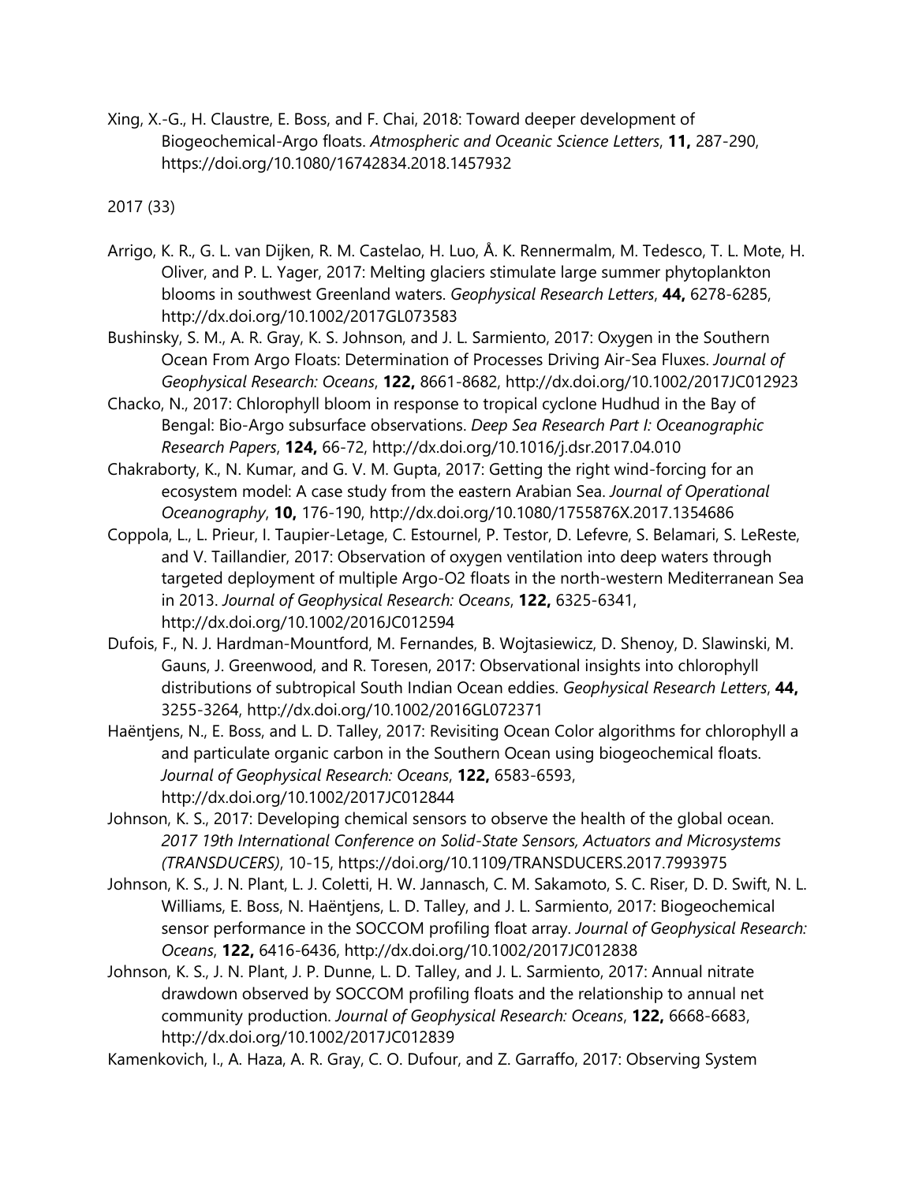Xing, X.-G., H. Claustre, E. Boss, and F. Chai, 2018: Toward deeper development of Biogeochemical-Argo floats. *Atmospheric and Oceanic Science Letters*, **11,** 287-290, https://doi.org/10.1080/16742834.2018.1457932

2017 (33)

Arrigo, K. R., G. L. van Dijken, R. M. Castelao, H. Luo, Å. K. Rennermalm, M. Tedesco, T. L. Mote, H. Oliver, and P. L. Yager, 2017: Melting glaciers stimulate large summer phytoplankton blooms in southwest Greenland waters. *Geophysical Research Letters*, **44,** 6278-6285, http://dx.doi.org/10.1002/2017GL073583

Bushinsky, S. M., A. R. Gray, K. S. Johnson, and J. L. Sarmiento, 2017: Oxygen in the Southern Ocean From Argo Floats: Determination of Processes Driving Air-Sea Fluxes. *Journal of Geophysical Research: Oceans*, **122,** 8661-8682, http://dx.doi.org/10.1002/2017JC012923

Chacko, N., 2017: Chlorophyll bloom in response to tropical cyclone Hudhud in the Bay of Bengal: Bio-Argo subsurface observations. *Deep Sea Research Part I: Oceanographic Research Papers*, **124,** 66-72, http://dx.doi.org/10.1016/j.dsr.2017.04.010

Chakraborty, K., N. Kumar, and G. V. M. Gupta, 2017: Getting the right wind-forcing for an ecosystem model: A case study from the eastern Arabian Sea. *Journal of Operational Oceanography*, **10,** 176-190, http://dx.doi.org/10.1080/1755876X.2017.1354686

Coppola, L., L. Prieur, I. Taupier-Letage, C. Estournel, P. Testor, D. Lefevre, S. Belamari, S. LeReste, and V. Taillandier, 2017: Observation of oxygen ventilation into deep waters through targeted deployment of multiple Argo-O2 floats in the north-western Mediterranean Sea in 2013. *Journal of Geophysical Research: Oceans*, **122,** 6325-6341, http://dx.doi.org/10.1002/2016JC012594

Dufois, F., N. J. Hardman-Mountford, M. Fernandes, B. Wojtasiewicz, D. Shenoy, D. Slawinski, M. Gauns, J. Greenwood, and R. Toresen, 2017: Observational insights into chlorophyll distributions of subtropical South Indian Ocean eddies. *Geophysical Research Letters*, **44,** 3255-3264, http://dx.doi.org/10.1002/2016GL072371

Haëntjens, N., E. Boss, and L. D. Talley, 2017: Revisiting Ocean Color algorithms for chlorophyll a and particulate organic carbon in the Southern Ocean using biogeochemical floats. *Journal of Geophysical Research: Oceans*, **122,** 6583-6593, http://dx.doi.org/10.1002/2017JC012844

Johnson, K. S., 2017: Developing chemical sensors to observe the health of the global ocean. *2017 19th International Conference on Solid-State Sensors, Actuators and Microsystems (TRANSDUCERS)*, 10-15, https://doi.org/10.1109/TRANSDUCERS.2017.7993975

Johnson, K. S., J. N. Plant, L. J. Coletti, H. W. Jannasch, C. M. Sakamoto, S. C. Riser, D. D. Swift, N. L. Williams, E. Boss, N. Haëntjens, L. D. Talley, and J. L. Sarmiento, 2017: Biogeochemical sensor performance in the SOCCOM profiling float array. *Journal of Geophysical Research: Oceans*, **122,** 6416-6436, http://dx.doi.org/10.1002/2017JC012838

Johnson, K. S., J. N. Plant, J. P. Dunne, L. D. Talley, and J. L. Sarmiento, 2017: Annual nitrate drawdown observed by SOCCOM profiling floats and the relationship to annual net community production. *Journal of Geophysical Research: Oceans*, **122,** 6668-6683, http://dx.doi.org/10.1002/2017JC012839

Kamenkovich, I., A. Haza, A. R. Gray, C. O. Dufour, and Z. Garraffo, 2017: Observing System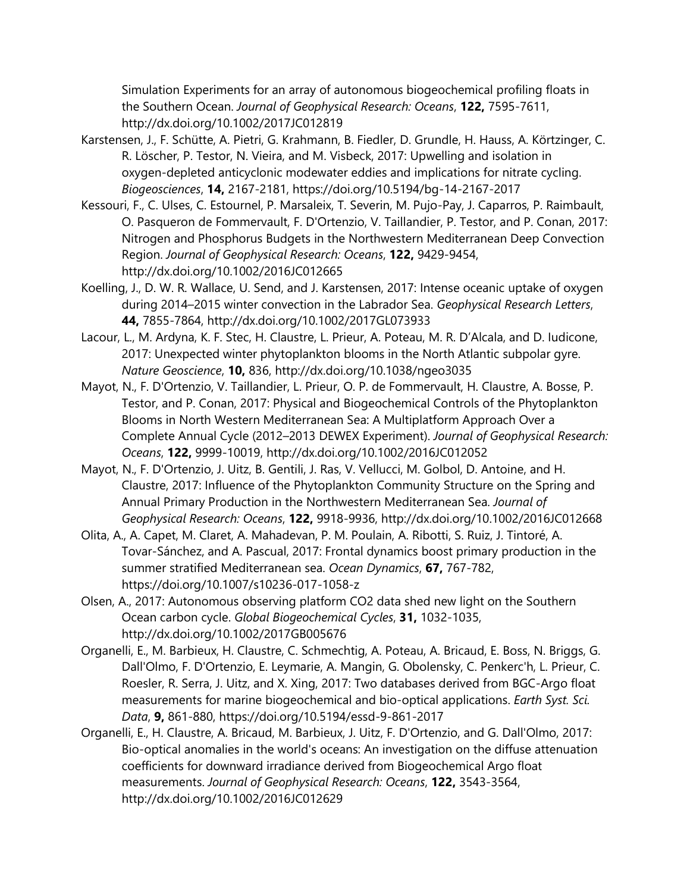Simulation Experiments for an array of autonomous biogeochemical profiling floats in the Southern Ocean. *Journal of Geophysical Research: Oceans*, **122,** 7595-7611, http://dx.doi.org/10.1002/2017JC012819

Karstensen, J., F. Schütte, A. Pietri, G. Krahmann, B. Fiedler, D. Grundle, H. Hauss, A. Körtzinger, C. R. Löscher, P. Testor, N. Vieira, and M. Visbeck, 2017: Upwelling and isolation in oxygen-depleted anticyclonic modewater eddies and implications for nitrate cycling. *Biogeosciences*, **14,** 2167-2181, https://doi.org/10.5194/bg-14-2167-2017

Kessouri, F., C. Ulses, C. Estournel, P. Marsaleix, T. Severin, M. Pujo-Pay, J. Caparros, P. Raimbault, O. Pasqueron de Fommervault, F. D'Ortenzio, V. Taillandier, P. Testor, and P. Conan, 2017: Nitrogen and Phosphorus Budgets in the Northwestern Mediterranean Deep Convection Region. *Journal of Geophysical Research: Oceans*, **122,** 9429-9454, http://dx.doi.org/10.1002/2016JC012665

Koelling, J., D. W. R. Wallace, U. Send, and J. Karstensen, 2017: Intense oceanic uptake of oxygen during 2014–2015 winter convection in the Labrador Sea. *Geophysical Research Letters*, **44,** 7855-7864, http://dx.doi.org/10.1002/2017GL073933

Lacour, L., M. Ardyna, K. F. Stec, H. Claustre, L. Prieur, A. Poteau, M. R. D'Alcala, and D. Iudicone, 2017: Unexpected winter phytoplankton blooms in the North Atlantic subpolar gyre. *Nature Geoscience*, **10,** 836, http://dx.doi.org/10.1038/ngeo3035

Mayot, N., F. D'Ortenzio, V. Taillandier, L. Prieur, O. P. de Fommervault, H. Claustre, A. Bosse, P. Testor, and P. Conan, 2017: Physical and Biogeochemical Controls of the Phytoplankton Blooms in North Western Mediterranean Sea: A Multiplatform Approach Over a Complete Annual Cycle (2012–2013 DEWEX Experiment). *Journal of Geophysical Research: Oceans*, **122,** 9999-10019, http://dx.doi.org/10.1002/2016JC012052

Mayot, N., F. D'Ortenzio, J. Uitz, B. Gentili, J. Ras, V. Vellucci, M. Golbol, D. Antoine, and H. Claustre, 2017: Influence of the Phytoplankton Community Structure on the Spring and Annual Primary Production in the Northwestern Mediterranean Sea. *Journal of Geophysical Research: Oceans*, **122,** 9918-9936, http://dx.doi.org/10.1002/2016JC012668

Olita, A., A. Capet, M. Claret, A. Mahadevan, P. M. Poulain, A. Ribotti, S. Ruiz, J. Tintoré, A. Tovar-Sánchez, and A. Pascual, 2017: Frontal dynamics boost primary production in the summer stratified Mediterranean sea. *Ocean Dynamics*, **67,** 767-782, https://doi.org/10.1007/s10236-017-1058-z

Olsen, A., 2017: Autonomous observing platform CO2 data shed new light on the Southern Ocean carbon cycle. *Global Biogeochemical Cycles*, **31,** 1032-1035, http://dx.doi.org/10.1002/2017GB005676

Organelli, E., M. Barbieux, H. Claustre, C. Schmechtig, A. Poteau, A. Bricaud, E. Boss, N. Briggs, G. Dall'Olmo, F. D'Ortenzio, E. Leymarie, A. Mangin, G. Obolensky, C. Penkerc'h, L. Prieur, C. Roesler, R. Serra, J. Uitz, and X. Xing, 2017: Two databases derived from BGC-Argo float measurements for marine biogeochemical and bio-optical applications. *Earth Syst. Sci. Data*, **9,** 861-880, https://doi.org/10.5194/essd-9-861-2017

Organelli, E., H. Claustre, A. Bricaud, M. Barbieux, J. Uitz, F. D'Ortenzio, and G. Dall'Olmo, 2017: Bio-optical anomalies in the world's oceans: An investigation on the diffuse attenuation coefficients for downward irradiance derived from Biogeochemical Argo float measurements. *Journal of Geophysical Research: Oceans*, **122,** 3543-3564, http://dx.doi.org/10.1002/2016JC012629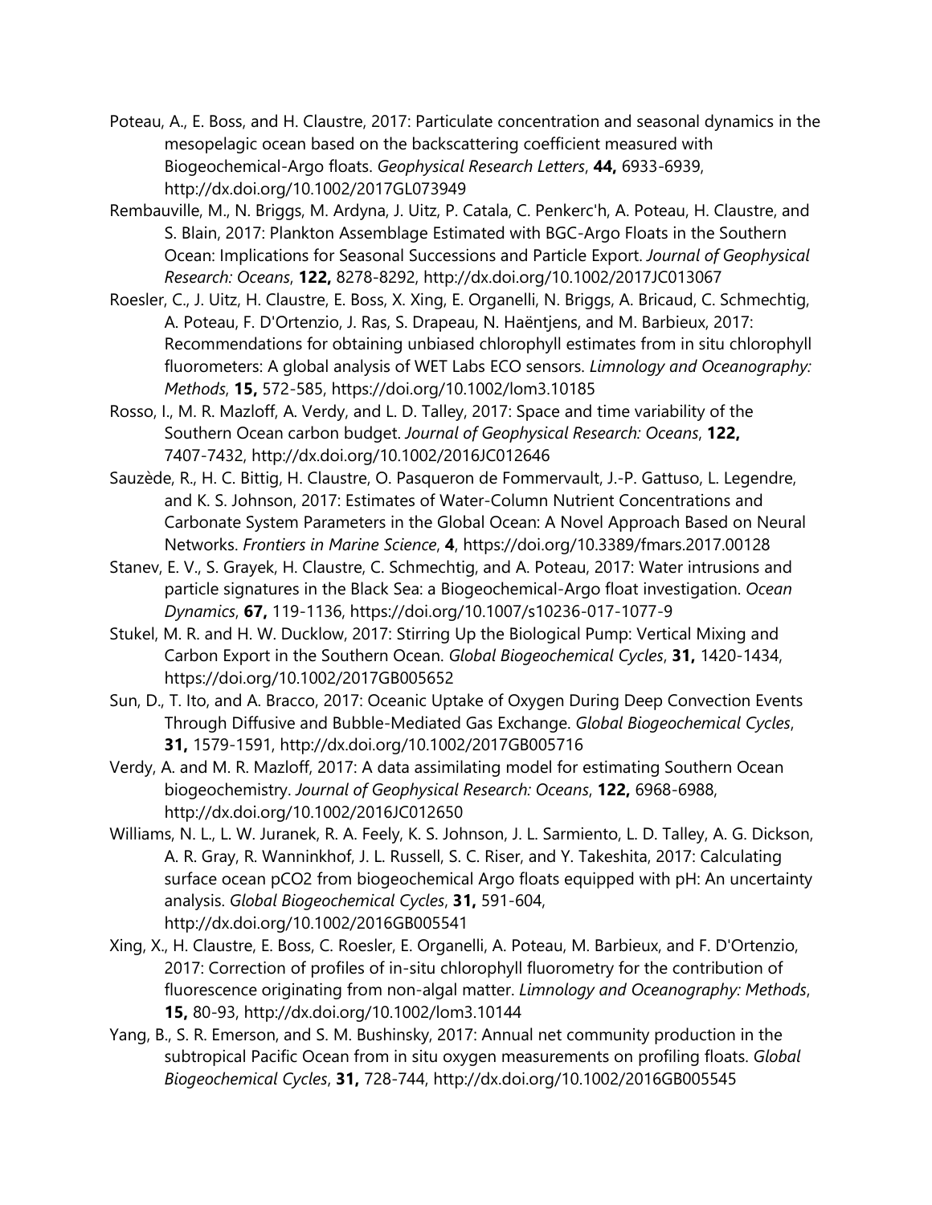Poteau, A., E. Boss, and H. Claustre, 2017: Particulate concentration and seasonal dynamics in the mesopelagic ocean based on the backscattering coefficient measured with Biogeochemical-Argo floats. *Geophysical Research Letters*, **44,** 6933-6939, http://dx.doi.org/10.1002/2017GL073949

Rembauville, M., N. Briggs, M. Ardyna, J. Uitz, P. Catala, C. Penkerc'h, A. Poteau, H. Claustre, and S. Blain, 2017: Plankton Assemblage Estimated with BGC-Argo Floats in the Southern Ocean: Implications for Seasonal Successions and Particle Export. *Journal of Geophysical Research: Oceans*, **122,** 8278-8292, http://dx.doi.org/10.1002/2017JC013067

Roesler, C., J. Uitz, H. Claustre, E. Boss, X. Xing, E. Organelli, N. Briggs, A. Bricaud, C. Schmechtig, A. Poteau, F. D'Ortenzio, J. Ras, S. Drapeau, N. Haëntjens, and M. Barbieux, 2017: Recommendations for obtaining unbiased chlorophyll estimates from in situ chlorophyll fluorometers: A global analysis of WET Labs ECO sensors. *Limnology and Oceanography: Methods*, **15,** 572-585, https://doi.org/10.1002/lom3.10185

Rosso, I., M. R. Mazloff, A. Verdy, and L. D. Talley, 2017: Space and time variability of the Southern Ocean carbon budget. *Journal of Geophysical Research: Oceans*, **122,** 7407-7432, http://dx.doi.org/10.1002/2016JC012646

Sauzède, R., H. C. Bittig, H. Claustre, O. Pasqueron de Fommervault, J.-P. Gattuso, L. Legendre, and K. S. Johnson, 2017: Estimates of Water-Column Nutrient Concentrations and Carbonate System Parameters in the Global Ocean: A Novel Approach Based on Neural Networks. *Frontiers in Marine Science*, **4**, https://doi.org/10.3389/fmars.2017.00128

Stanev, E. V., S. Grayek, H. Claustre, C. Schmechtig, and A. Poteau, 2017: Water intrusions and particle signatures in the Black Sea: a Biogeochemical-Argo float investigation. *Ocean Dynamics*, **67,** 119-1136, https://doi.org/10.1007/s10236-017-1077-9

Stukel, M. R. and H. W. Ducklow, 2017: Stirring Up the Biological Pump: Vertical Mixing and Carbon Export in the Southern Ocean. *Global Biogeochemical Cycles*, **31,** 1420-1434, https://doi.org/10.1002/2017GB005652

Sun, D., T. Ito, and A. Bracco, 2017: Oceanic Uptake of Oxygen During Deep Convection Events Through Diffusive and Bubble-Mediated Gas Exchange. *Global Biogeochemical Cycles*, **31,** 1579-1591, http://dx.doi.org/10.1002/2017GB005716

Verdy, A. and M. R. Mazloff, 2017: A data assimilating model for estimating Southern Ocean biogeochemistry. *Journal of Geophysical Research: Oceans*, **122,** 6968-6988, http://dx.doi.org/10.1002/2016JC012650

Williams, N. L., L. W. Juranek, R. A. Feely, K. S. Johnson, J. L. Sarmiento, L. D. Talley, A. G. Dickson, A. R. Gray, R. Wanninkhof, J. L. Russell, S. C. Riser, and Y. Takeshita, 2017: Calculating surface ocean pCO2 from biogeochemical Argo floats equipped with pH: An uncertainty analysis. *Global Biogeochemical Cycles*, **31,** 591-604, http://dx.doi.org/10.1002/2016GB005541

Xing, X., H. Claustre, E. Boss, C. Roesler, E. Organelli, A. Poteau, M. Barbieux, and F. D'Ortenzio, 2017: Correction of profiles of in-situ chlorophyll fluorometry for the contribution of fluorescence originating from non-algal matter. *Limnology and Oceanography: Methods*, **15,** 80-93, http://dx.doi.org/10.1002/lom3.10144

Yang, B., S. R. Emerson, and S. M. Bushinsky, 2017: Annual net community production in the subtropical Pacific Ocean from in situ oxygen measurements on profiling floats. *Global Biogeochemical Cycles*, **31,** 728-744, http://dx.doi.org/10.1002/2016GB005545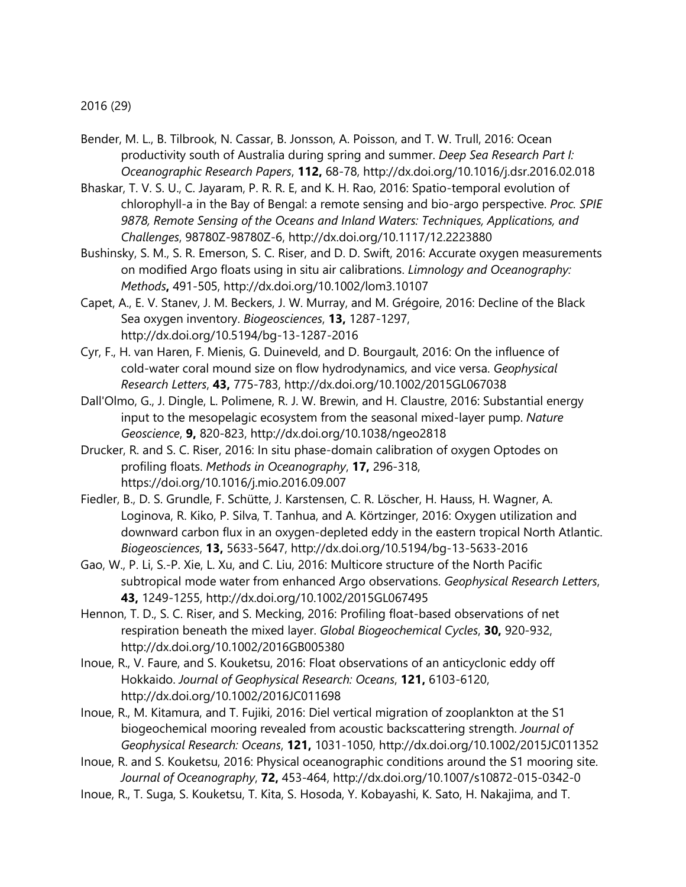2016 (29)

Bender, M. L., B. Tilbrook, N. Cassar, B. Jonsson, A. Poisson, and T. W. Trull, 2016: Ocean productivity south of Australia during spring and summer. *Deep Sea Research Part I: Oceanographic Research Papers*, **112,** 68-78, http://dx.doi.org/10.1016/j.dsr.2016.02.018

Bhaskar, T. V. S. U., C. Jayaram, P. R. R. E, and K. H. Rao, 2016: Spatio-temporal evolution of chlorophyll-a in the Bay of Bengal: a remote sensing and bio-argo perspective. *Proc. SPIE 9878, Remote Sensing of the Oceans and Inland Waters: Techniques, Applications, and Challenges*, 98780Z-98780Z-6, http://dx.doi.org/10.1117/12.2223880

Bushinsky, S. M., S. R. Emerson, S. C. Riser, and D. D. Swift, 2016: Accurate oxygen measurements on modified Argo floats using in situ air calibrations. *Limnology and Oceanography: Methods***,** 491-505, http://dx.doi.org/10.1002/lom3.10107

Capet, A., E. V. Stanev, J. M. Beckers, J. W. Murray, and M. Grégoire, 2016: Decline of the Black Sea oxygen inventory. *Biogeosciences*, **13,** 1287-1297, http://dx.doi.org/10.5194/bg-13-1287-2016

Cyr, F., H. van Haren, F. Mienis, G. Duineveld, and D. Bourgault, 2016: On the influence of cold-water coral mound size on flow hydrodynamics, and vice versa. *Geophysical Research Letters*, **43,** 775-783, http://dx.doi.org/10.1002/2015GL067038

Dall'Olmo, G., J. Dingle, L. Polimene, R. J. W. Brewin, and H. Claustre, 2016: Substantial energy input to the mesopelagic ecosystem from the seasonal mixed-layer pump. *Nature Geoscience*, **9,** 820-823, http://dx.doi.org/10.1038/ngeo2818

Drucker, R. and S. C. Riser, 2016: In situ phase-domain calibration of oxygen Optodes on profiling floats. *Methods in Oceanography*, **17,** 296-318, https://doi.org/10.1016/j.mio.2016.09.007

Fiedler, B., D. S. Grundle, F. Schütte, J. Karstensen, C. R. Löscher, H. Hauss, H. Wagner, A. Loginova, R. Kiko, P. Silva, T. Tanhua, and A. Körtzinger, 2016: Oxygen utilization and downward carbon flux in an oxygen-depleted eddy in the eastern tropical North Atlantic. *Biogeosciences*, **13,** 5633-5647, http://dx.doi.org/10.5194/bg-13-5633-2016

Gao, W., P. Li, S.-P. Xie, L. Xu, and C. Liu, 2016: Multicore structure of the North Pacific subtropical mode water from enhanced Argo observations. *Geophysical Research Letters*, **43,** 1249-1255, http://dx.doi.org/10.1002/2015GL067495

Hennon, T. D., S. C. Riser, and S. Mecking, 2016: Profiling float-based observations of net respiration beneath the mixed layer. *Global Biogeochemical Cycles*, **30,** 920-932, http://dx.doi.org/10.1002/2016GB005380

Inoue, R., V. Faure, and S. Kouketsu, 2016: Float observations of an anticyclonic eddy off Hokkaido. *Journal of Geophysical Research: Oceans*, **121,** 6103-6120, http://dx.doi.org/10.1002/2016JC011698

Inoue, R., M. Kitamura, and T. Fujiki, 2016: Diel vertical migration of zooplankton at the S1 biogeochemical mooring revealed from acoustic backscattering strength. *Journal of Geophysical Research: Oceans*, **121,** 1031-1050, http://dx.doi.org/10.1002/2015JC011352

Inoue, R. and S. Kouketsu, 2016: Physical oceanographic conditions around the S1 mooring site. *Journal of Oceanography*, **72,** 453-464, http://dx.doi.org/10.1007/s10872-015-0342-0

Inoue, R., T. Suga, S. Kouketsu, T. Kita, S. Hosoda, Y. Kobayashi, K. Sato, H. Nakajima, and T.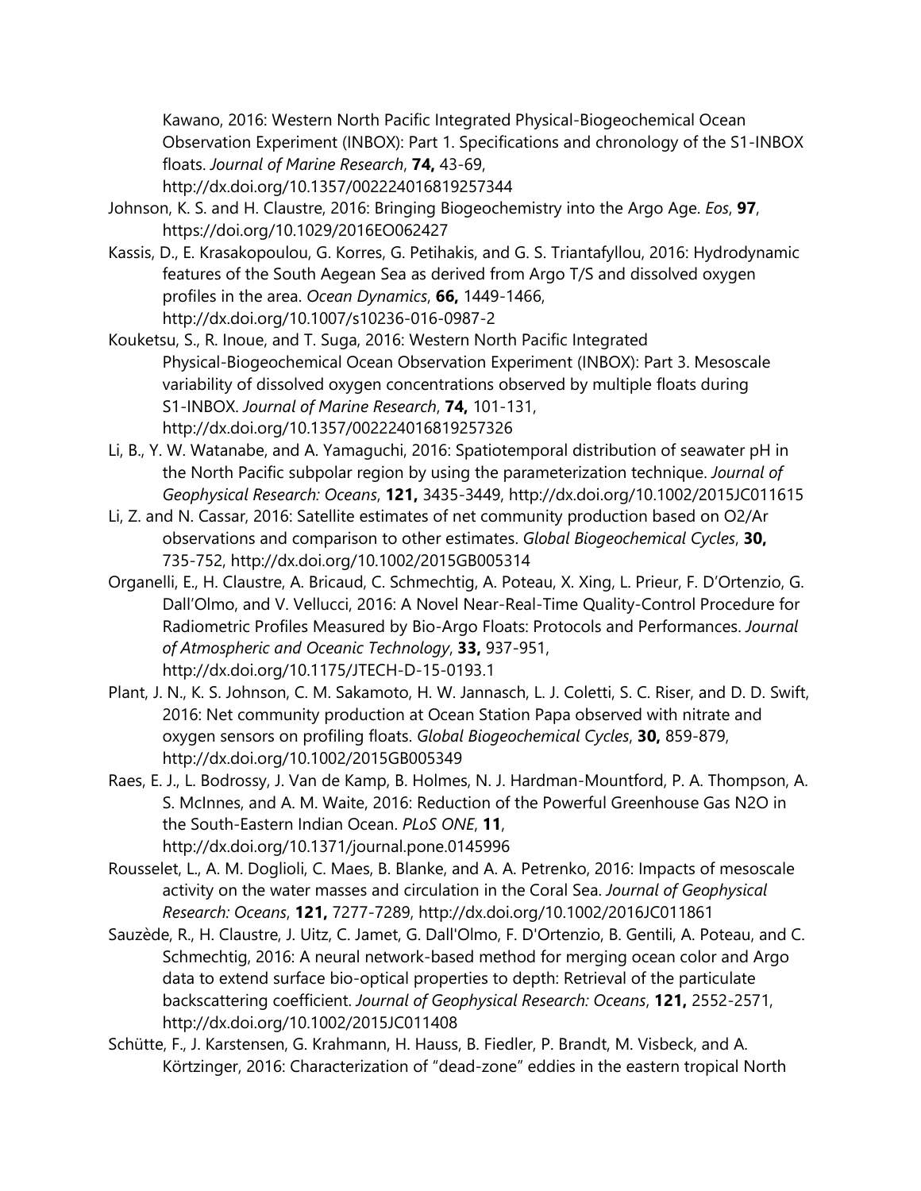Kawano, 2016: Western North Pacific Integrated Physical-Biogeochemical Ocean Observation Experiment (INBOX): Part 1. Specifications and chronology of the S1-INBOX floats. *Journal of Marine Research*, **74,** 43-69, http://dx.doi.org/10.1357/002224016819257344

Johnson, K. S. and H. Claustre, 2016: Bringing Biogeochemistry into the Argo Age. *Eos*, **97**, https://doi.org/10.1029/2016EO062427

Kassis, D., E. Krasakopoulou, G. Korres, G. Petihakis, and G. S. Triantafyllou, 2016: Hydrodynamic features of the South Aegean Sea as derived from Argo T/S and dissolved oxygen profiles in the area. *Ocean Dynamics*, **66,** 1449-1466, http://dx.doi.org/10.1007/s10236-016-0987-2

Kouketsu, S., R. Inoue, and T. Suga, 2016: Western North Pacific Integrated Physical-Biogeochemical Ocean Observation Experiment (INBOX): Part 3. Mesoscale variability of dissolved oxygen concentrations observed by multiple floats during S1-INBOX. *Journal of Marine Research*, **74,** 101-131, http://dx.doi.org/10.1357/002224016819257326

Li, B., Y. W. Watanabe, and A. Yamaguchi, 2016: Spatiotemporal distribution of seawater pH in the North Pacific subpolar region by using the parameterization technique. *Journal of Geophysical Research: Oceans*, **121,** 3435-3449, http://dx.doi.org/10.1002/2015JC011615

Li, Z. and N. Cassar, 2016: Satellite estimates of net community production based on O2/Ar observations and comparison to other estimates. *Global Biogeochemical Cycles*, **30,** 735-752, http://dx.doi.org/10.1002/2015GB005314

Organelli, E., H. Claustre, A. Bricaud, C. Schmechtig, A. Poteau, X. Xing, L. Prieur, F. D'Ortenzio, G. Dall'Olmo, and V. Vellucci, 2016: A Novel Near-Real-Time Quality-Control Procedure for Radiometric Profiles Measured by Bio-Argo Floats: Protocols and Performances. *Journal of Atmospheric and Oceanic Technology*, **33,** 937-951, http://dx.doi.org/10.1175/JTECH-D-15-0193.1

Plant, J. N., K. S. Johnson, C. M. Sakamoto, H. W. Jannasch, L. J. Coletti, S. C. Riser, and D. D. Swift, 2016: Net community production at Ocean Station Papa observed with nitrate and oxygen sensors on profiling floats. *Global Biogeochemical Cycles*, **30,** 859-879, http://dx.doi.org/10.1002/2015GB005349

Raes, E. J., L. Bodrossy, J. Van de Kamp, B. Holmes, N. J. Hardman-Mountford, P. A. Thompson, A. S. McInnes, and A. M. Waite, 2016: Reduction of the Powerful Greenhouse Gas N2O in the South-Eastern Indian Ocean. *PLoS ONE*, **11**, http://dx.doi.org/10.1371/journal.pone.0145996

Rousselet, L., A. M. Doglioli, C. Maes, B. Blanke, and A. A. Petrenko, 2016: Impacts of mesoscale activity on the water masses and circulation in the Coral Sea. *Journal of Geophysical Research: Oceans*, **121,** 7277-7289, http://dx.doi.org/10.1002/2016JC011861

Sauzède, R., H. Claustre, J. Uitz, C. Jamet, G. Dall'Olmo, F. D'Ortenzio, B. Gentili, A. Poteau, and C. Schmechtig, 2016: A neural network-based method for merging ocean color and Argo data to extend surface bio-optical properties to depth: Retrieval of the particulate backscattering coefficient. *Journal of Geophysical Research: Oceans*, **121,** 2552-2571, http://dx.doi.org/10.1002/2015JC011408

Schütte, F., J. Karstensen, G. Krahmann, H. Hauss, B. Fiedler, P. Brandt, M. Visbeck, and A. Körtzinger, 2016: Characterization of "dead-zone" eddies in the eastern tropical North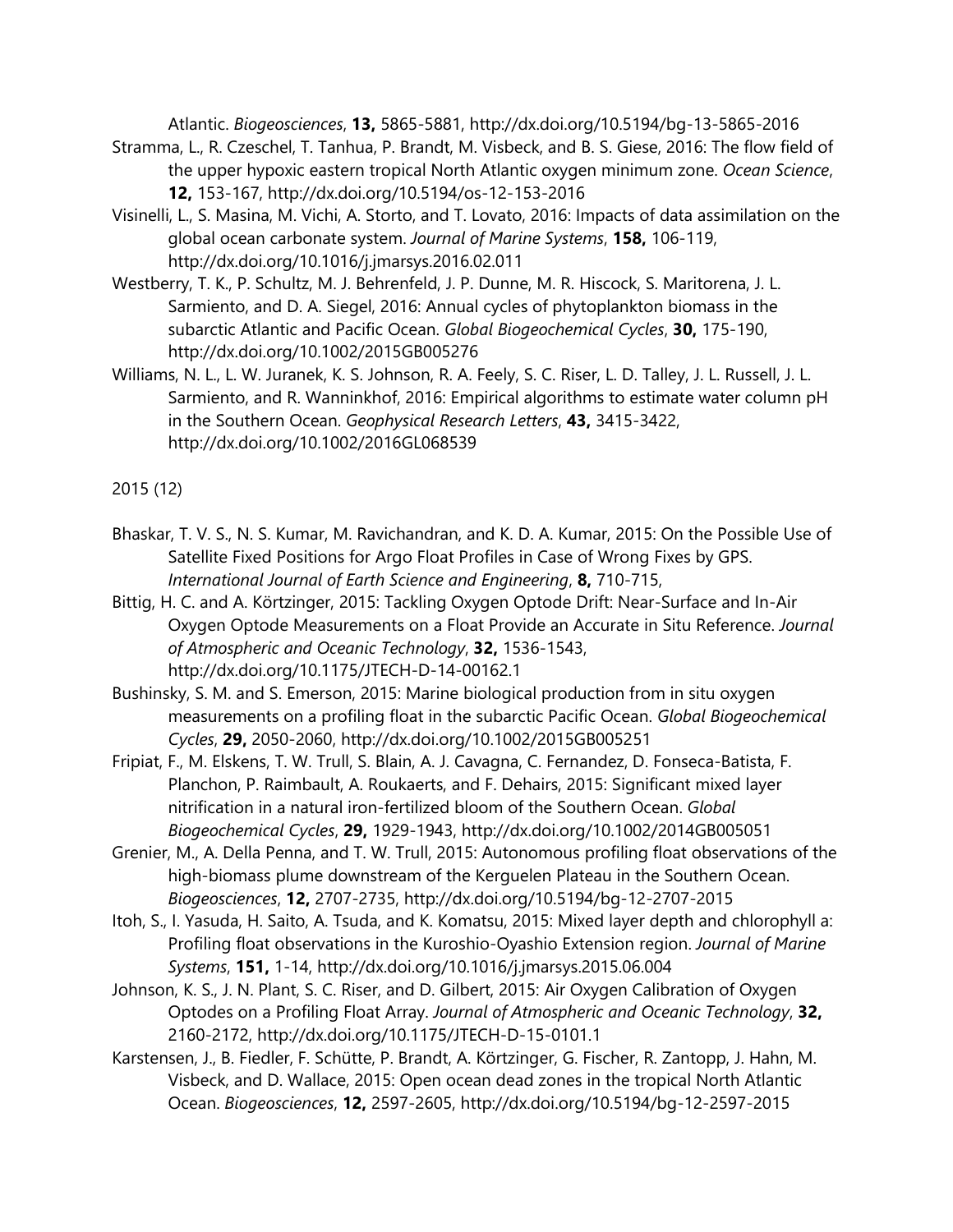Atlantic. *Biogeosciences*, **13,** 5865-5881, http://dx.doi.org/10.5194/bg-13-5865-2016

Stramma, L., R. Czeschel, T. Tanhua, P. Brandt, M. Visbeck, and B. S. Giese, 2016: The flow field of the upper hypoxic eastern tropical North Atlantic oxygen minimum zone. *Ocean Science*, **12,** 153-167, http://dx.doi.org/10.5194/os-12-153-2016

Visinelli, L., S. Masina, M. Vichi, A. Storto, and T. Lovato, 2016: Impacts of data assimilation on the global ocean carbonate system. *Journal of Marine Systems*, **158,** 106-119, http://dx.doi.org/10.1016/j.jmarsys.2016.02.011

Westberry, T. K., P. Schultz, M. J. Behrenfeld, J. P. Dunne, M. R. Hiscock, S. Maritorena, J. L. Sarmiento, and D. A. Siegel, 2016: Annual cycles of phytoplankton biomass in the subarctic Atlantic and Pacific Ocean. *Global Biogeochemical Cycles*, **30,** 175-190, http://dx.doi.org/10.1002/2015GB005276

Williams, N. L., L. W. Juranek, K. S. Johnson, R. A. Feely, S. C. Riser, L. D. Talley, J. L. Russell, J. L. Sarmiento, and R. Wanninkhof, 2016: Empirical algorithms to estimate water column pH in the Southern Ocean. *Geophysical Research Letters*, **43,** 3415-3422, http://dx.doi.org/10.1002/2016GL068539

2015 (12)

Bhaskar, T. V. S., N. S. Kumar, M. Ravichandran, and K. D. A. Kumar, 2015: On the Possible Use of Satellite Fixed Positions for Argo Float Profiles in Case of Wrong Fixes by GPS. *International Journal of Earth Science and Engineering*, **8,** 710-715,

Bittig, H. C. and A. Körtzinger, 2015: Tackling Oxygen Optode Drift: Near-Surface and In-Air Oxygen Optode Measurements on a Float Provide an Accurate in Situ Reference. *Journal of Atmospheric and Oceanic Technology*, **32,** 1536-1543, http://dx.doi.org/10.1175/JTECH-D-14-00162.1

Bushinsky, S. M. and S. Emerson, 2015: Marine biological production from in situ oxygen measurements on a profiling float in the subarctic Pacific Ocean. *Global Biogeochemical Cycles*, **29,** 2050-2060, http://dx.doi.org/10.1002/2015GB005251

Fripiat, F., M. Elskens, T. W. Trull, S. Blain, A. J. Cavagna, C. Fernandez, D. Fonseca-Batista, F. Planchon, P. Raimbault, A. Roukaerts, and F. Dehairs, 2015: Significant mixed layer nitrification in a natural iron-fertilized bloom of the Southern Ocean. *Global Biogeochemical Cycles*, **29,** 1929-1943, http://dx.doi.org/10.1002/2014GB005051

Grenier, M., A. Della Penna, and T. W. Trull, 2015: Autonomous profiling float observations of the high-biomass plume downstream of the Kerguelen Plateau in the Southern Ocean. *Biogeosciences*, **12,** 2707-2735, http://dx.doi.org/10.5194/bg-12-2707-2015

Itoh, S., I. Yasuda, H. Saito, A. Tsuda, and K. Komatsu, 2015: Mixed layer depth and chlorophyll a: Profiling float observations in the Kuroshio-Oyashio Extension region. *Journal of Marine Systems*, **151,** 1-14, http://dx.doi.org/10.1016/j.jmarsys.2015.06.004

Johnson, K. S., J. N. Plant, S. C. Riser, and D. Gilbert, 2015: Air Oxygen Calibration of Oxygen Optodes on a Profiling Float Array. *Journal of Atmospheric and Oceanic Technology*, **32,** 2160-2172, http://dx.doi.org/10.1175/JTECH-D-15-0101.1

Karstensen, J., B. Fiedler, F. Schütte, P. Brandt, A. Körtzinger, G. Fischer, R. Zantopp, J. Hahn, M. Visbeck, and D. Wallace, 2015: Open ocean dead zones in the tropical North Atlantic Ocean. *Biogeosciences*, **12,** 2597-2605, http://dx.doi.org/10.5194/bg-12-2597-2015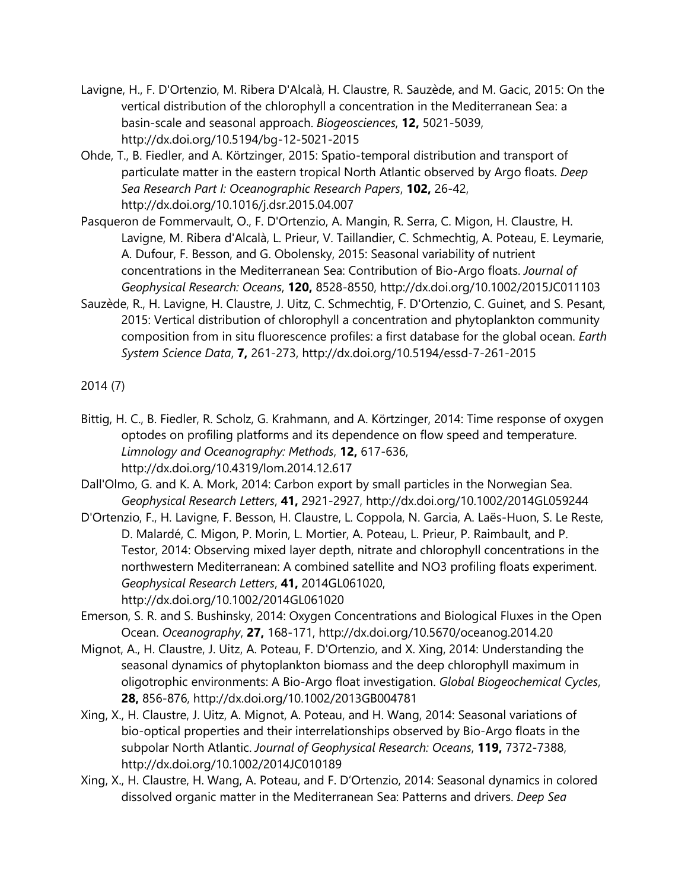Lavigne, H., F. D'Ortenzio, M. Ribera D'Alcalà, H. Claustre, R. Sauzède, and M. Gacic, 2015: On the vertical distribution of the chlorophyll a concentration in the Mediterranean Sea: a basin-scale and seasonal approach. *Biogeosciences*, **12,** 5021-5039, http://dx.doi.org/10.5194/bg-12-5021-2015

Ohde, T., B. Fiedler, and A. Körtzinger, 2015: Spatio-temporal distribution and transport of particulate matter in the eastern tropical North Atlantic observed by Argo floats. *Deep Sea Research Part I: Oceanographic Research Papers*, **102,** 26-42, http://dx.doi.org/10.1016/j.dsr.2015.04.007

Pasqueron de Fommervault, O., F. D'Ortenzio, A. Mangin, R. Serra, C. Migon, H. Claustre, H. Lavigne, M. Ribera d'Alcalà, L. Prieur, V. Taillandier, C. Schmechtig, A. Poteau, E. Leymarie, A. Dufour, F. Besson, and G. Obolensky, 2015: Seasonal variability of nutrient concentrations in the Mediterranean Sea: Contribution of Bio-Argo floats. *Journal of Geophysical Research: Oceans*, **120,** 8528-8550, http://dx.doi.org/10.1002/2015JC011103

Sauzède, R., H. Lavigne, H. Claustre, J. Uitz, C. Schmechtig, F. D'Ortenzio, C. Guinet, and S. Pesant, 2015: Vertical distribution of chlorophyll a concentration and phytoplankton community composition from in situ fluorescence profiles: a first database for the global ocean. *Earth System Science Data*, **7,** 261-273, http://dx.doi.org/10.5194/essd-7-261-2015

2014 (7)

Bittig, H. C., B. Fiedler, R. Scholz, G. Krahmann, and A. Körtzinger, 2014: Time response of oxygen optodes on profiling platforms and its dependence on flow speed and temperature. *Limnology and Oceanography: Methods*, **12,** 617-636, http://dx.doi.org/10.4319/lom.2014.12.617

Dall'Olmo, G. and K. A. Mork, 2014: Carbon export by small particles in the Norwegian Sea. *Geophysical Research Letters*, **41,** 2921-2927, http://dx.doi.org/10.1002/2014GL059244

D'Ortenzio, F., H. Lavigne, F. Besson, H. Claustre, L. Coppola, N. Garcia, A. Laës-Huon, S. Le Reste, D. Malardé, C. Migon, P. Morin, L. Mortier, A. Poteau, L. Prieur, P. Raimbault, and P. Testor, 2014: Observing mixed layer depth, nitrate and chlorophyll concentrations in the northwestern Mediterranean: A combined satellite and NO3 profiling floats experiment. *Geophysical Research Letters*, **41,** 2014GL061020, http://dx.doi.org/10.1002/2014GL061020

Emerson, S. R. and S. Bushinsky, 2014: Oxygen Concentrations and Biological Fluxes in the Open Ocean. *Oceanography*, **27,** 168-171, http://dx.doi.org/10.5670/oceanog.2014.20

Mignot, A., H. Claustre, J. Uitz, A. Poteau, F. D'Ortenzio, and X. Xing, 2014: Understanding the seasonal dynamics of phytoplankton biomass and the deep chlorophyll maximum in oligotrophic environments: A Bio-Argo float investigation. *Global Biogeochemical Cycles*, **28,** 856-876, http://dx.doi.org/10.1002/2013GB004781

Xing, X., H. Claustre, J. Uitz, A. Mignot, A. Poteau, and H. Wang, 2014: Seasonal variations of bio-optical properties and their interrelationships observed by Bio-Argo floats in the subpolar North Atlantic. *Journal of Geophysical Research: Oceans*, **119,** 7372-7388, http://dx.doi.org/10.1002/2014JC010189

Xing, X., H. Claustre, H. Wang, A. Poteau, and F. D'Ortenzio, 2014: Seasonal dynamics in colored dissolved organic matter in the Mediterranean Sea: Patterns and drivers. *Deep Sea*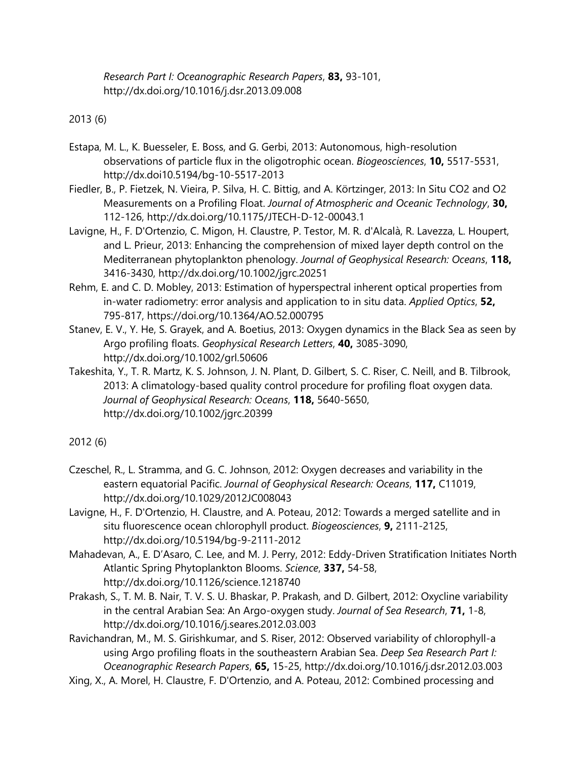*Research Part I: Oceanographic Research Papers*, **83,** 93-101, http://dx.doi.org/10.1016/j.dsr.2013.09.008

2013 (6)

- Estapa, M. L., K. Buesseler, E. Boss, and G. Gerbi, 2013: Autonomous, high-resolution observations of particle flux in the oligotrophic ocean. *Biogeosciences*, **10,** 5517-5531, http://dx.doi10.5194/bg-10-5517-2013
- Fiedler, B., P. Fietzek, N. Vieira, P. Silva, H. C. Bittig, and A. Körtzinger, 2013: In Situ CO2 and O2 Measurements on a Profiling Float. *Journal of Atmospheric and Oceanic Technology*, **30,** 112-126, http://dx.doi.org/10.1175/JTECH-D-12-00043.1
- Lavigne, H., F. D'Ortenzio, C. Migon, H. Claustre, P. Testor, M. R. d'Alcalà, R. Lavezza, L. Houpert, and L. Prieur, 2013: Enhancing the comprehension of mixed layer depth control on the Mediterranean phytoplankton phenology. *Journal of Geophysical Research: Oceans*, **118,** 3416-3430, http://dx.doi.org/10.1002/jgrc.20251
- Rehm, E. and C. D. Mobley, 2013: Estimation of hyperspectral inherent optical properties from in-water radiometry: error analysis and application to in situ data. *Applied Optics*, **52,** 795-817, https://doi.org/10.1364/AO.52.000795
- Stanev, E. V., Y. He, S. Grayek, and A. Boetius, 2013: Oxygen dynamics in the Black Sea as seen by Argo profiling floats. *Geophysical Research Letters*, **40,** 3085-3090, http://dx.doi.org/10.1002/grl.50606
- Takeshita, Y., T. R. Martz, K. S. Johnson, J. N. Plant, D. Gilbert, S. C. Riser, C. Neill, and B. Tilbrook, 2013: A climatology-based quality control procedure for profiling float oxygen data. *Journal of Geophysical Research: Oceans*, **118,** 5640-5650, http://dx.doi.org/10.1002/jgrc.20399

2012 (6)

- Czeschel, R., L. Stramma, and G. C. Johnson, 2012: Oxygen decreases and variability in the eastern equatorial Pacific. *Journal of Geophysical Research: Oceans*, **117,** C11019, http://dx.doi.org/10.1029/2012JC008043
- Lavigne, H., F. D'Ortenzio, H. Claustre, and A. Poteau, 2012: Towards a merged satellite and in situ fluorescence ocean chlorophyll product. *Biogeosciences*, **9,** 2111-2125, http://dx.doi.org/10.5194/bg-9-2111-2012
- Mahadevan, A., E. D'Asaro, C. Lee, and M. J. Perry, 2012: Eddy-Driven Stratification Initiates North Atlantic Spring Phytoplankton Blooms. *Science*, **337,** 54-58, http://dx.doi.org/10.1126/science.1218740
- Prakash, S., T. M. B. Nair, T. V. S. U. Bhaskar, P. Prakash, and D. Gilbert, 2012: Oxycline variability in the central Arabian Sea: An Argo-oxygen study. *Journal of Sea Research*, **71,** 1-8, http://dx.doi.org/10.1016/j.seares.2012.03.003
- Ravichandran, M., M. S. Girishkumar, and S. Riser, 2012: Observed variability of chlorophyll-a using Argo profiling floats in the southeastern Arabian Sea. *Deep Sea Research Part I: Oceanographic Research Papers*, **65,** 15-25, http://dx.doi.org/10.1016/j.dsr.2012.03.003
- Xing, X., A. Morel, H. Claustre, F. D'Ortenzio, and A. Poteau, 2012: Combined processing and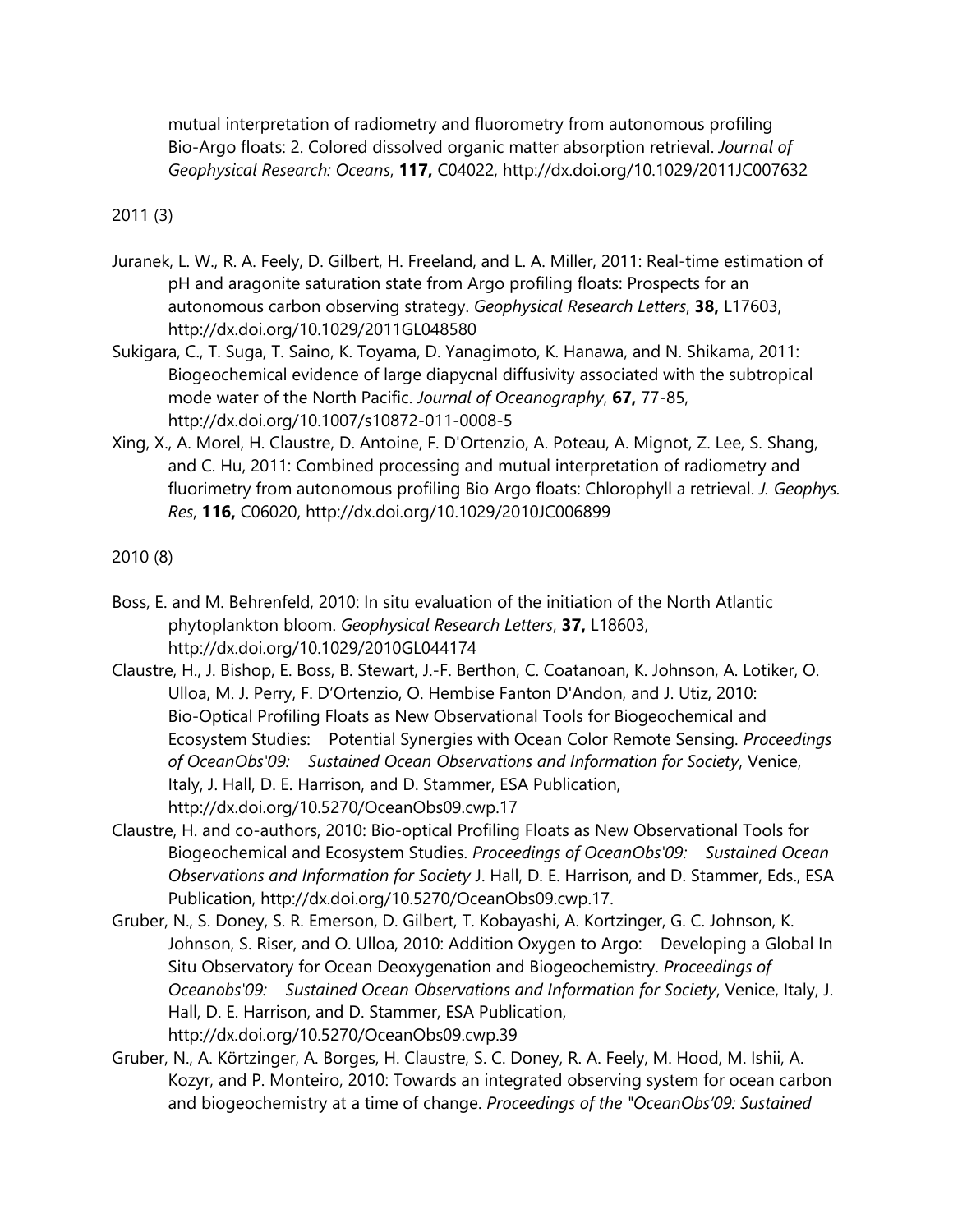mutual interpretation of radiometry and fluorometry from autonomous profiling Bio-Argo floats: 2. Colored dissolved organic matter absorption retrieval. *Journal of Geophysical Research: Oceans*, **117,** C04022, http://dx.doi.org/10.1029/2011JC007632

2011 (3)

Juranek, L. W., R. A. Feely, D. Gilbert, H. Freeland, and L. A. Miller, 2011: Real-time estimation of pH and aragonite saturation state from Argo profiling floats: Prospects for an autonomous carbon observing strategy. *Geophysical Research Letters*, **38,** L17603, http://dx.doi.org/10.1029/2011GL048580

Sukigara, C., T. Suga, T. Saino, K. Toyama, D. Yanagimoto, K. Hanawa, and N. Shikama, 2011: Biogeochemical evidence of large diapycnal diffusivity associated with the subtropical mode water of the North Pacific. *Journal of Oceanography*, **67,** 77-85, http://dx.doi.org/10.1007/s10872-011-0008-5

Xing, X., A. Morel, H. Claustre, D. Antoine, F. D'Ortenzio, A. Poteau, A. Mignot, Z. Lee, S. Shang, and C. Hu, 2011: Combined processing and mutual interpretation of radiometry and fluorimetry from autonomous profiling Bio Argo floats: Chlorophyll a retrieval. *J. Geophys. Res*, **116,** C06020, http://dx.doi.org/10.1029/2010JC006899

2010 (8)

Boss, E. and M. Behrenfeld, 2010: In situ evaluation of the initiation of the North Atlantic phytoplankton bloom. *Geophysical Research Letters*, **37,** L18603, http://dx.doi.org/10.1029/2010GL044174

Claustre, H., J. Bishop, E. Boss, B. Stewart, J.-F. Berthon, C. Coatanoan, K. Johnson, A. Lotiker, O. Ulloa, M. J. Perry, F. D'Ortenzio, O. Hembise Fanton D'Andon, and J. Utiz, 2010: Bio-Optical Profiling Floats as New Observational Tools for Biogeochemical and Ecosystem Studies: Potential Synergies with Ocean Color Remote Sensing. *Proceedings of OceanObs'09: Sustained Ocean Observations and Information for Society*, Venice, Italy, J. Hall, D. E. Harrison, and D. Stammer, ESA Publication, http://dx.doi.org/10.5270/OceanObs09.cwp.17

Claustre, H. and co-authors, 2010: Bio-optical Profiling Floats as New Observational Tools for Biogeochemical and Ecosystem Studies. *Proceedings of OceanObs'09: Sustained Ocean Observations and Information for Society* J. Hall, D. E. Harrison, and D. Stammer, Eds., ESA Publication, http://dx.doi.org/10.5270/OceanObs09.cwp.17.

Gruber, N., S. Doney, S. R. Emerson, D. Gilbert, T. Kobayashi, A. Kortzinger, G. C. Johnson, K. Johnson, S. Riser, and O. Ulloa, 2010: Addition Oxygen to Argo: Developing a Global In Situ Observatory for Ocean Deoxygenation and Biogeochemistry. *Proceedings of Oceanobs'09: Sustained Ocean Observations and Information for Society*, Venice, Italy, J. Hall, D. E. Harrison, and D. Stammer, ESA Publication, http://dx.doi.org/10.5270/OceanObs09.cwp.39

Gruber, N., A. Körtzinger, A. Borges, H. Claustre, S. C. Doney, R. A. Feely, M. Hood, M. Ishii, A. Kozyr, and P. Monteiro, 2010: Towards an integrated observing system for ocean carbon and biogeochemistry at a time of change. *Proceedings of the "OceanObs'09: Sustained*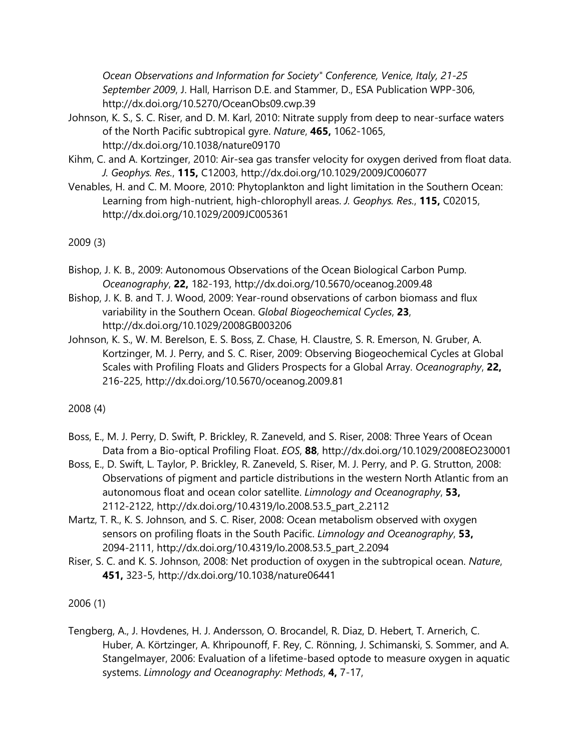*Ocean Observations and Information for Society" Conference, Venice, Italy, 21-25 September 2009*, J. Hall, Harrison D.E. and Stammer, D., ESA Publication WPP-306, http://dx.doi.org/10.5270/OceanObs09.cwp.39

Johnson, K. S., S. C. Riser, and D. M. Karl, 2010: Nitrate supply from deep to near-surface waters of the North Pacific subtropical gyre. *Nature*, **465,** 1062-1065, http://dx.doi.org/10.1038/nature09170

Kihm, C. and A. Kortzinger, 2010: Air-sea gas transfer velocity for oxygen derived from float data. *J. Geophys. Res.*, **115,** C12003, http://dx.doi.org/10.1029/2009JC006077

Venables, H. and C. M. Moore, 2010: Phytoplankton and light limitation in the Southern Ocean: Learning from high-nutrient, high-chlorophyll areas. *J. Geophys. Res.*, **115,** C02015, http://dx.doi.org/10.1029/2009JC005361

2009 (3)

Bishop, J. K. B., 2009: Autonomous Observations of the Ocean Biological Carbon Pump. *Oceanography*, **22,** 182-193, http://dx.doi.org/10.5670/oceanog.2009.48

Bishop, J. K. B. and T. J. Wood, 2009: Year-round observations of carbon biomass and flux variability in the Southern Ocean. *Global Biogeochemical Cycles*, **23**, http://dx.doi.org/10.1029/2008GB003206

Johnson, K. S., W. M. Berelson, E. S. Boss, Z. Chase, H. Claustre, S. R. Emerson, N. Gruber, A. Kortzinger, M. J. Perry, and S. C. Riser, 2009: Observing Biogeochemical Cycles at Global Scales with Profiling Floats and Gliders Prospects for a Global Array. *Oceanography*, **22,** 216-225, http://dx.doi.org/10.5670/oceanog.2009.81

2008 (4)

Boss, E., M. J. Perry, D. Swift, P. Brickley, R. Zaneveld, and S. Riser, 2008: Three Years of Ocean Data from a Bio-optical Profiling Float. *EOS*, **88**, http://dx.doi.org/10.1029/2008EO230001

Boss, E., D. Swift, L. Taylor, P. Brickley, R. Zaneveld, S. Riser, M. J. Perry, and P. G. Strutton, 2008: Observations of pigment and particle distributions in the western North Atlantic from an autonomous float and ocean color satellite. *Limnology and Oceanography*, **53,** 2112-2122, http://dx.doi.org/10.4319/lo.2008.53.5_part_2.2112

Martz, T. R., K. S. Johnson, and S. C. Riser, 2008: Ocean metabolism observed with oxygen sensors on profiling floats in the South Pacific. *Limnology and Oceanography*, **53,** 2094-2111, http://dx.doi.org/10.4319/lo.2008.53.5_part_2.2094

Riser, S. C. and K. S. Johnson, 2008: Net production of oxygen in the subtropical ocean. *Nature*, **451,** 323-5, http://dx.doi.org/10.1038/nature06441

2006 (1)

Tengberg, A., J. Hovdenes, H. J. Andersson, O. Brocandel, R. Diaz, D. Hebert, T. Arnerich, C. Huber, A. Körtzinger, A. Khripounoff, F. Rey, C. Rönning, J. Schimanski, S. Sommer, and A. Stangelmayer, 2006: Evaluation of a lifetime-based optode to measure oxygen in aquatic systems. *Limnology and Oceanography: Methods*, **4,** 7-17,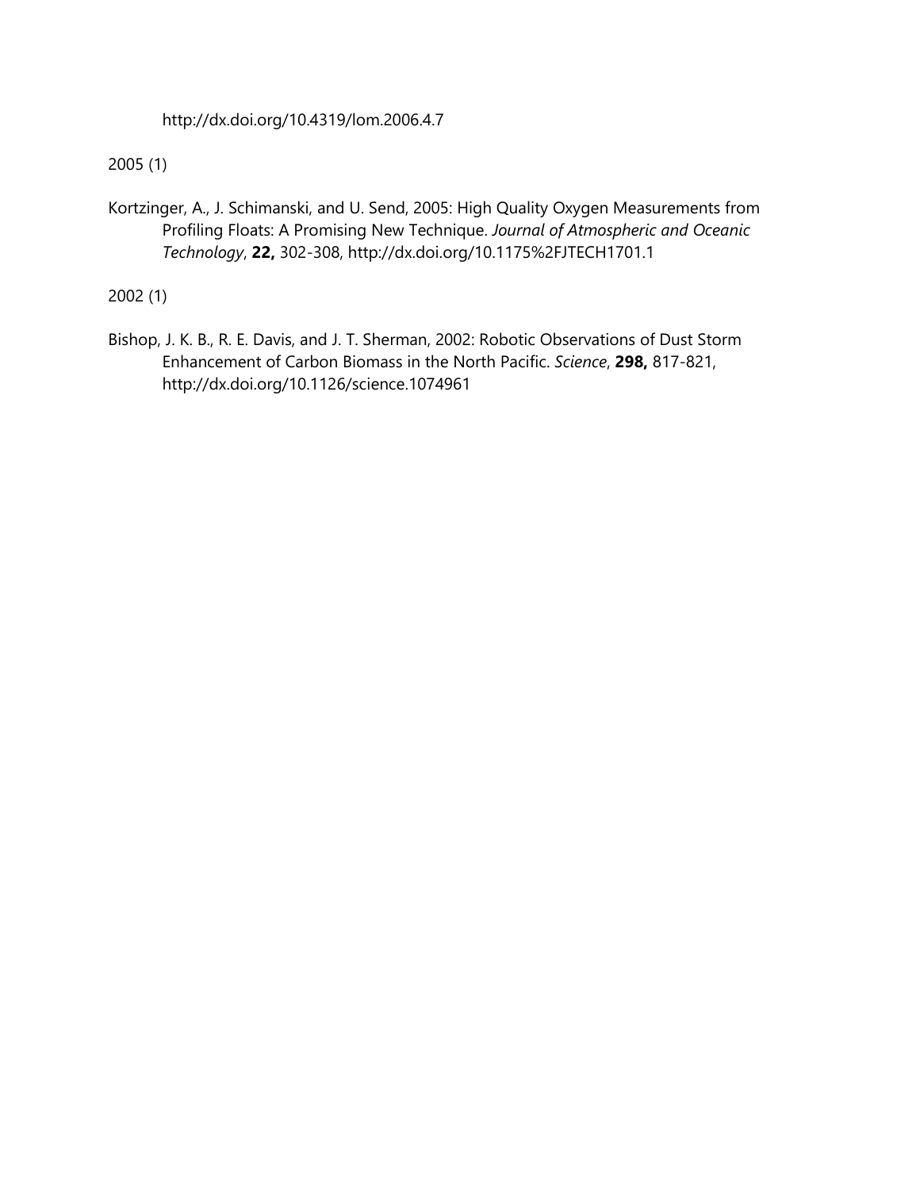http://dx.doi.org/10.4319/lom.2006.4.7

2005 (1)

Kortzinger, A., J. Schimanski, and U. Send, 2005: High Quality Oxygen Measurements from Profiling Floats: A Promising New Technique. *Journal of Atmospheric and Oceanic Technology*, **22,** 302-308, http://dx.doi.org/10.1175%2FJTECH1701.1

2002 (1)

Bishop, J. K. B., R. E. Davis, and J. T. Sherman, 2002: Robotic Observations of Dust Storm Enhancement of Carbon Biomass in the North Pacific. *Science*, **298,** 817-821, http://dx.doi.org/10.1126/science.1074961